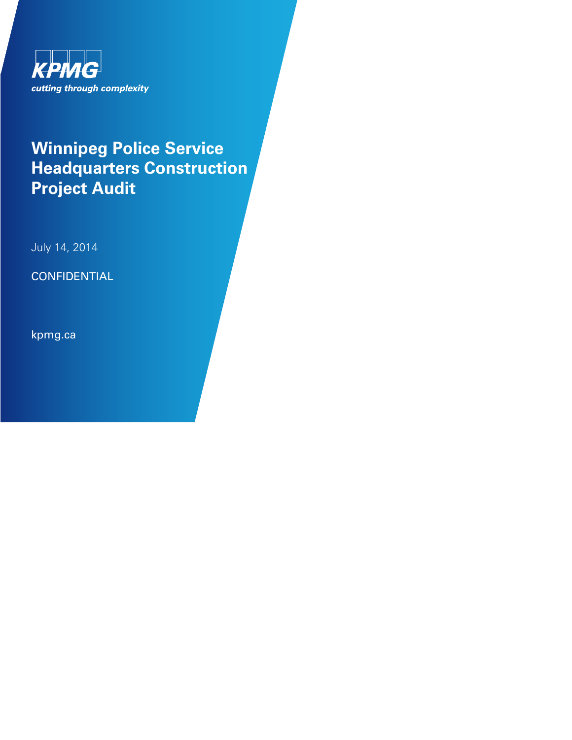KPMG

*cutting through complexity*

# Winnipeg Police Service Headquarters Construction Project Audit

July 14, 2014

CONFIDENTIAL

kpmg.ca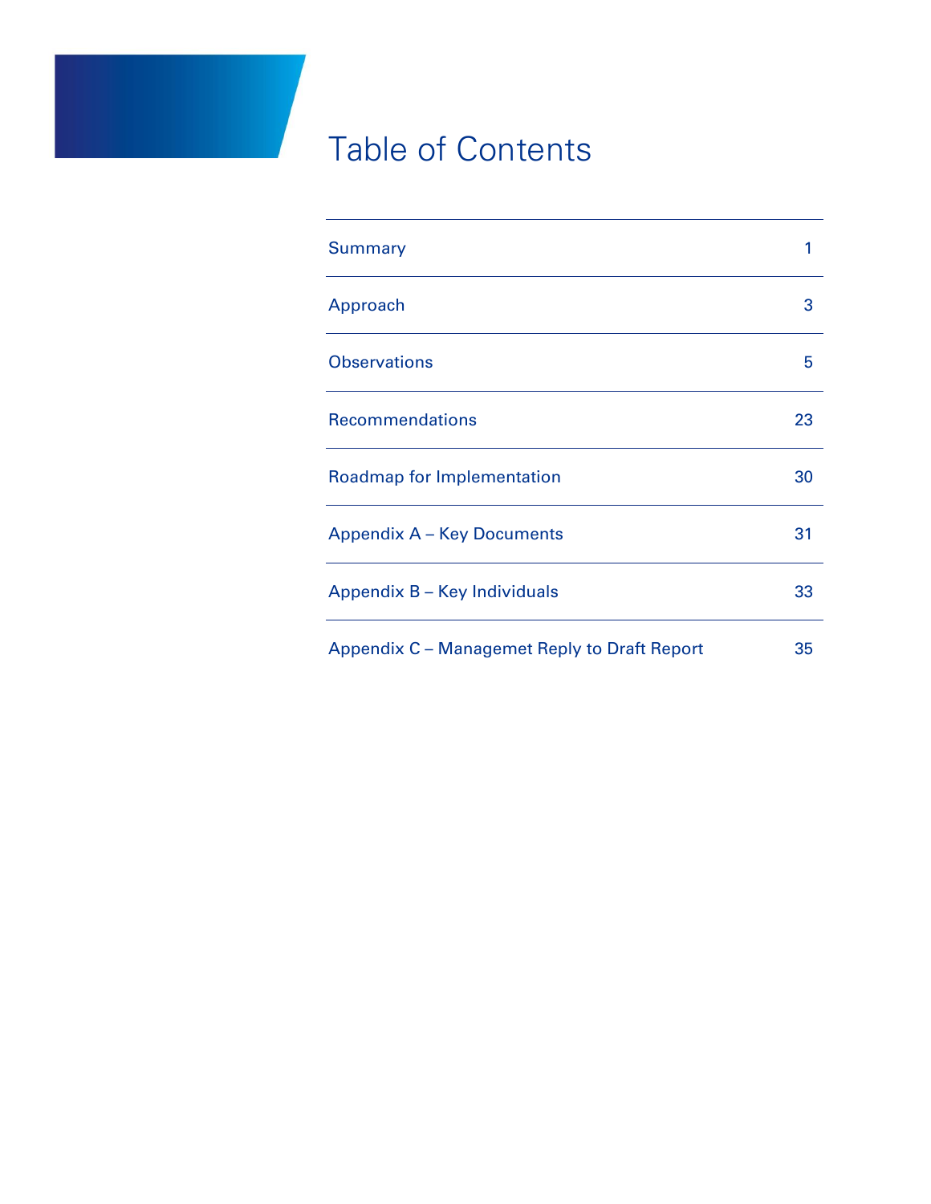# Table of Contents

| | |
|---|---|
| Summary | 1 |
| Approach | 3 |
| Observations | 5 |
| Recommendations | 23 |
| Roadmap for Implementation | 30 |
| Appendix A – Key Documents | 31 |
| Appendix B – Key Individuals | 33 |
| Appendix C – Managemet Reply to Draft Report | 35 |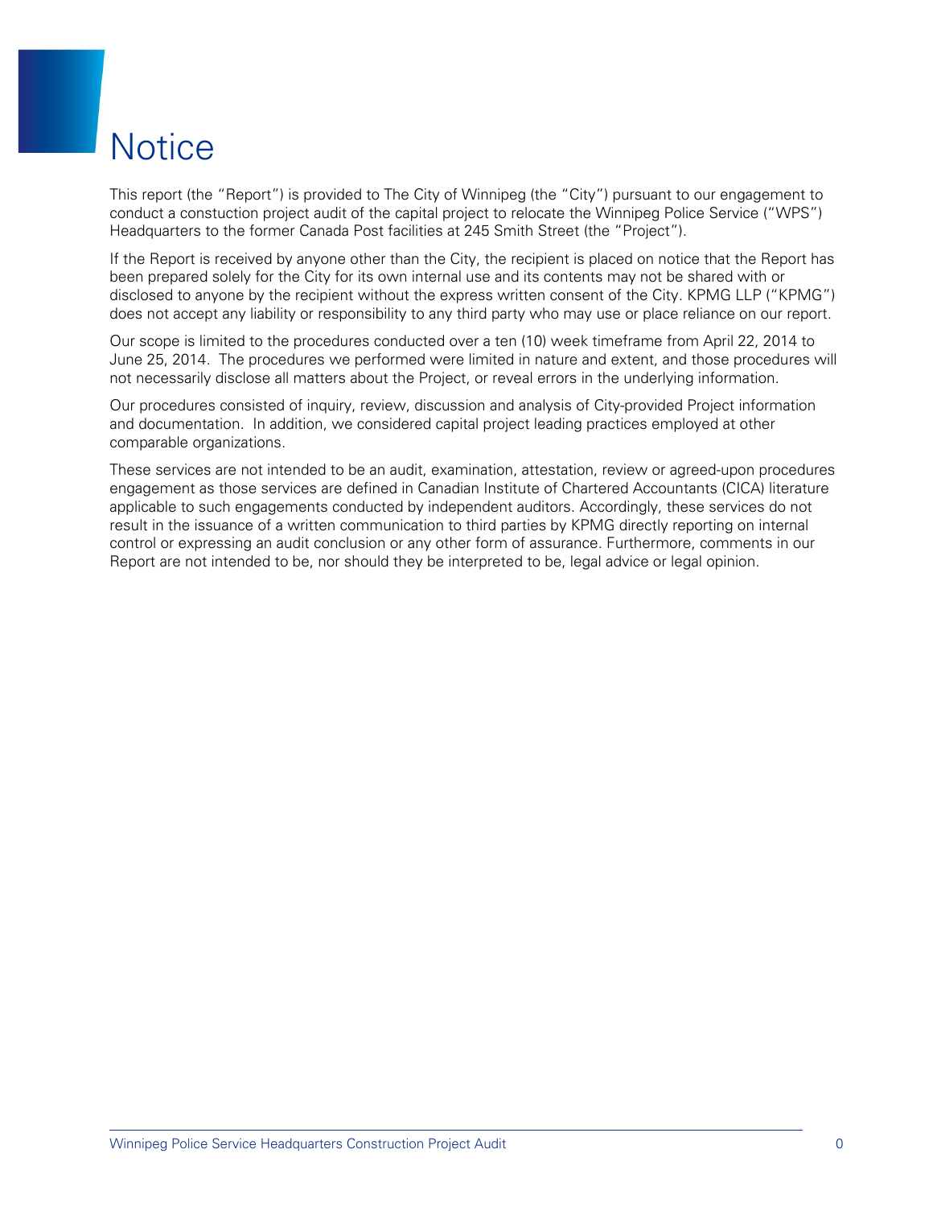# Notice

This report (the "Report") is provided to The City of Winnipeg (the "City") pursuant to our engagement to conduct a constuction project audit of the capital project to relocate the Winnipeg Police Service ("WPS") Headquarters to the former Canada Post facilities at 245 Smith Street (the "Project").

If the Report is received by anyone other than the City, the recipient is placed on notice that the Report has been prepared solely for the City for its own internal use and its contents may not be shared with or disclosed to anyone by the recipient without the express written consent of the City. KPMG LLP ("KPMG") does not accept any liability or responsibility to any third party who may use or place reliance on our report.

Our scope is limited to the procedures conducted over a ten (10) week timeframe from April 22, 2014 to June 25, 2014. The procedures we performed were limited in nature and extent, and those procedures will not necessarily disclose all matters about the Project, or reveal errors in the underlying information.

Our procedures consisted of inquiry, review, discussion and analysis of City-provided Project information and documentation. In addition, we considered capital project leading practices employed at other comparable organizations.

These services are not intended to be an audit, examination, attestation, review or agreed-upon procedures engagement as those services are defined in Canadian Institute of Chartered Accountants (CICA) literature applicable to such engagements conducted by independent auditors. Accordingly, these services do not result in the issuance of a written communication to third parties by KPMG directly reporting on internal control or expressing an audit conclusion or any other form of assurance. Furthermore, comments in our Report are not intended to be, nor should they be interpreted to be, legal advice or legal opinion.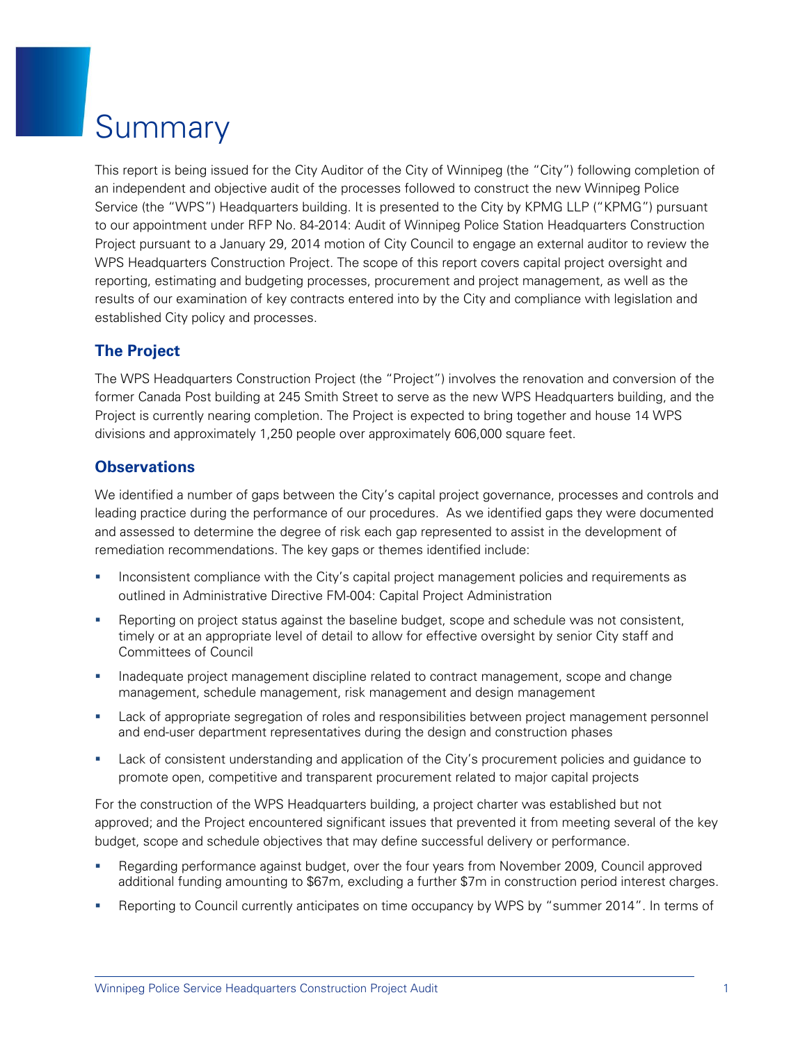# Summary

This report is being issued for the City Auditor of the City of Winnipeg (the "City") following completion of an independent and objective audit of the processes followed to construct the new Winnipeg Police Service (the "WPS") Headquarters building. It is presented to the City by KPMG LLP ("KPMG") pursuant to our appointment under RFP No. 84-2014: Audit of Winnipeg Police Station Headquarters Construction Project pursuant to a January 29, 2014 motion of City Council to engage an external auditor to review the WPS Headquarters Construction Project. The scope of this report covers capital project oversight and reporting, estimating and budgeting processes, procurement and project management, as well as the results of our examination of key contracts entered into by the City and compliance with legislation and established City policy and processes.

## The Project

The WPS Headquarters Construction Project (the "Project") involves the renovation and conversion of the former Canada Post building at 245 Smith Street to serve as the new WPS Headquarters building, and the Project is currently nearing completion. The Project is expected to bring together and house 14 WPS divisions and approximately 1,250 people over approximately 606,000 square feet.

## Observations

We identified a number of gaps between the City's capital project governance, processes and controls and leading practice during the performance of our procedures. As we identified gaps they were documented and assessed to determine the degree of risk each gap represented to assist in the development of remediation recommendations. The key gaps or themes identified include:

- Inconsistent compliance with the City's capital project management policies and requirements as outlined in Administrative Directive FM-004: Capital Project Administration
- Reporting on project status against the baseline budget, scope and schedule was not consistent, timely or at an appropriate level of detail to allow for effective oversight by senior City staff and Committees of Council
- Inadequate project management discipline related to contract management, scope and change management, schedule management, risk management and design management
- Lack of appropriate segregation of roles and responsibilities between project management personnel and end-user department representatives during the design and construction phases
- Lack of consistent understanding and application of the City's procurement policies and guidance to promote open, competitive and transparent procurement related to major capital projects

For the construction of the WPS Headquarters building, a project charter was established but not approved; and the Project encountered significant issues that prevented it from meeting several of the key budget, scope and schedule objectives that may define successful delivery or performance.

- Regarding performance against budget, over the four years from November 2009, Council approved additional funding amounting to $67m, excluding a further $7m in construction period interest charges.
- Reporting to Council currently anticipates on time occupancy by WPS by "summer 2014". In terms of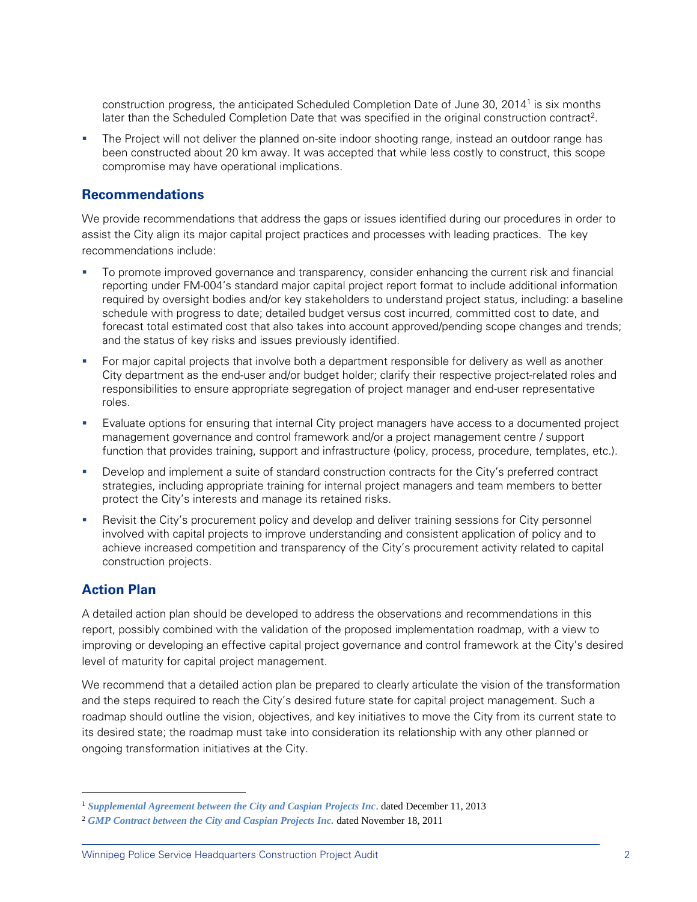construction progress, the anticipated Scheduled Completion Date of June 30, 2014[1] is six months later than the Scheduled Completion Date that was specified in the original construction contract[2].

- The Project will not deliver the planned on-site indoor shooting range, instead an outdoor range has been constructed about 20 km away. It was accepted that while less costly to construct, this scope compromise may have operational implications.

## Recommendations

We provide recommendations that address the gaps or issues identified during our procedures in order to assist the City align its major capital project practices and processes with leading practices. The key recommendations include:

- To promote improved governance and transparency, consider enhancing the current risk and financial reporting under FM-004's standard major capital project report format to include additional information required by oversight bodies and/or key stakeholders to understand project status, including: a baseline schedule with progress to date; detailed budget versus cost incurred, committed cost to date, and forecast total estimated cost that also takes into account approved/pending scope changes and trends; and the status of key risks and issues previously identified.
- For major capital projects that involve both a department responsible for delivery as well as another City department as the end-user and/or budget holder; clarify their respective project-related roles and responsibilities to ensure appropriate segregation of project manager and end-user representative roles.
- Evaluate options for ensuring that internal City project managers have access to a documented project management governance and control framework and/or a project management centre / support function that provides training, support and infrastructure (policy, process, procedure, templates, etc.).
- Develop and implement a suite of standard construction contracts for the City's preferred contract strategies, including appropriate training for internal project managers and team members to better protect the City's interests and manage its retained risks.
- Revisit the City's procurement policy and develop and deliver training sessions for City personnel involved with capital projects to improve understanding and consistent application of policy and to achieve increased competition and transparency of the City's procurement activity related to capital construction projects.

## Action Plan

A detailed action plan should be developed to address the observations and recommendations in this report, possibly combined with the validation of the proposed implementation roadmap, with a view to improving or developing an effective capital project governance and control framework at the City's desired level of maturity for capital project management.

We recommend that a detailed action plan be prepared to clearly articulate the vision of the transformation and the steps required to reach the City's desired future state for capital project management. Such a roadmap should outline the vision, objectives, and key initiatives to move the City from its current state to its desired state; the roadmap must take into consideration its relationship with any other planned or ongoing transformation initiatives at the City.

---

[1] *Supplemental Agreement between the City and Caspian Projects Inc*. dated December 11, 2013

[2] *GMP Contract between the City and Caspian Projects Inc.* dated November 18, 2011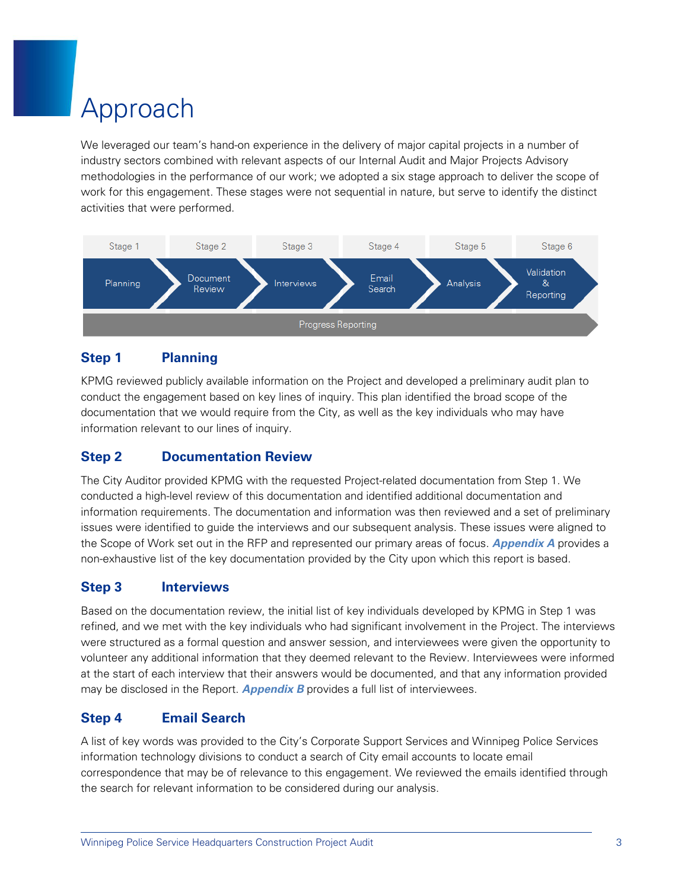# Approach

We leveraged our team's hand-on experience in the delivery of major capital projects in a number of industry sectors combined with relevant aspects of our Internal Audit and Major Projects Advisory methodologies in the performance of our work; we adopted a six stage approach to deliver the scope of work for this engagement. These stages were not sequential in nature, but serve to identify the distinct activities that were performed.

| Stage 1 | Stage 2 | Stage 3 | Stage 4 | Stage 5 | Stage 6 |
|---|---|---|---|---|---|
| Planning | Document Review | Interviews | Email Search | Analysis | Validation & Reporting |
| Progress Reporting | | | | | |

## Step 1 Planning

KPMG reviewed publicly available information on the Project and developed a preliminary audit plan to conduct the engagement based on key lines of inquiry. This plan identified the broad scope of the documentation that we would require from the City, as well as the key individuals who may have information relevant to our lines of inquiry.

## Step 2 Documentation Review

The City Auditor provided KPMG with the requested Project-related documentation from Step 1. We conducted a high-level review of this documentation and identified additional documentation and information requirements. The documentation and information was then reviewed and a set of preliminary issues were identified to guide the interviews and our subsequent analysis. These issues were aligned to the Scope of Work set out in the RFP and represented our primary areas of focus. ***Appendix A*** provides a non-exhaustive list of the key documentation provided by the City upon which this report is based.

## Step 3 Interviews

Based on the documentation review, the initial list of key individuals developed by KPMG in Step 1 was refined, and we met with the key individuals who had significant involvement in the Project. The interviews were structured as a formal question and answer session, and interviewees were given the opportunity to volunteer any additional information that they deemed relevant to the Review. Interviewees were informed at the start of each interview that their answers would be documented, and that any information provided may be disclosed in the Report. ***Appendix B*** provides a full list of interviewees.

## Step 4 Email Search

A list of key words was provided to the City's Corporate Support Services and Winnipeg Police Services information technology divisions to conduct a search of City email accounts to locate email correspondence that may be of relevance to this engagement. We reviewed the emails identified through the search for relevant information to be considered during our analysis.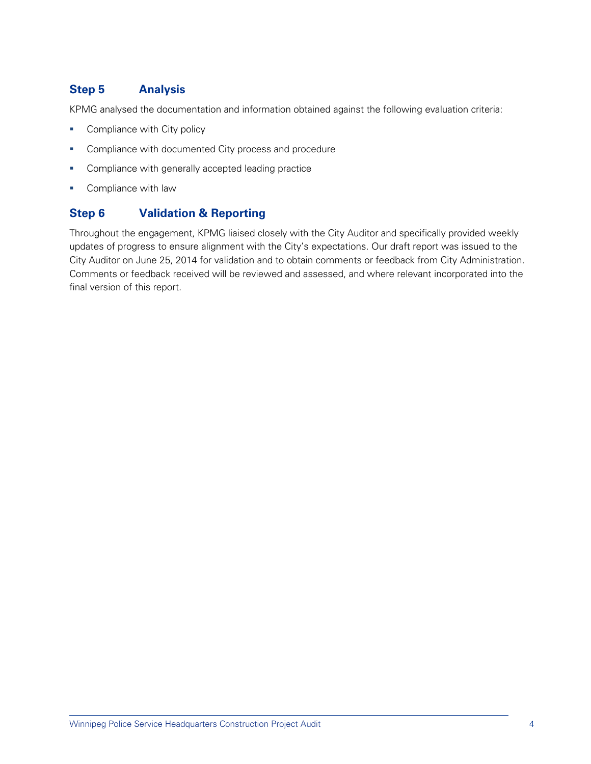## Step 5 Analysis

KPMG analysed the documentation and information obtained against the following evaluation criteria:

- Compliance with City policy
- Compliance with documented City process and procedure
- Compliance with generally accepted leading practice
- Compliance with law

## Step 6 Validation & Reporting

Throughout the engagement, KPMG liaised closely with the City Auditor and specifically provided weekly updates of progress to ensure alignment with the City's expectations. Our draft report was issued to the City Auditor on June 25, 2014 for validation and to obtain comments or feedback from City Administration. Comments or feedback received will be reviewed and assessed, and where relevant incorporated into the final version of this report.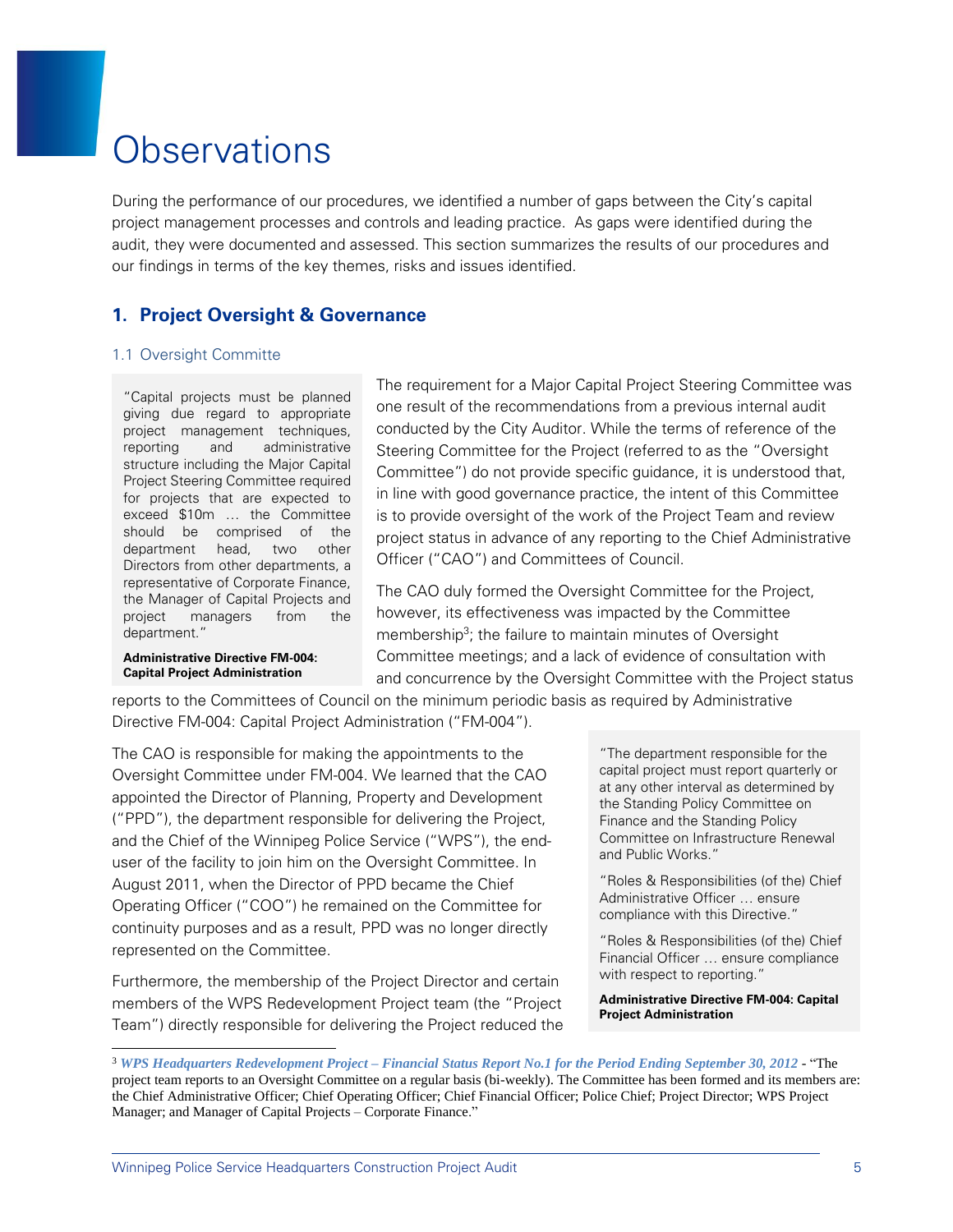# Observations

During the performance of our procedures, we identified a number of gaps between the City's capital project management processes and controls and leading practice. As gaps were identified during the audit, they were documented and assessed. This section summarizes the results of our procedures and our findings in terms of the key themes, risks and issues identified.

## 1. Project Oversight & Governance

### 1.1 Oversight Committe

> "Capital projects must be planned giving due regard to appropriate project management techniques, reporting and administrative structure including the Major Capital Project Steering Committee required for projects that are expected to exceed $10m … the Committee should be comprised of the department head, two other Directors from other departments, a representative of Corporate Finance, the Manager of Capital Projects and project managers from the department."
>
> **Administrative Directive FM-004: Capital Project Administration**

The requirement for a Major Capital Project Steering Committee was one result of the recommendations from a previous internal audit conducted by the City Auditor. While the terms of reference of the Steering Committee for the Project (referred to as the "Oversight Committee") do not provide specific guidance, it is understood that, in line with good governance practice, the intent of this Committee is to provide oversight of the work of the Project Team and review project status in advance of any reporting to the Chief Administrative Officer ("CAO") and Committees of Council.

The CAO duly formed the Oversight Committee for the Project, however, its effectiveness was impacted by the Committee membership[3]; the failure to maintain minutes of Oversight Committee meetings; and a lack of evidence of consultation with and concurrence by the Oversight Committee with the Project status reports to the Committees of Council on the minimum periodic basis as required by Administrative Directive FM-004: Capital Project Administration ("FM-004").

> "The department responsible for the capital project must report quarterly or at any other interval as determined by the Standing Policy Committee on Finance and the Standing Policy Committee on Infrastructure Renewal and Public Works."
>
> "Roles & Responsibilities (of the) Chief Administrative Officer … ensure compliance with this Directive."
>
> "Roles & Responsibilities (of the) Chief Financial Officer … ensure compliance with respect to reporting."
>
> **Administrative Directive FM-004: Capital Project Administration**

The CAO is responsible for making the appointments to the Oversight Committee under FM-004. We learned that the CAO appointed the Director of Planning, Property and Development ("PPD"), the department responsible for delivering the Project, and the Chief of the Winnipeg Police Service ("WPS"), the end-user of the facility to join him on the Oversight Committee. In August 2011, when the Director of PPD became the Chief Operating Officer ("COO") he remained on the Committee for continuity purposes and as a result, PPD was no longer directly represented on the Committee.

Furthermore, the membership of the Project Director and certain members of the WPS Redevelopment Project team (the "Project Team") directly responsible for delivering the Project reduced the

---

[3] ***WPS Headquarters Redevelopment Project – Financial Status Report No.1 for the Period Ending September 30, 2012*** - "The project team reports to an Oversight Committee on a regular basis (bi-weekly). The Committee has been formed and its members are: the Chief Administrative Officer; Chief Operating Officer; Chief Financial Officer; Police Chief; Project Director; WPS Project Manager; and Manager of Capital Projects – Corporate Finance."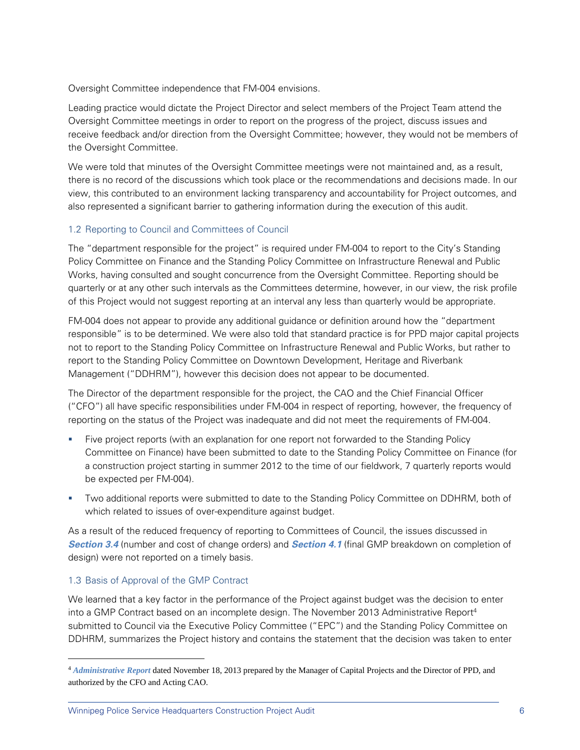Oversight Committee independence that FM-004 envisions.

Leading practice would dictate the Project Director and select members of the Project Team attend the Oversight Committee meetings in order to report on the progress of the project, discuss issues and receive feedback and/or direction from the Oversight Committee; however, they would not be members of the Oversight Committee.

We were told that minutes of the Oversight Committee meetings were not maintained and, as a result, there is no record of the discussions which took place or the recommendations and decisions made. In our view, this contributed to an environment lacking transparency and accountability for Project outcomes, and also represented a significant barrier to gathering information during the execution of this audit.

### 1.2 Reporting to Council and Committees of Council

The "department responsible for the project" is required under FM-004 to report to the City's Standing Policy Committee on Finance and the Standing Policy Committee on Infrastructure Renewal and Public Works, having consulted and sought concurrence from the Oversight Committee. Reporting should be quarterly or at any other such intervals as the Committees determine, however, in our view, the risk profile of this Project would not suggest reporting at an interval any less than quarterly would be appropriate.

FM-004 does not appear to provide any additional guidance or definition around how the "department responsible" is to be determined. We were also told that standard practice is for PPD major capital projects not to report to the Standing Policy Committee on Infrastructure Renewal and Public Works, but rather to report to the Standing Policy Committee on Downtown Development, Heritage and Riverbank Management ("DDHRM"), however this decision does not appear to be documented.

The Director of the department responsible for the project, the CAO and the Chief Financial Officer ("CFO") all have specific responsibilities under FM-004 in respect of reporting, however, the frequency of reporting on the status of the Project was inadequate and did not meet the requirements of FM-004.

- Five project reports (with an explanation for one report not forwarded to the Standing Policy Committee on Finance) have been submitted to date to the Standing Policy Committee on Finance (for a construction project starting in summer 2012 to the time of our fieldwork, 7 quarterly reports would be expected per FM-004).
- Two additional reports were submitted to date to the Standing Policy Committee on DDHRM, both of which related to issues of over-expenditure against budget.

As a result of the reduced frequency of reporting to Committees of Council, the issues discussed in ***Section 3.4*** (number and cost of change orders) and ***Section 4.1*** (final GMP breakdown on completion of design) were not reported on a timely basis.

### 1.3 Basis of Approval of the GMP Contract

We learned that a key factor in the performance of the Project against budget was the decision to enter into a GMP Contract based on an incomplete design. The November 2013 Administrative Report[4] submitted to Council via the Executive Policy Committee ("EPC") and the Standing Policy Committee on DDHRM, summarizes the Project history and contains the statement that the decision was taken to enter

---

[4] ***Administrative Report*** dated November 18, 2013 prepared by the Manager of Capital Projects and the Director of PPD, and authorized by the CFO and Acting CAO.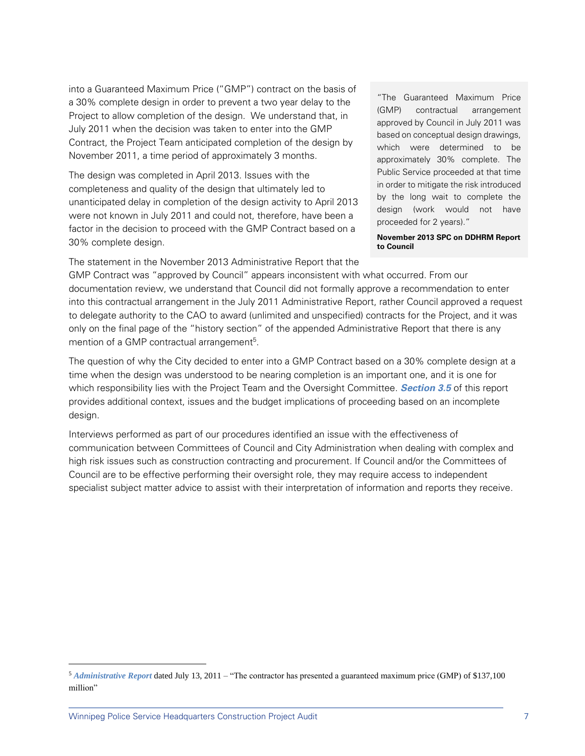into a Guaranteed Maximum Price ("GMP") contract on the basis of a 30% complete design in order to prevent a two year delay to the Project to allow completion of the design. We understand that, in July 2011 when the decision was taken to enter into the GMP Contract, the Project Team anticipated completion of the design by November 2011, a time period of approximately 3 months.

The design was completed in April 2013. Issues with the completeness and quality of the design that ultimately led to unanticipated delay in completion of the design activity to April 2013 were not known in July 2011 and could not, therefore, have been a factor in the decision to proceed with the GMP Contract based on a 30% complete design.

> "The Guaranteed Maximum Price (GMP) contractual arrangement approved by Council in July 2011 was based on conceptual design drawings, which were determined to be approximately 30% complete. The Public Service proceeded at that time in order to mitigate the risk introduced by the long wait to complete the design (work would not have proceeded for 2 years)."
>
> **November 2013 SPC on DDHRM Report to Council**

The statement in the November 2013 Administrative Report that the GMP Contract was "approved by Council" appears inconsistent with what occurred. From our documentation review, we understand that Council did not formally approve a recommendation to enter into this contractual arrangement in the July 2011 Administrative Report, rather Council approved a request to delegate authority to the CAO to award (unlimited and unspecified) contracts for the Project, and it was only on the final page of the "history section" of the appended Administrative Report that there is any mention of a GMP contractual arrangement[5].

The question of why the City decided to enter into a GMP Contract based on a 30% complete design at a time when the design was understood to be nearing completion is an important one, and it is one for which responsibility lies with the Project Team and the Oversight Committee. ***Section 3.5*** of this report provides additional context, issues and the budget implications of proceeding based on an incomplete design.

Interviews performed as part of our procedures identified an issue with the effectiveness of communication between Committees of Council and City Administration when dealing with complex and high risk issues such as construction contracting and procurement. If Council and/or the Committees of Council are to be effective performing their oversight role, they may require access to independent specialist subject matter advice to assist with their interpretation of information and reports they receive.

---

[5] ***Administrative Report*** dated July 13, 2011 – "The contractor has presented a guaranteed maximum price (GMP) of $137,100 million"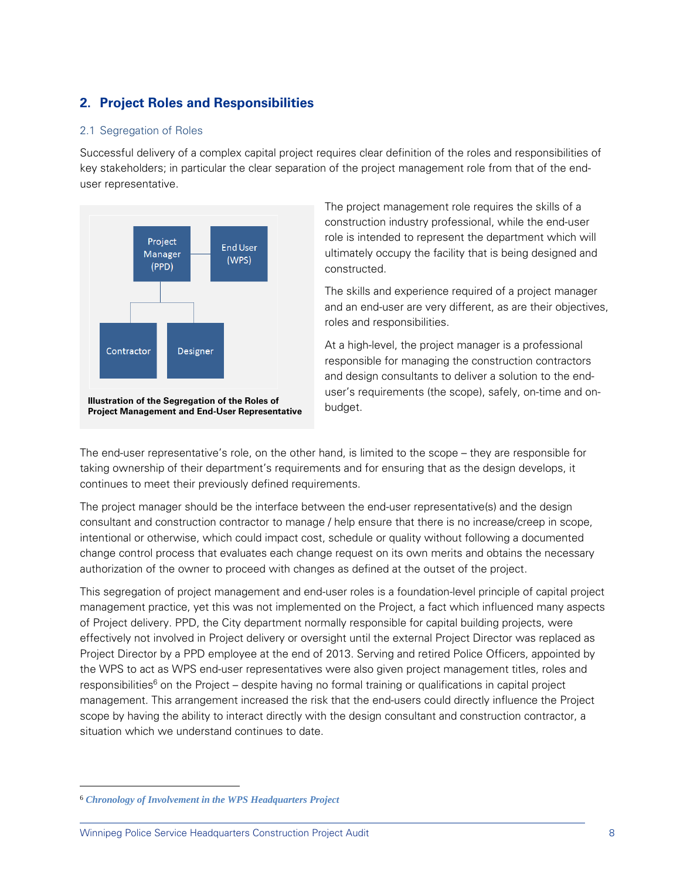## 2. Project Roles and Responsibilities

### 2.1 Segregation of Roles

Successful delivery of a complex capital project requires clear definition of the roles and responsibilities of key stakeholders; in particular the clear separation of the project management role from that of the end-user representative.

Project Manager (PPD) — End User (WPS)

Contractor — Designer

**Illustration of the Segregation of the Roles of Project Management and End-User Representative**

The project management role requires the skills of a construction industry professional, while the end-user role is intended to represent the department which will ultimately occupy the facility that is being designed and constructed.

The skills and experience required of a project manager and an end-user are very different, as are their objectives, roles and responsibilities.

At a high-level, the project manager is a professional responsible for managing the construction contractors and design consultants to deliver a solution to the end-user's requirements (the scope), safely, on-time and on-budget.

The end-user representative's role, on the other hand, is limited to the scope – they are responsible for taking ownership of their department's requirements and for ensuring that as the design develops, it continues to meet their previously defined requirements.

The project manager should be the interface between the end-user representative(s) and the design consultant and construction contractor to manage / help ensure that there is no increase/creep in scope, intentional or otherwise, which could impact cost, schedule or quality without following a documented change control process that evaluates each change request on its own merits and obtains the necessary authorization of the owner to proceed with changes as defined at the outset of the project.

This segregation of project management and end-user roles is a foundation-level principle of capital project management practice, yet this was not implemented on the Project, a fact which influenced many aspects of Project delivery. PPD, the City department normally responsible for capital building projects, were effectively not involved in Project delivery or oversight until the external Project Director was replaced as Project Director by a PPD employee at the end of 2013. Serving and retired Police Officers, appointed by the WPS to act as WPS end-user representatives were also given project management titles, roles and responsibilities[6] on the Project – despite having no formal training or qualifications in capital project management. This arrangement increased the risk that the end-users could directly influence the Project scope by having the ability to interact directly with the design consultant and construction contractor, a situation which we understand continues to date.

---

[6] *Chronology of Involvement in the WPS Headquarters Project*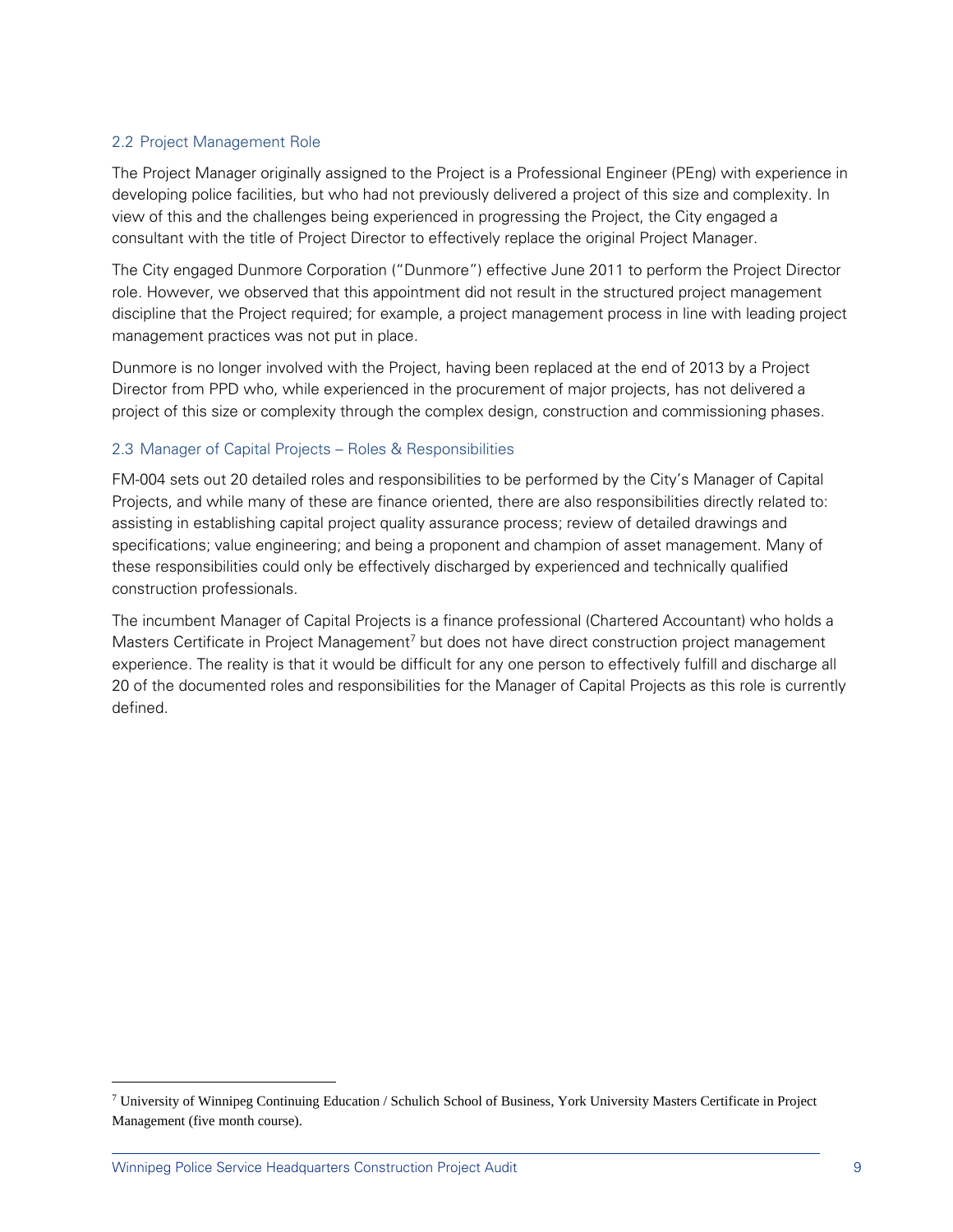### 2.2 Project Management Role

The Project Manager originally assigned to the Project is a Professional Engineer (PEng) with experience in developing police facilities, but who had not previously delivered a project of this size and complexity. In view of this and the challenges being experienced in progressing the Project, the City engaged a consultant with the title of Project Director to effectively replace the original Project Manager.

The City engaged Dunmore Corporation ("Dunmore") effective June 2011 to perform the Project Director role. However, we observed that this appointment did not result in the structured project management discipline that the Project required; for example, a project management process in line with leading project management practices was not put in place.

Dunmore is no longer involved with the Project, having been replaced at the end of 2013 by a Project Director from PPD who, while experienced in the procurement of major projects, has not delivered a project of this size or complexity through the complex design, construction and commissioning phases.

### 2.3 Manager of Capital Projects – Roles & Responsibilities

FM-004 sets out 20 detailed roles and responsibilities to be performed by the City's Manager of Capital Projects, and while many of these are finance oriented, there are also responsibilities directly related to: assisting in establishing capital project quality assurance process; review of detailed drawings and specifications; value engineering; and being a proponent and champion of asset management. Many of these responsibilities could only be effectively discharged by experienced and technically qualified construction professionals.

The incumbent Manager of Capital Projects is a finance professional (Chartered Accountant) who holds a Masters Certificate in Project Management[7] but does not have direct construction project management experience. The reality is that it would be difficult for any one person to effectively fulfill and discharge all 20 of the documented roles and responsibilities for the Manager of Capital Projects as this role is currently defined.

---

[7] University of Winnipeg Continuing Education / Schulich School of Business, York University Masters Certificate in Project Management (five month course).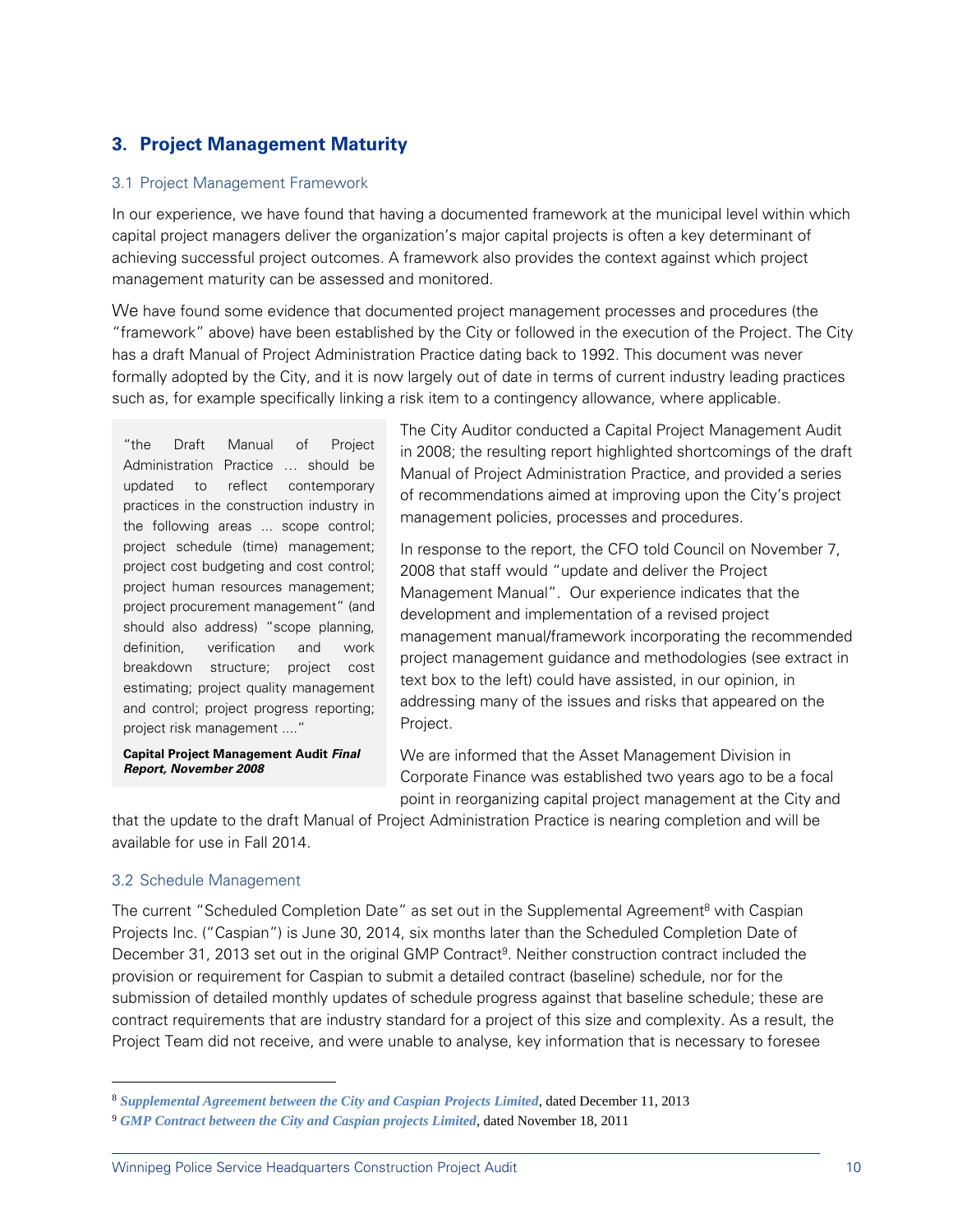## 3. Project Management Maturity

### 3.1 Project Management Framework

In our experience, we have found that having a documented framework at the municipal level within which capital project managers deliver the organization's major capital projects is often a key determinant of achieving successful project outcomes. A framework also provides the context against which project management maturity can be assessed and monitored.

We have found some evidence that documented project management processes and procedures (the "framework" above) have been established by the City or followed in the execution of the Project. The City has a draft Manual of Project Administration Practice dating back to 1992. This document was never formally adopted by the City, and it is now largely out of date in terms of current industry leading practices such as, for example specifically linking a risk item to a contingency allowance, where applicable.

> "the Draft Manual of Project Administration Practice … should be updated to reflect contemporary practices in the construction industry in the following areas ... scope control; project schedule (time) management; project cost budgeting and cost control; project human resources management; project procurement management" (and should also address) "scope planning, definition, verification and work breakdown structure; project cost estimating; project quality management and control; project progress reporting; project risk management ...."
>
> **Capital Project Management Audit *Final Report, November 2008***

The City Auditor conducted a Capital Project Management Audit in 2008; the resulting report highlighted shortcomings of the draft Manual of Project Administration Practice, and provided a series of recommendations aimed at improving upon the City's project management policies, processes and procedures.

In response to the report, the CFO told Council on November 7, 2008 that staff would "update and deliver the Project Management Manual". Our experience indicates that the development and implementation of a revised project management manual/framework incorporating the recommended project management guidance and methodologies (see extract in text box to the left) could have assisted, in our opinion, in addressing many of the issues and risks that appeared on the Project.

We are informed that the Asset Management Division in Corporate Finance was established two years ago to be a focal point in reorganizing capital project management at the City and that the update to the draft Manual of Project Administration Practice is nearing completion and will be available for use in Fall 2014.

### 3.2 Schedule Management

The current "Scheduled Completion Date" as set out in the Supplemental Agreement[8] with Caspian Projects Inc. ("Caspian") is June 30, 2014, six months later than the Scheduled Completion Date of December 31, 2013 set out in the original GMP Contract[9]. Neither construction contract included the provision or requirement for Caspian to submit a detailed contract (baseline) schedule, nor for the submission of detailed monthly updates of schedule progress against that baseline schedule; these are contract requirements that are industry standard for a project of this size and complexity. As a result, the Project Team did not receive, and were unable to analyse, key information that is necessary to foresee

---

[8] ***Supplemental Agreement between the City and Caspian Projects Limited***, dated December 11, 2013

[9] ***GMP Contract between the City and Caspian projects Limited***, dated November 18, 2011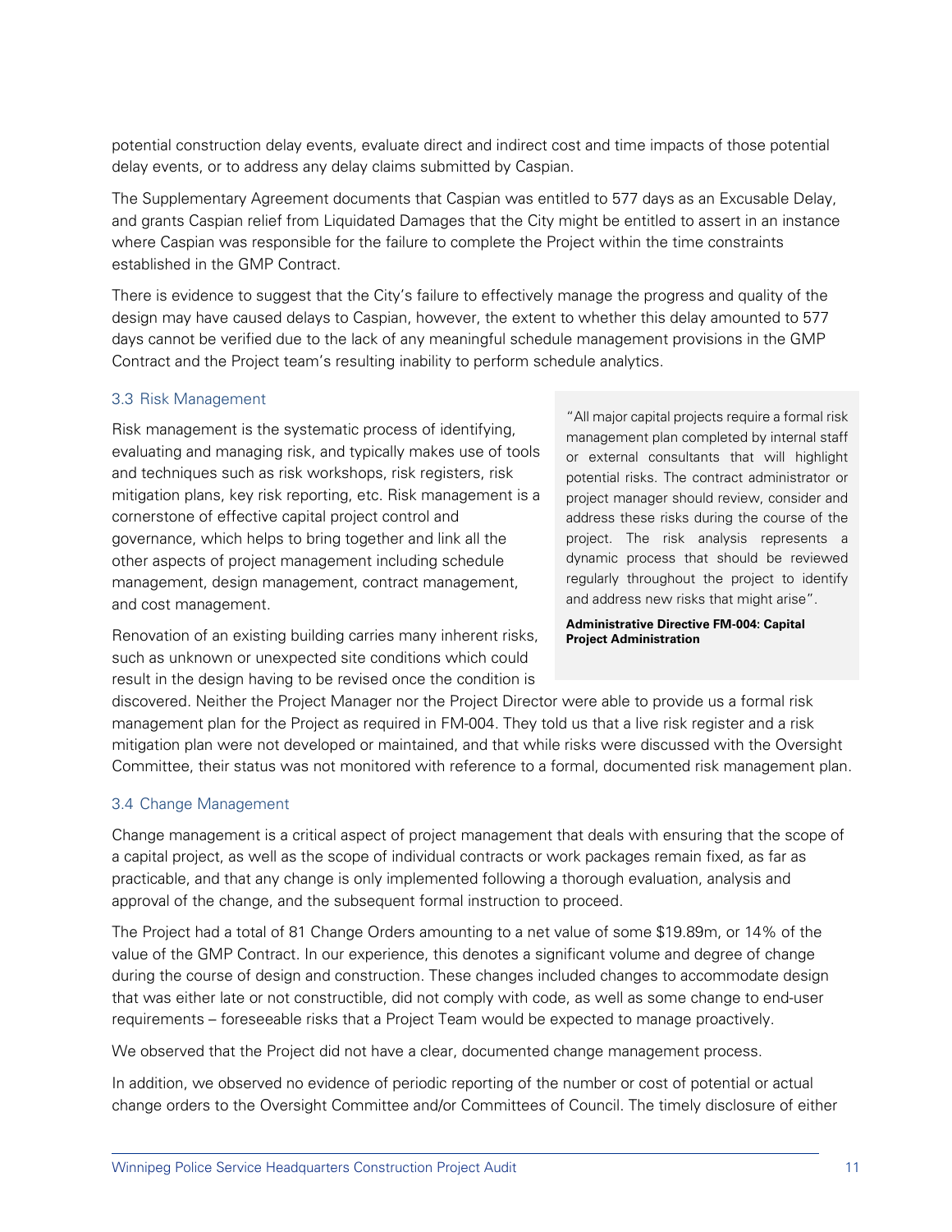potential construction delay events, evaluate direct and indirect cost and time impacts of those potential delay events, or to address any delay claims submitted by Caspian.

The Supplementary Agreement documents that Caspian was entitled to 577 days as an Excusable Delay, and grants Caspian relief from Liquidated Damages that the City might be entitled to assert in an instance where Caspian was responsible for the failure to complete the Project within the time constraints established in the GMP Contract.

There is evidence to suggest that the City's failure to effectively manage the progress and quality of the design may have caused delays to Caspian, however, the extent to whether this delay amounted to 577 days cannot be verified due to the lack of any meaningful schedule management provisions in the GMP Contract and the Project team's resulting inability to perform schedule analytics.

### 3.3 Risk Management

Risk management is the systematic process of identifying, evaluating and managing risk, and typically makes use of tools and techniques such as risk workshops, risk registers, risk mitigation plans, key risk reporting, etc. Risk management is a cornerstone of effective capital project control and governance, which helps to bring together and link all the other aspects of project management including schedule management, design management, contract management, and cost management.

> "All major capital projects require a formal risk management plan completed by internal staff or external consultants that will highlight potential risks. The contract administrator or project manager should review, consider and address these risks during the course of the project. The risk analysis represents a dynamic process that should be reviewed regularly throughout the project to identify and address new risks that might arise".
>
> **Administrative Directive FM-004: Capital Project Administration**

Renovation of an existing building carries many inherent risks, such as unknown or unexpected site conditions which could result in the design having to be revised once the condition is discovered. Neither the Project Manager nor the Project Director were able to provide us a formal risk management plan for the Project as required in FM-004. They told us that a live risk register and a risk mitigation plan were not developed or maintained, and that while risks were discussed with the Oversight Committee, their status was not monitored with reference to a formal, documented risk management plan.

### 3.4 Change Management

Change management is a critical aspect of project management that deals with ensuring that the scope of a capital project, as well as the scope of individual contracts or work packages remain fixed, as far as practicable, and that any change is only implemented following a thorough evaluation, analysis and approval of the change, and the subsequent formal instruction to proceed.

The Project had a total of 81 Change Orders amounting to a net value of some $19.89m, or 14% of the value of the GMP Contract. In our experience, this denotes a significant volume and degree of change during the course of design and construction. These changes included changes to accommodate design that was either late or not constructible, did not comply with code, as well as some change to end-user requirements – foreseeable risks that a Project Team would be expected to manage proactively.

We observed that the Project did not have a clear, documented change management process.

In addition, we observed no evidence of periodic reporting of the number or cost of potential or actual change orders to the Oversight Committee and/or Committees of Council. The timely disclosure of either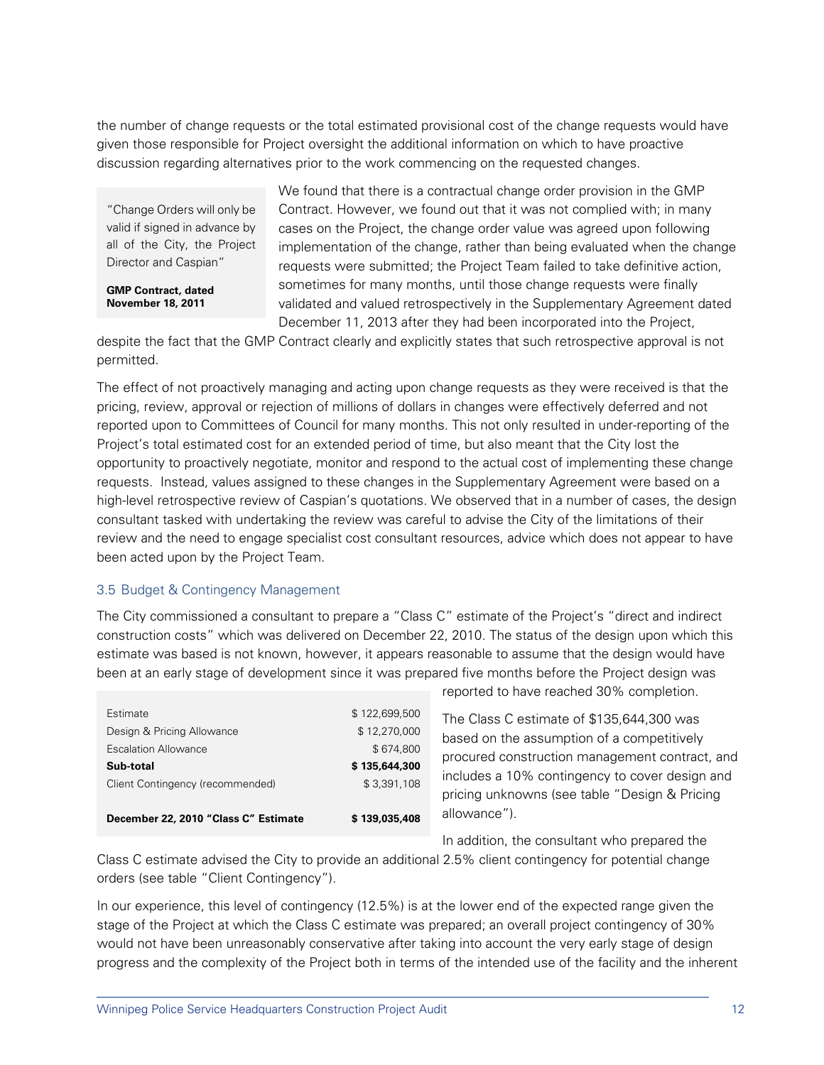the number of change requests or the total estimated provisional cost of the change requests would have given those responsible for Project oversight the additional information on which to have proactive discussion regarding alternatives prior to the work commencing on the requested changes.

> "Change Orders will only be valid if signed in advance by all of the City, the Project Director and Caspian"
>
> **GMP Contract, dated November 18, 2011**

We found that there is a contractual change order provision in the GMP Contract. However, we found out that it was not complied with; in many cases on the Project, the change order value was agreed upon following implementation of the change, rather than being evaluated when the change requests were submitted; the Project Team failed to take definitive action, sometimes for many months, until those change requests were finally validated and valued retrospectively in the Supplementary Agreement dated December 11, 2013 after they had been incorporated into the Project, despite the fact that the GMP Contract clearly and explicitly states that such retrospective approval is not permitted.

The effect of not proactively managing and acting upon change requests as they were received is that the pricing, review, approval or rejection of millions of dollars in changes were effectively deferred and not reported upon to Committees of Council for many months. This not only resulted in under-reporting of the Project's total estimated cost for an extended period of time, but also meant that the City lost the opportunity to proactively negotiate, monitor and respond to the actual cost of implementing these change requests. Instead, values assigned to these changes in the Supplementary Agreement were based on a high-level retrospective review of Caspian's quotations. We observed that in a number of cases, the design consultant tasked with undertaking the review was careful to advise the City of the limitations of their review and the need to engage specialist cost consultant resources, advice which does not appear to have been acted upon by the Project Team.

## 3.5 Budget & Contingency Management

The City commissioned a consultant to prepare a "Class C" estimate of the Project's "direct and indirect construction costs" which was delivered on December 22, 2010. The status of the design upon which this estimate was based is not known, however, it appears reasonable to assume that the design would have been at an early stage of development since it was prepared five months before the Project design was reported to have reached 30% completion.

| | |
|---|---|
| Estimate | $ 122,699,500 |
| Design & Pricing Allowance | $ 12,270,000 |
| Escalation Allowance | $ 674,800 |
| **Sub-total** | **$ 135,644,300** |
| Client Contingency (recommended) | $ 3,391,108 |
| **December 22, 2010 "Class C" Estimate** | **$ 139,035,408** |

The Class C estimate of $135,644,300 was based on the assumption of a competitively procured construction management contract, and includes a 10% contingency to cover design and pricing unknowns (see table "Design & Pricing allowance").

In addition, the consultant who prepared the Class C estimate advised the City to provide an additional 2.5% client contingency for potential change orders (see table "Client Contingency").

In our experience, this level of contingency (12.5%) is at the lower end of the expected range given the stage of the Project at which the Class C estimate was prepared; an overall project contingency of 30% would not have been unreasonably conservative after taking into account the very early stage of design progress and the complexity of the Project both in terms of the intended use of the facility and the inherent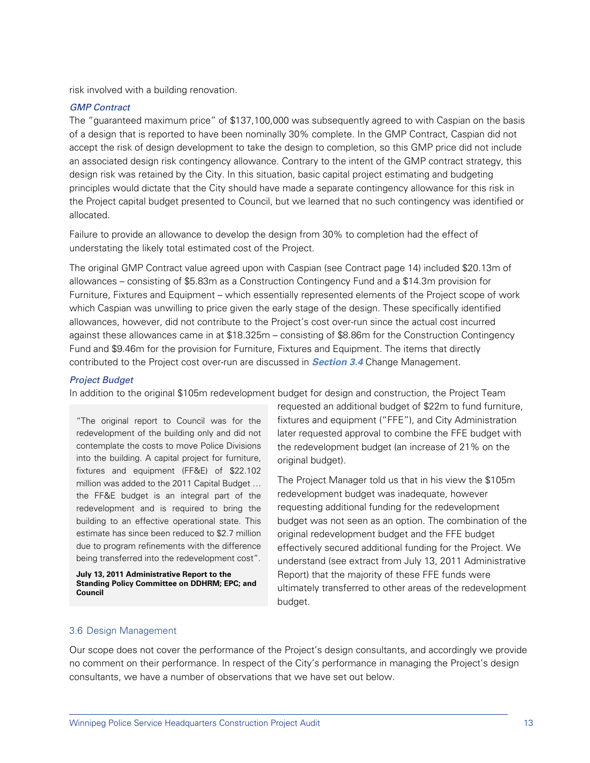risk involved with a building renovation.

*GMP Contract*

The "guaranteed maximum price" of $137,100,000 was subsequently agreed to with Caspian on the basis of a design that is reported to have been nominally 30% complete. In the GMP Contract, Caspian did not accept the risk of design development to take the design to completion, so this GMP price did not include an associated design risk contingency allowance. Contrary to the intent of the GMP contract strategy, this design risk was retained by the City. In this situation, basic capital project estimating and budgeting principles would dictate that the City should have made a separate contingency allowance for this risk in the Project capital budget presented to Council, but we learned that no such contingency was identified or allocated.

Failure to provide an allowance to develop the design from 30% to completion had the effect of understating the likely total estimated cost of the Project.

The original GMP Contract value agreed upon with Caspian (see Contract page 14) included $20.13m of allowances – consisting of $5.83m as a Construction Contingency Fund and a $14.3m provision for Furniture, Fixtures and Equipment – which essentially represented elements of the Project scope of work which Caspian was unwilling to price given the early stage of the design. These specifically identified allowances, however, did not contribute to the Project's cost over-run since the actual cost incurred against these allowances came in at $18.325m – consisting of $8.86m for the Construction Contingency Fund and $9.46m for the provision for Furniture, Fixtures and Equipment. The items that directly contributed to the Project cost over-run are discussed in ***Section 3.4*** Change Management.

*Project Budget*

In addition to the original $105m redevelopment budget for design and construction, the Project Team requested an additional budget of $22m to fund furniture, fixtures and equipment ("FFE"), and City Administration later requested approval to combine the FFE budget with the redevelopment budget (an increase of 21% on the original budget).

The Project Manager told us that in his view the $105m redevelopment budget was inadequate, however requesting additional funding for the redevelopment budget was not seen as an option. The combination of the original redevelopment budget and the FFE budget effectively secured additional funding for the Project. We understand (see extract from July 13, 2011 Administrative Report) that the majority of these FFE funds were ultimately transferred to other areas of the redevelopment budget.

> "The original report to Council was for the redevelopment of the building only and did not contemplate the costs to move Police Divisions into the building. A capital project for furniture, fixtures and equipment (FF&E) of $22.102 million was added to the 2011 Capital Budget … the FF&E budget is an integral part of the redevelopment and is required to bring the building to an effective operational state. This estimate has since been reduced to $2.7 million due to program refinements with the difference being transferred into the redevelopment cost".
>
> **July 13, 2011 Administrative Report to the Standing Policy Committee on DDHRM; EPC; and Council**

## 3.6 Design Management

Our scope does not cover the performance of the Project's design consultants, and accordingly we provide no comment on their performance. In respect of the City's performance in managing the Project's design consultants, we have a number of observations that we have set out below.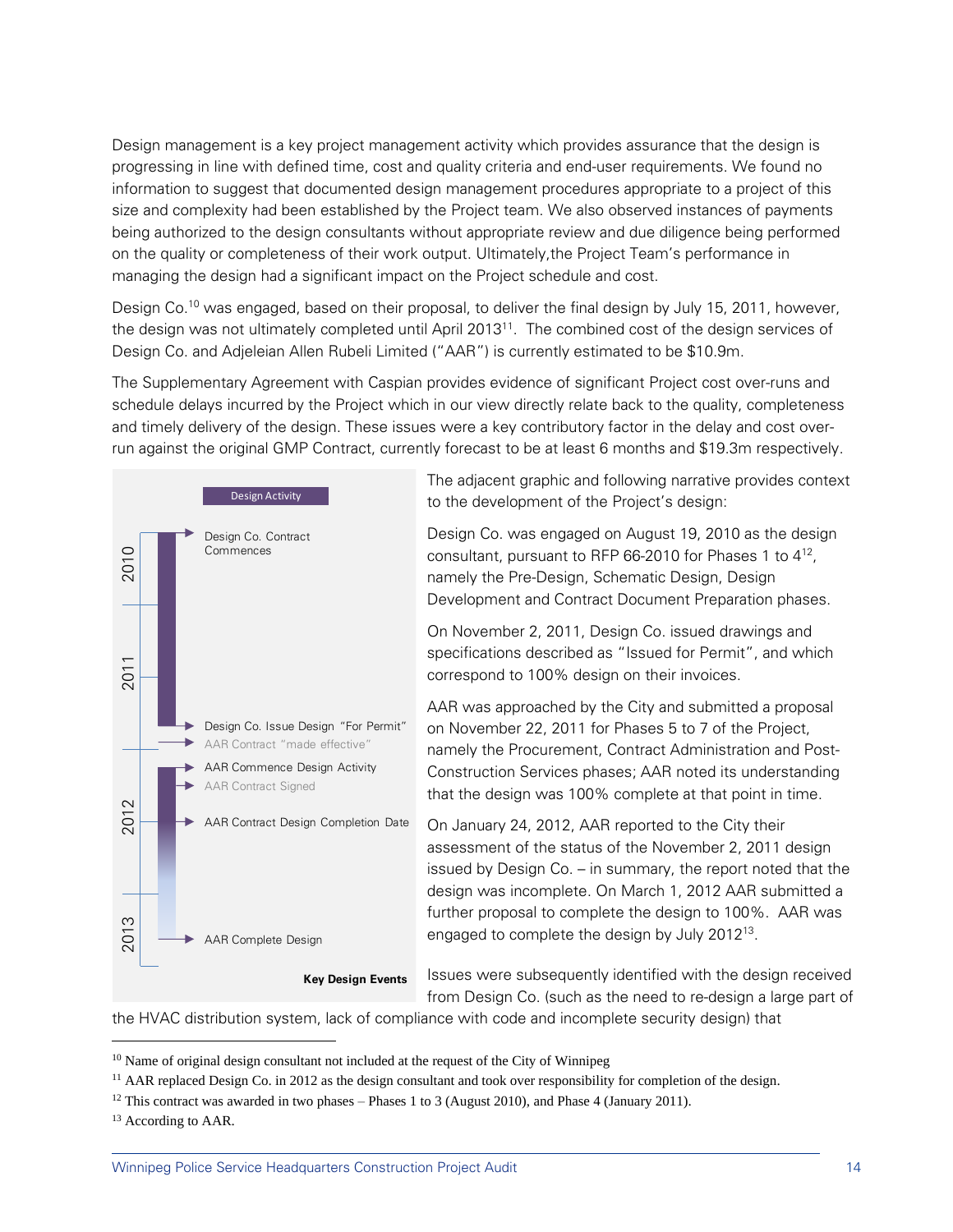Design management is a key project management activity which provides assurance that the design is progressing in line with defined time, cost and quality criteria and end-user requirements. We found no information to suggest that documented design management procedures appropriate to a project of this size and complexity had been established by the Project team. We also observed instances of payments being authorized to the design consultants without appropriate review and due diligence being performed on the quality or completeness of their work output. Ultimately,the Project Team's performance in managing the design had a significant impact on the Project schedule and cost.

Design Co.[10] was engaged, based on their proposal, to deliver the final design by July 15, 2011, however, the design was not ultimately completed until April 2013[11]. The combined cost of the design services of Design Co. and Adjeleian Allen Rubeli Limited ("AAR") is currently estimated to be $10.9m.

The Supplementary Agreement with Caspian provides evidence of significant Project cost over-runs and schedule delays incurred by the Project which in our view directly relate back to the quality, completeness and timely delivery of the design. These issues were a key contributory factor in the delay and cost over-run against the original GMP Contract, currently forecast to be at least 6 months and $19.3m respectively.

**Design Activity**

- 2010
  - Design Co. Contract Commences
- 2011
  - Design Co. Issue Design "For Permit"
  - AAR Contract "made effective"
- 2012
  - AAR Commence Design Activity
  - AAR Contract Signed
  - AAR Contract Design Completion Date
- 2013
  - AAR Complete Design

**Key Design Events**

The adjacent graphic and following narrative provides context to the development of the Project's design:

Design Co. was engaged on August 19, 2010 as the design consultant, pursuant to RFP 66-2010 for Phases 1 to 4[12], namely the Pre-Design, Schematic Design, Design Development and Contract Document Preparation phases.

On November 2, 2011, Design Co. issued drawings and specifications described as "Issued for Permit", and which correspond to 100% design on their invoices.

AAR was approached by the City and submitted a proposal on November 22, 2011 for Phases 5 to 7 of the Project, namely the Procurement, Contract Administration and Post-Construction Services phases; AAR noted its understanding that the design was 100% complete at that point in time.

On January 24, 2012, AAR reported to the City their assessment of the status of the November 2, 2011 design issued by Design Co. – in summary, the report noted that the design was incomplete. On March 1, 2012 AAR submitted a further proposal to complete the design to 100%. AAR was engaged to complete the design by July 2012[13].

Issues were subsequently identified with the design received from Design Co. (such as the need to re-design a large part of the HVAC distribution system, lack of compliance with code and incomplete security design) that

[10] Name of original design consultant not included at the request of the City of Winnipeg

[11] AAR replaced Design Co. in 2012 as the design consultant and took over responsibility for completion of the design.

[12] This contract was awarded in two phases – Phases 1 to 3 (August 2010), and Phase 4 (January 2011).

[13] According to AAR.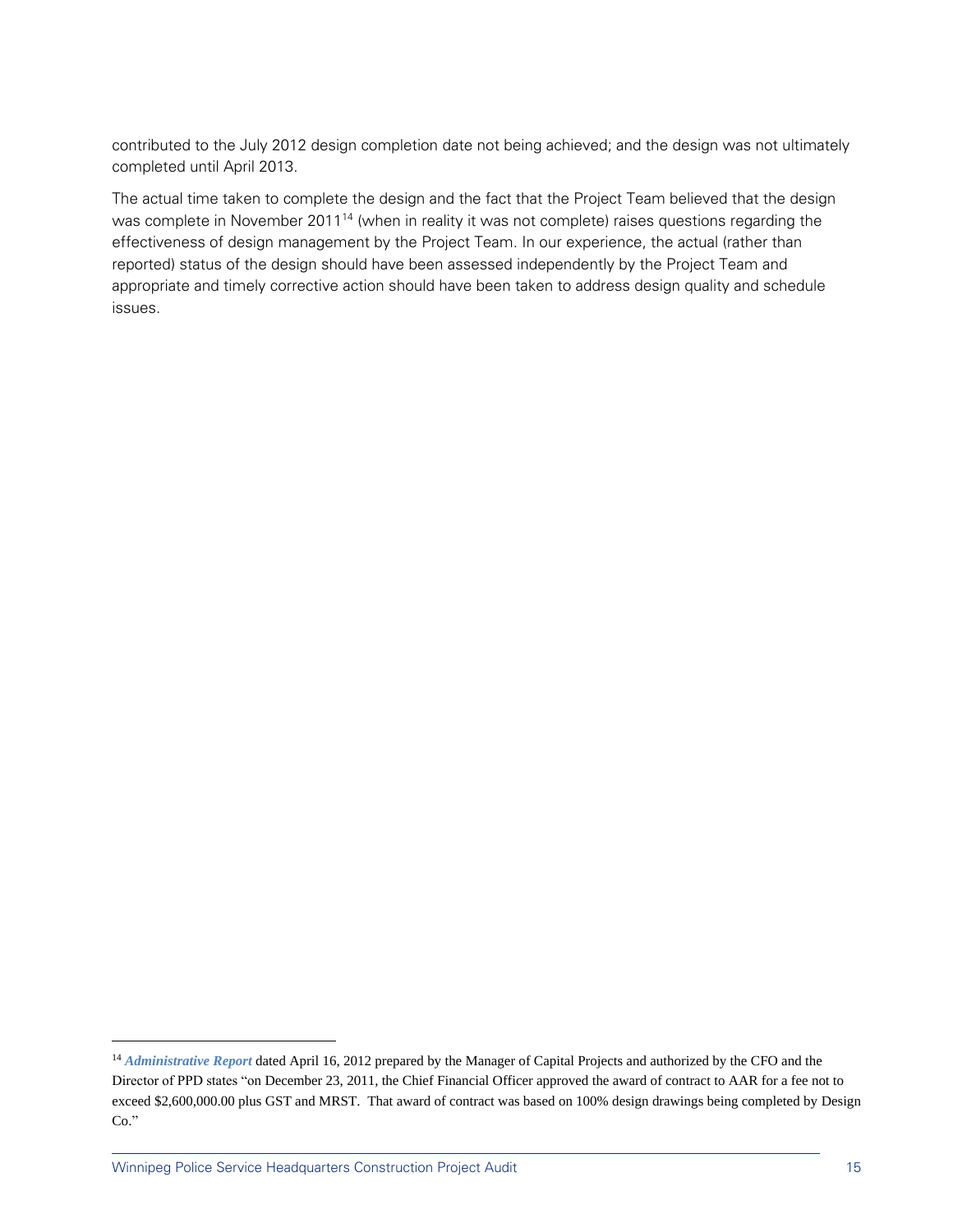contributed to the July 2012 design completion date not being achieved; and the design was not ultimately completed until April 2013.

The actual time taken to complete the design and the fact that the Project Team believed that the design was complete in November 2011[14] (when in reality it was not complete) raises questions regarding the effectiveness of design management by the Project Team. In our experience, the actual (rather than reported) status of the design should have been assessed independently by the Project Team and appropriate and timely corrective action should have been taken to address design quality and schedule issues.

---

[14] ***Administrative Report*** dated April 16, 2012 prepared by the Manager of Capital Projects and authorized by the CFO and the Director of PPD states "on December 23, 2011, the Chief Financial Officer approved the award of contract to AAR for a fee not to exceed $2,600,000.00 plus GST and MRST. That award of contract was based on 100% design drawings being completed by Design Co."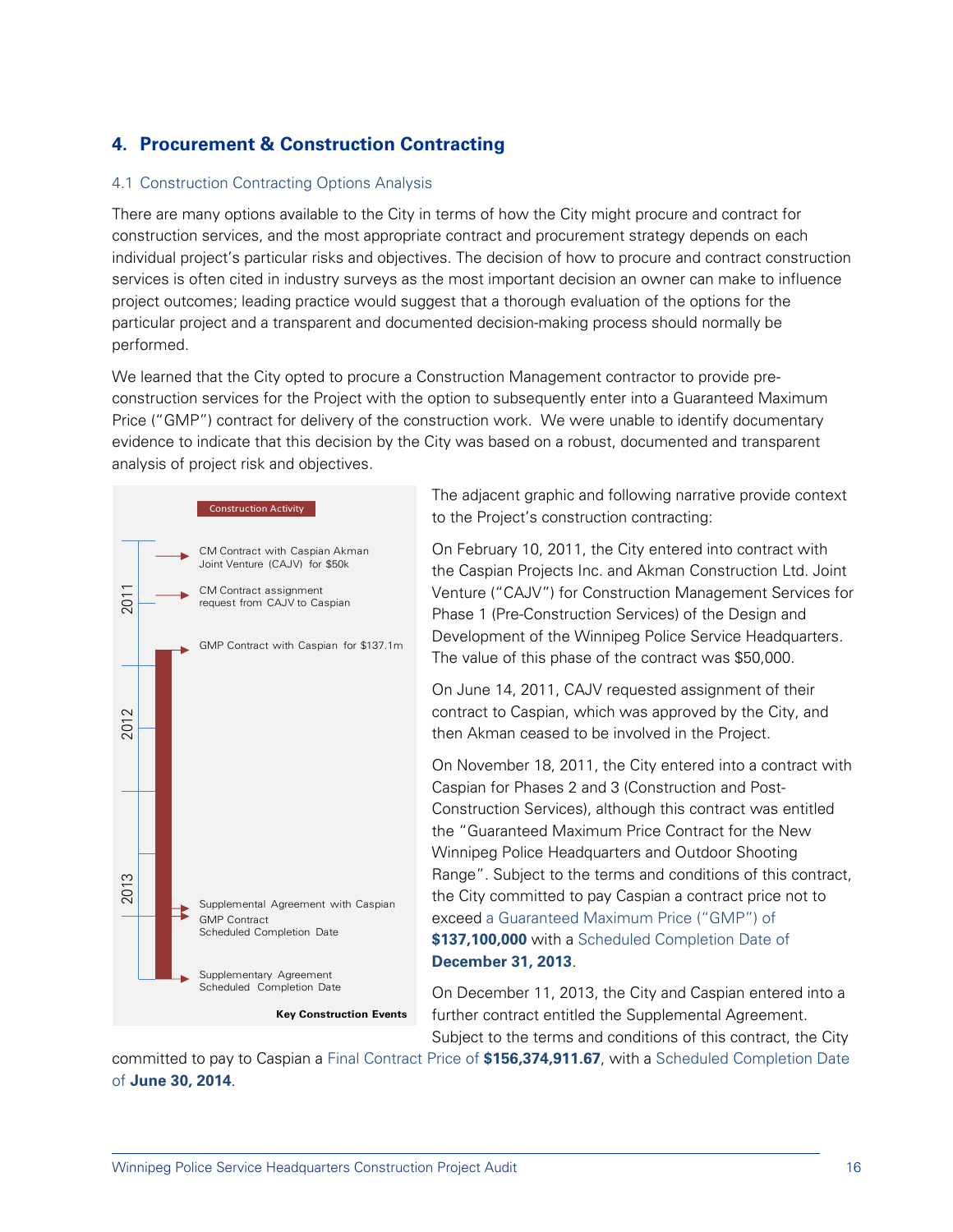## 4. Procurement & Construction Contracting

### 4.1 Construction Contracting Options Analysis

There are many options available to the City in terms of how the City might procure and contract for construction services, and the most appropriate contract and procurement strategy depends on each individual project's particular risks and objectives. The decision of how to procure and contract construction services is often cited in industry surveys as the most important decision an owner can make to influence project outcomes; leading practice would suggest that a thorough evaluation of the options for the particular project and a transparent and documented decision-making process should normally be performed.

We learned that the City opted to procure a Construction Management contractor to provide pre-construction services for the Project with the option to subsequently enter into a Guaranteed Maximum Price ("GMP") contract for delivery of the construction work. We were unable to identify documentary evidence to indicate that this decision by the City was based on a robust, documented and transparent analysis of project risk and objectives.

Construction Activity

2011
- CM Contract with Caspian Akman Joint Venture (CAJV) for $50k
- CM Contract assignment request from CAJV to Caspian
- GMP Contract with Caspian for $137.1m

2012

2013
- Supplemental Agreement with Caspian
- GMP Contract Scheduled Completion Date
- Supplementary Agreement Scheduled Completion Date

**Key Construction Events**

The adjacent graphic and following narrative provide context to the Project's construction contracting:

On February 10, 2011, the City entered into contract with the Caspian Projects Inc. and Akman Construction Ltd. Joint Venture ("CAJV") for Construction Management Services for Phase 1 (Pre-Construction Services) of the Design and Development of the Winnipeg Police Service Headquarters. The value of this phase of the contract was $50,000.

On June 14, 2011, CAJV requested assignment of their contract to Caspian, which was approved by the City, and then Akman ceased to be involved in the Project.

On November 18, 2011, the City entered into a contract with Caspian for Phases 2 and 3 (Construction and Post-Construction Services), although this contract was entitled the "Guaranteed Maximum Price Contract for the New Winnipeg Police Headquarters and Outdoor Shooting Range". Subject to the terms and conditions of this contract, the City committed to pay Caspian a contract price not to exceed a Guaranteed Maximum Price ("GMP") of **$137,100,000** with a Scheduled Completion Date of **December 31, 2013**.

On December 11, 2013, the City and Caspian entered into a further contract entitled the Supplemental Agreement. Subject to the terms and conditions of this contract, the City committed to pay to Caspian a Final Contract Price of **$156,374,911.67**, with a Scheduled Completion Date of **June 30, 2014**.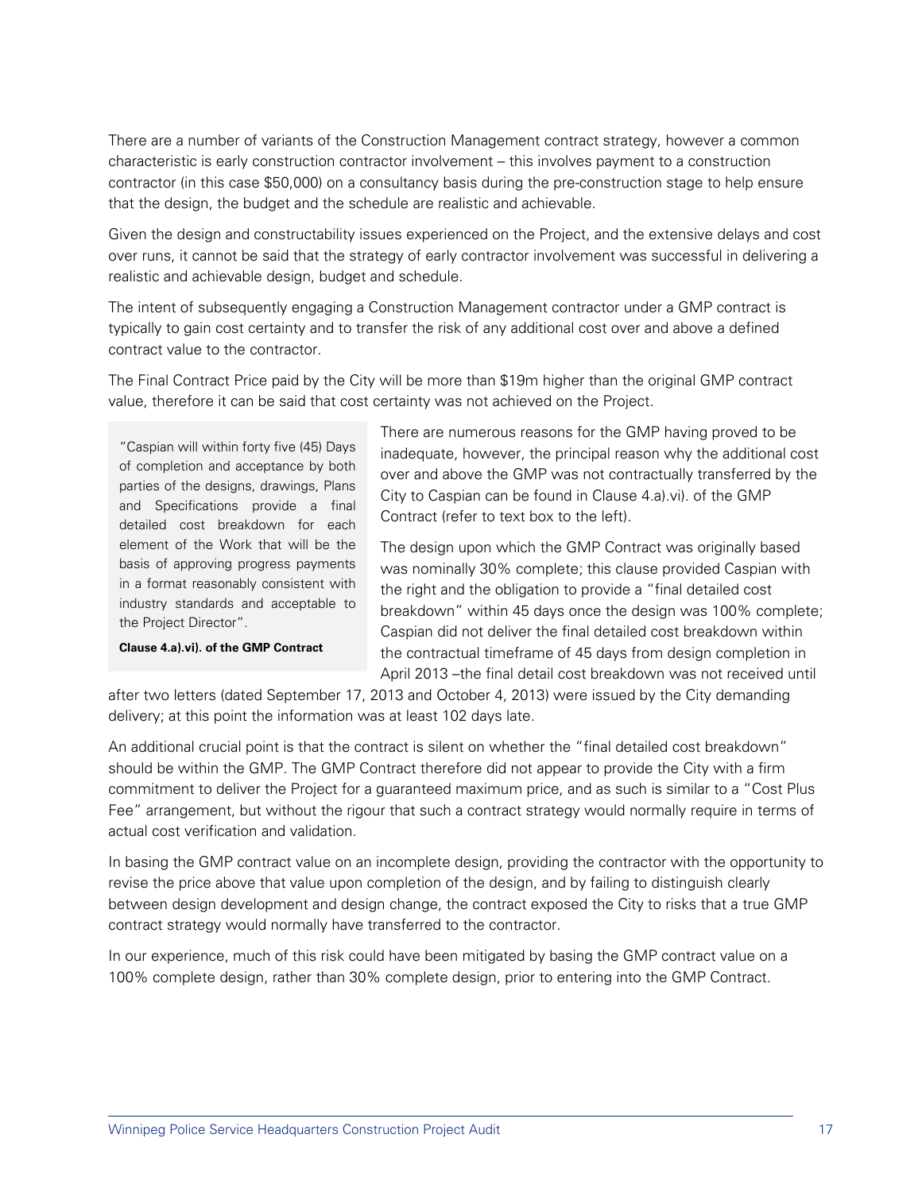There are a number of variants of the Construction Management contract strategy, however a common characteristic is early construction contractor involvement – this involves payment to a construction contractor (in this case $50,000) on a consultancy basis during the pre-construction stage to help ensure that the design, the budget and the schedule are realistic and achievable.

Given the design and constructability issues experienced on the Project, and the extensive delays and cost over runs, it cannot be said that the strategy of early contractor involvement was successful in delivering a realistic and achievable design, budget and schedule.

The intent of subsequently engaging a Construction Management contractor under a GMP contract is typically to gain cost certainty and to transfer the risk of any additional cost over and above a defined contract value to the contractor.

The Final Contract Price paid by the City will be more than $19m higher than the original GMP contract value, therefore it can be said that cost certainty was not achieved on the Project.

> "Caspian will within forty five (45) Days of completion and acceptance by both parties of the designs, drawings, Plans and Specifications provide a final detailed cost breakdown for each element of the Work that will be the basis of approving progress payments in a format reasonably consistent with industry standards and acceptable to the Project Director".
>
> **Clause 4.a).vi). of the GMP Contract**

There are numerous reasons for the GMP having proved to be inadequate, however, the principal reason why the additional cost over and above the GMP was not contractually transferred by the City to Caspian can be found in Clause 4.a).vi). of the GMP Contract (refer to text box to the left).

The design upon which the GMP Contract was originally based was nominally 30% complete; this clause provided Caspian with the right and the obligation to provide a "final detailed cost breakdown" within 45 days once the design was 100% complete; Caspian did not deliver the final detailed cost breakdown within the contractual timeframe of 45 days from design completion in April 2013 –the final detail cost breakdown was not received until after two letters (dated September 17, 2013 and October 4, 2013) were issued by the City demanding delivery; at this point the information was at least 102 days late.

An additional crucial point is that the contract is silent on whether the "final detailed cost breakdown" should be within the GMP. The GMP Contract therefore did not appear to provide the City with a firm commitment to deliver the Project for a guaranteed maximum price, and as such is similar to a "Cost Plus Fee" arrangement, but without the rigour that such a contract strategy would normally require in terms of actual cost verification and validation.

In basing the GMP contract value on an incomplete design, providing the contractor with the opportunity to revise the price above that value upon completion of the design, and by failing to distinguish clearly between design development and design change, the contract exposed the City to risks that a true GMP contract strategy would normally have transferred to the contractor.

In our experience, much of this risk could have been mitigated by basing the GMP contract value on a 100% complete design, rather than 30% complete design, prior to entering into the GMP Contract.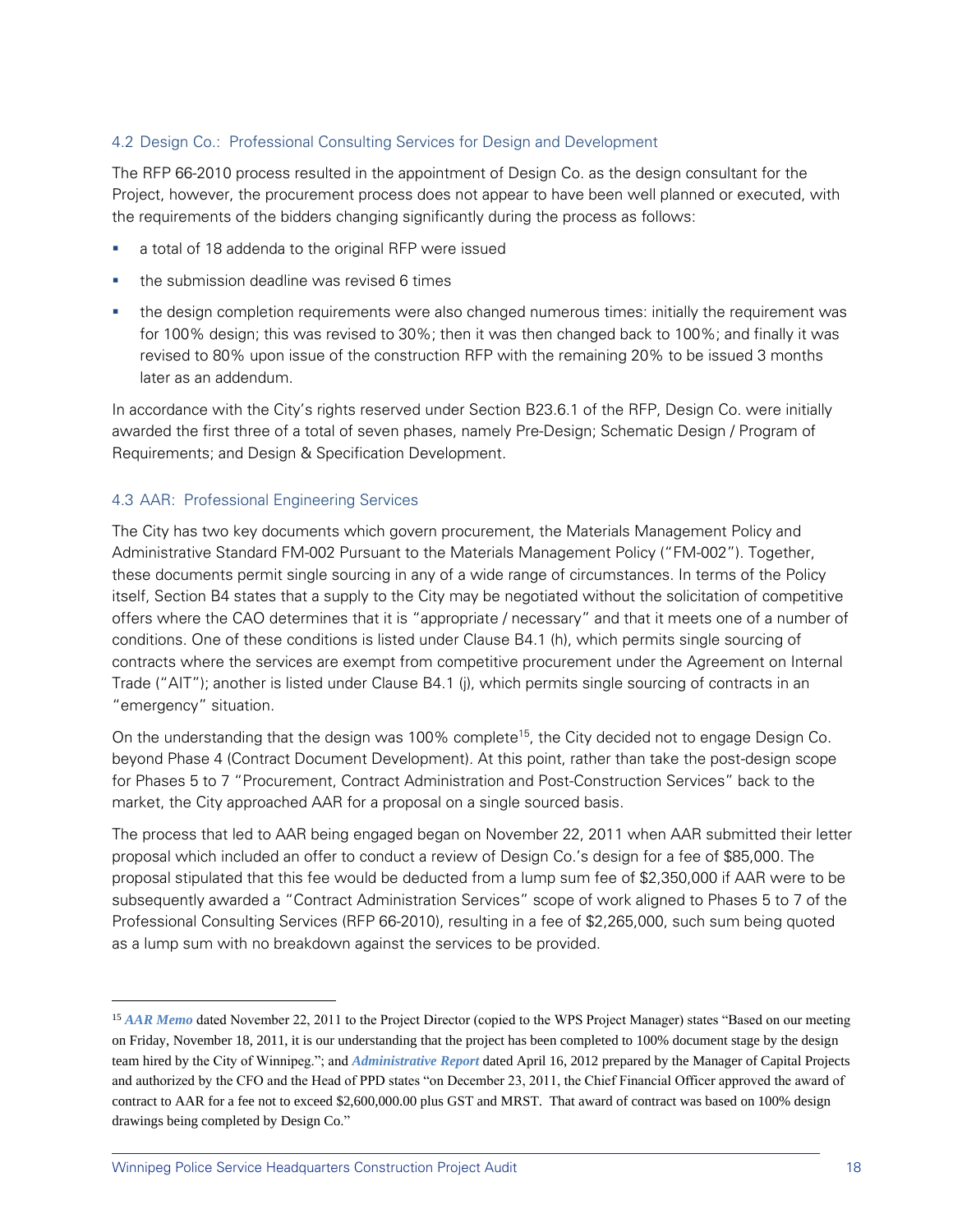### 4.2 Design Co.: Professional Consulting Services for Design and Development

The RFP 66-2010 process resulted in the appointment of Design Co. as the design consultant for the Project, however, the procurement process does not appear to have been well planned or executed, with the requirements of the bidders changing significantly during the process as follows:

- a total of 18 addenda to the original RFP were issued
- the submission deadline was revised 6 times
- the design completion requirements were also changed numerous times: initially the requirement was for 100% design; this was revised to 30%; then it was then changed back to 100%; and finally it was revised to 80% upon issue of the construction RFP with the remaining 20% to be issued 3 months later as an addendum.

In accordance with the City's rights reserved under Section B23.6.1 of the RFP, Design Co. were initially awarded the first three of a total of seven phases, namely Pre-Design; Schematic Design / Program of Requirements; and Design & Specification Development.

### 4.3 AAR: Professional Engineering Services

The City has two key documents which govern procurement, the Materials Management Policy and Administrative Standard FM-002 Pursuant to the Materials Management Policy ("FM-002"). Together, these documents permit single sourcing in any of a wide range of circumstances. In terms of the Policy itself, Section B4 states that a supply to the City may be negotiated without the solicitation of competitive offers where the CAO determines that it is "appropriate / necessary" and that it meets one of a number of conditions. One of these conditions is listed under Clause B4.1 (h), which permits single sourcing of contracts where the services are exempt from competitive procurement under the Agreement on Internal Trade ("AIT"); another is listed under Clause B4.1 (j), which permits single sourcing of contracts in an "emergency" situation.

On the understanding that the design was 100% complete[15], the City decided not to engage Design Co. beyond Phase 4 (Contract Document Development). At this point, rather than take the post-design scope for Phases 5 to 7 "Procurement, Contract Administration and Post-Construction Services" back to the market, the City approached AAR for a proposal on a single sourced basis.

The process that led to AAR being engaged began on November 22, 2011 when AAR submitted their letter proposal which included an offer to conduct a review of Design Co.'s design for a fee of $85,000. The proposal stipulated that this fee would be deducted from a lump sum fee of $2,350,000 if AAR were to be subsequently awarded a "Contract Administration Services" scope of work aligned to Phases 5 to 7 of the Professional Consulting Services (RFP 66-2010), resulting in a fee of $2,265,000, such sum being quoted as a lump sum with no breakdown against the services to be provided.

---

[15] ***AAR Memo*** dated November 22, 2011 to the Project Director (copied to the WPS Project Manager) states "Based on our meeting on Friday, November 18, 2011, it is our understanding that the project has been completed to 100% document stage by the design team hired by the City of Winnipeg."; and ***Administrative Report*** dated April 16, 2012 prepared by the Manager of Capital Projects and authorized by the CFO and the Head of PPD states "on December 23, 2011, the Chief Financial Officer approved the award of contract to AAR for a fee not to exceed $2,600,000.00 plus GST and MRST. That award of contract was based on 100% design drawings being completed by Design Co."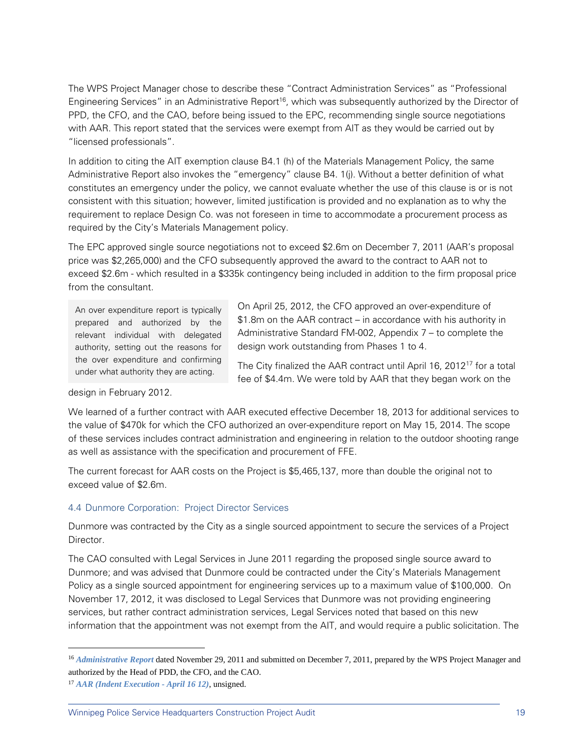The WPS Project Manager chose to describe these "Contract Administration Services" as "Professional Engineering Services" in an Administrative Report[16], which was subsequently authorized by the Director of PPD, the CFO, and the CAO, before being issued to the EPC, recommending single source negotiations with AAR. This report stated that the services were exempt from AIT as they would be carried out by "licensed professionals".

In addition to citing the AIT exemption clause B4.1 (h) of the Materials Management Policy, the same Administrative Report also invokes the "emergency" clause B4. 1(j). Without a better definition of what constitutes an emergency under the policy, we cannot evaluate whether the use of this clause is or is not consistent with this situation; however, limited justification is provided and no explanation as to why the requirement to replace Design Co. was not foreseen in time to accommodate a procurement process as required by the City's Materials Management policy.

The EPC approved single source negotiations not to exceed $2.6m on December 7, 2011 (AAR's proposal price was $2,265,000) and the CFO subsequently approved the award to the contract to AAR not to exceed $2.6m - which resulted in a $335k contingency being included in addition to the firm proposal price from the consultant.

> An over expenditure report is typically prepared and authorized by the relevant individual with delegated authority, setting out the reasons for the over expenditure and confirming under what authority they are acting.

On April 25, 2012, the CFO approved an over-expenditure of $1.8m on the AAR contract – in accordance with his authority in Administrative Standard FM-002, Appendix 7 – to complete the design work outstanding from Phases 1 to 4.

The City finalized the AAR contract until April 16, 2012[17] for a total fee of $4.4m. We were told by AAR that they began work on the design in February 2012.

We learned of a further contract with AAR executed effective December 18, 2013 for additional services to the value of $470k for which the CFO authorized an over-expenditure report on May 15, 2014. The scope of these services includes contract administration and engineering in relation to the outdoor shooting range as well as assistance with the specification and procurement of FFE.

The current forecast for AAR costs on the Project is $5,465,137, more than double the original not to exceed value of $2.6m.

### 4.4 Dunmore Corporation: Project Director Services

Dunmore was contracted by the City as a single sourced appointment to secure the services of a Project Director.

The CAO consulted with Legal Services in June 2011 regarding the proposed single source award to Dunmore; and was advised that Dunmore could be contracted under the City's Materials Management Policy as a single sourced appointment for engineering services up to a maximum value of $100,000. On November 17, 2012, it was disclosed to Legal Services that Dunmore was not providing engineering services, but rather contract administration services, Legal Services noted that based on this new information that the appointment was not exempt from the AIT, and would require a public solicitation. The

---

[16] ***Administrative Report*** dated November 29, 2011 and submitted on December 7, 2011, prepared by the WPS Project Manager and authorized by the Head of PDD, the CFO, and the CAO.

[17] ***AAR (Indent Execution - April 16 12)***, unsigned.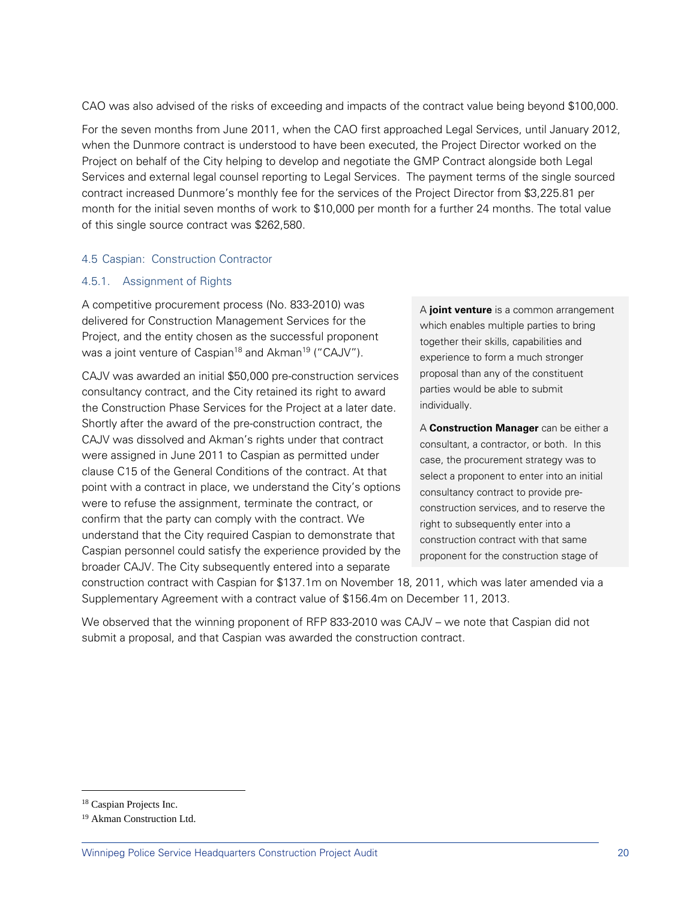CAO was also advised of the risks of exceeding and impacts of the contract value being beyond $100,000.

For the seven months from June 2011, when the CAO first approached Legal Services, until January 2012, when the Dunmore contract is understood to have been executed, the Project Director worked on the Project on behalf of the City helping to develop and negotiate the GMP Contract alongside both Legal Services and external legal counsel reporting to Legal Services. The payment terms of the single sourced contract increased Dunmore's monthly fee for the services of the Project Director from $3,225.81 per month for the initial seven months of work to $10,000 per month for a further 24 months. The total value of this single source contract was $262,580.

## 4.5 Caspian: Construction Contractor

### 4.5.1. Assignment of Rights

A competitive procurement process (No. 833-2010) was delivered for Construction Management Services for the Project, and the entity chosen as the successful proponent was a joint venture of Caspian[18] and Akman[19] ("CAJV").

CAJV was awarded an initial $50,000 pre-construction services consultancy contract, and the City retained its right to award the Construction Phase Services for the Project at a later date. Shortly after the award of the pre-construction contract, the CAJV was dissolved and Akman's rights under that contract were assigned in June 2011 to Caspian as permitted under clause C15 of the General Conditions of the contract. At that point with a contract in place, we understand the City's options were to refuse the assignment, terminate the contract, or confirm that the party can comply with the contract. We understand that the City required Caspian to demonstrate that Caspian personnel could satisfy the experience provided by the broader CAJV. The City subsequently entered into a separate construction contract with Caspian for $137.1m on November 18, 2011, which was later amended via a Supplementary Agreement with a contract value of $156.4m on December 11, 2013.

> A **joint venture** is a common arrangement which enables multiple parties to bring together their skills, capabilities and experience to form a much stronger proposal than any of the constituent parties would be able to submit individually.
>
> A **Construction Manager** can be either a consultant, a contractor, or both. In this case, the procurement strategy was to select a proponent to enter into an initial consultancy contract to provide pre-construction services, and to reserve the right to subsequently enter into a construction contract with that same proponent for the construction stage of

We observed that the winning proponent of RFP 833-2010 was CAJV – we note that Caspian did not submit a proposal, and that Caspian was awarded the construction contract.

---

[18] Caspian Projects Inc.

[19] Akman Construction Ltd.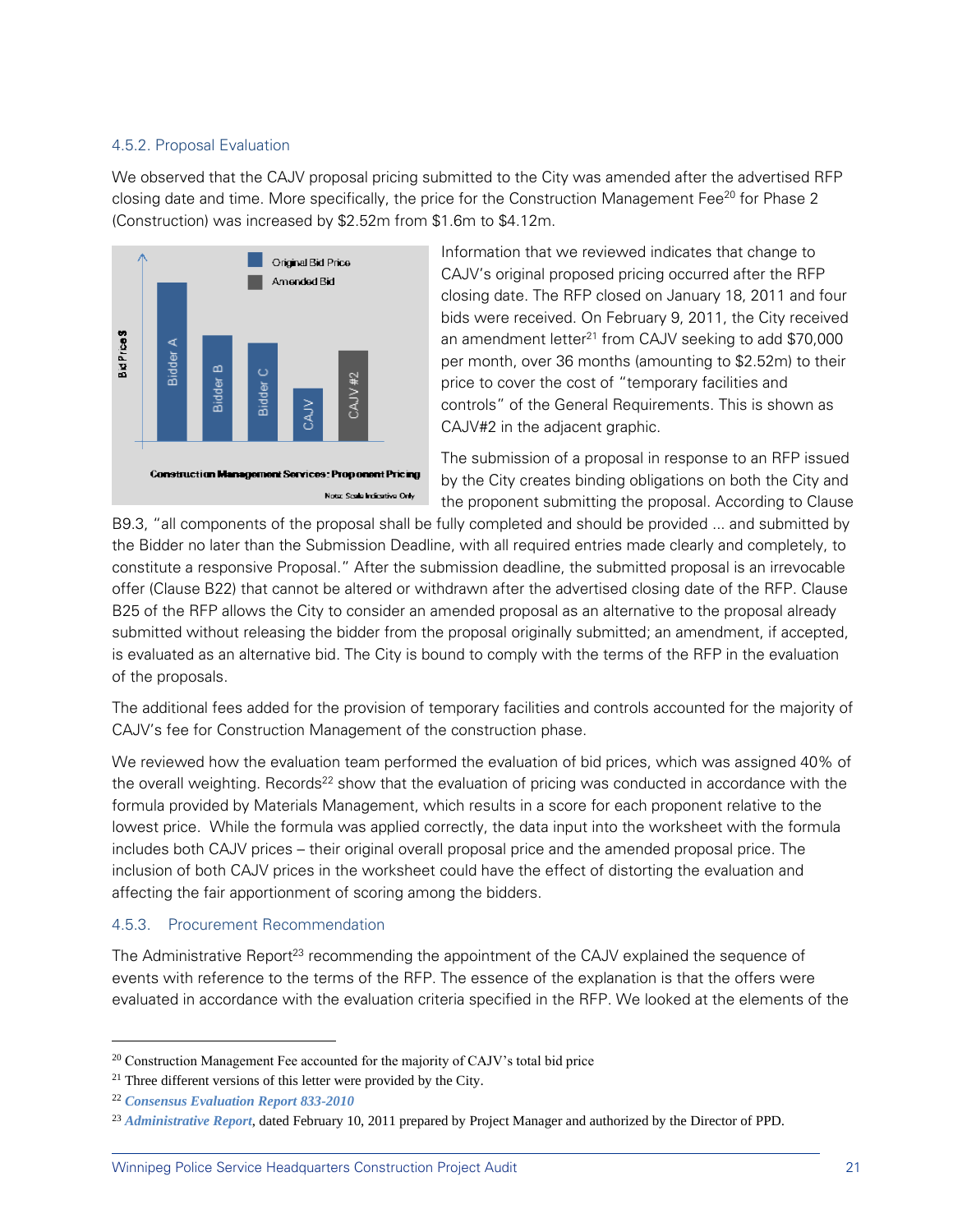### 4.5.2. Proposal Evaluation

We observed that the CAJV proposal pricing submitted to the City was amended after the advertised RFP closing date and time. More specifically, the price for the Construction Management Fee[20] for Phase 2 (Construction) was increased by $2.52m from $1.6m to $4.12m.

Information that we reviewed indicates that change to CAJV's original proposed pricing occurred after the RFP closing date. The RFP closed on January 18, 2011 and four bids were received. On February 9, 2011, the City received an amendment letter[21] from CAJV seeking to add $70,000 per month, over 36 months (amounting to $2.52m) to their price to cover the cost of "temporary facilities and controls" of the General Requirements. This is shown as CAJV#2 in the adjacent graphic.

The submission of a proposal in response to an RFP issued by the City creates binding obligations on both the City and the proponent submitting the proposal. According to Clause B9.3, "all components of the proposal shall be fully completed and should be provided ... and submitted by the Bidder no later than the Submission Deadline, with all required entries made clearly and completely, to constitute a responsive Proposal." After the submission deadline, the submitted proposal is an irrevocable offer (Clause B22) that cannot be altered or withdrawn after the advertised closing date of the RFP. Clause B25 of the RFP allows the City to consider an amended proposal as an alternative to the proposal already submitted without releasing the bidder from the proposal originally submitted; an amendment, if accepted, is evaluated as an alternative bid. The City is bound to comply with the terms of the RFP in the evaluation of the proposals.

The additional fees added for the provision of temporary facilities and controls accounted for the majority of CAJV's fee for Construction Management of the construction phase.

We reviewed how the evaluation team performed the evaluation of bid prices, which was assigned 40% of the overall weighting. Records[22] show that the evaluation of pricing was conducted in accordance with the formula provided by Materials Management, which results in a score for each proponent relative to the lowest price. While the formula was applied correctly, the data input into the worksheet with the formula includes both CAJV prices – their original overall proposal price and the amended proposal price. The inclusion of both CAJV prices in the worksheet could have the effect of distorting the evaluation and affecting the fair apportionment of scoring among the bidders.

### 4.5.3. Procurement Recommendation

The Administrative Report[23] recommending the appointment of the CAJV explained the sequence of events with reference to the terms of the RFP. The essence of the explanation is that the offers were evaluated in accordance with the evaluation criteria specified in the RFP. We looked at the elements of the

---

[20] Construction Management Fee accounted for the majority of CAJV's total bid price

[21] Three different versions of this letter were provided by the City.

[22] ***Consensus Evaluation Report 833-2010***

[23] ***Administrative Report***, dated February 10, 2011 prepared by Project Manager and authorized by the Director of PPD.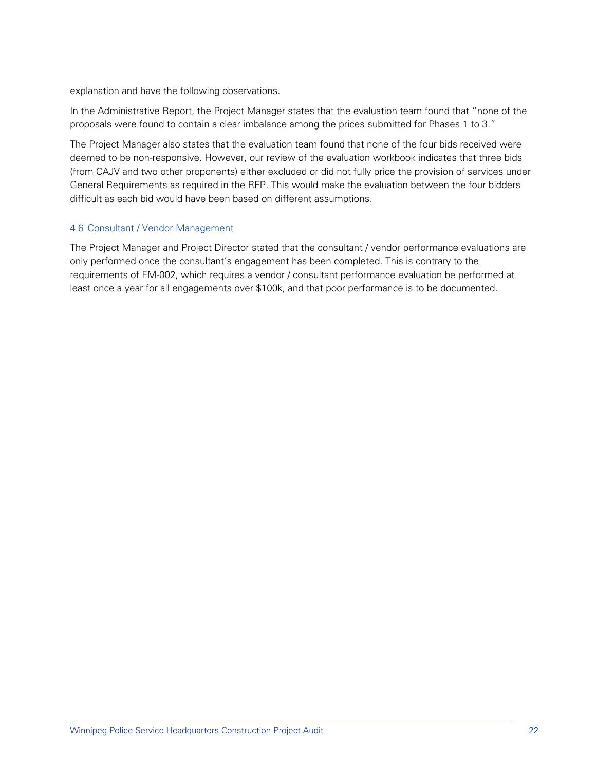explanation and have the following observations.

In the Administrative Report, the Project Manager states that the evaluation team found that "none of the proposals were found to contain a clear imbalance among the prices submitted for Phases 1 to 3."

The Project Manager also states that the evaluation team found that none of the four bids received were deemed to be non-responsive. However, our review of the evaluation workbook indicates that three bids (from CAJV and two other proponents) either excluded or did not fully price the provision of services under General Requirements as required in the RFP. This would make the evaluation between the four bidders difficult as each bid would have been based on different assumptions.

### 4.6 Consultant / Vendor Management

The Project Manager and Project Director stated that the consultant / vendor performance evaluations are only performed once the consultant's engagement has been completed. This is contrary to the requirements of FM-002, which requires a vendor / consultant performance evaluation be performed at least once a year for all engagements over $100k, and that poor performance is to be documented.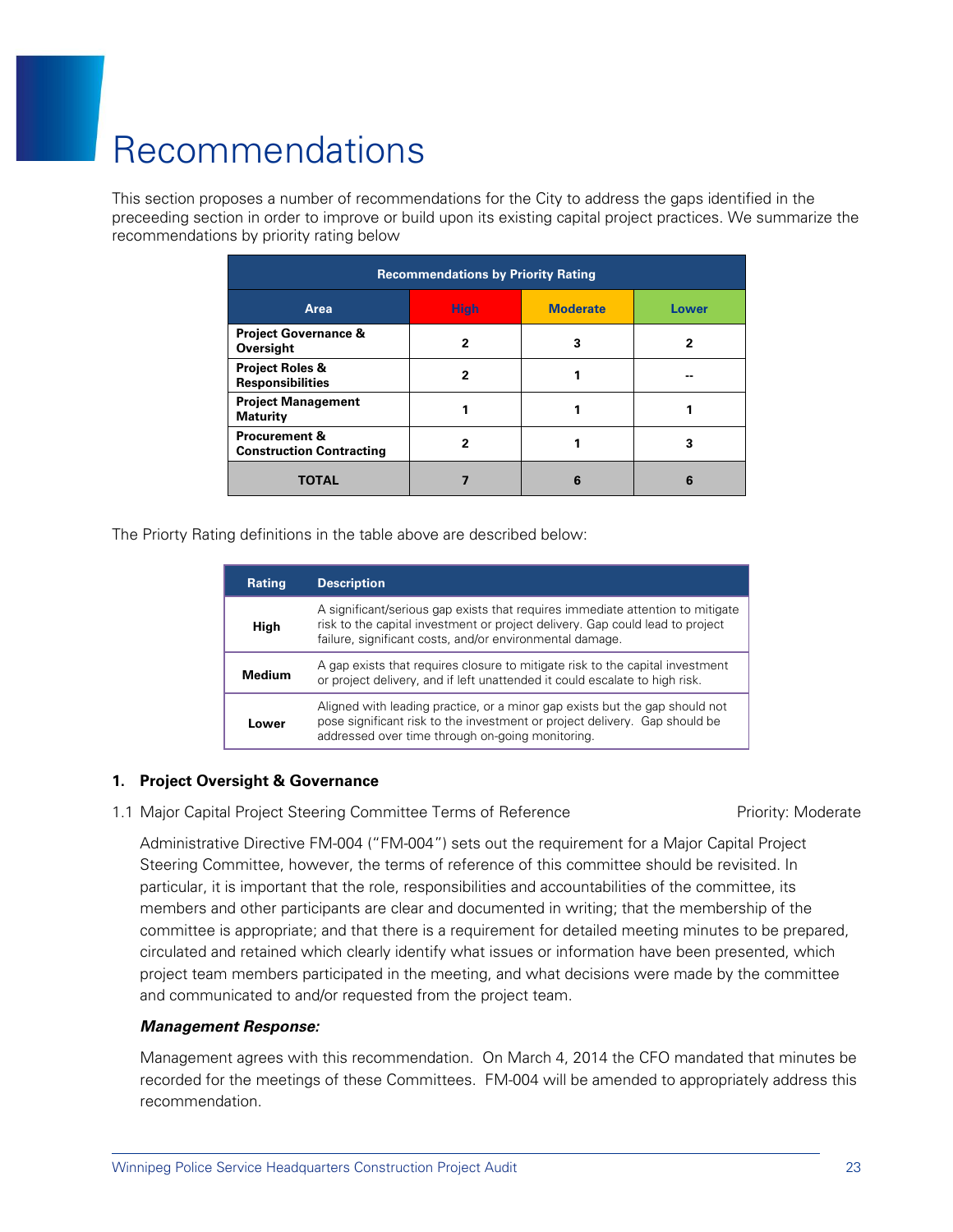# Recommendations

This section proposes a number of recommendations for the City to address the gaps identified in the preceeding section in order to improve or build upon its existing capital project practices. We summarize the recommendations by priority rating below

| Recommendations by Priority Rating | | | |
|---|---|---|---|
| **Area** | **High** | **Moderate** | **Lower** |
| **Project Governance & Oversight** | 2 | 3 | 2 |
| **Project Roles & Responsibilities** | 2 | 1 | -- |
| **Project Management Maturity** | 1 | 1 | 1 |
| **Procurement & Construction Contracting** | 2 | 1 | 3 |
| **TOTAL** | **7** | **6** | **6** |

The Priorty Rating definitions in the table above are described below:

| Rating | Description |
|---|---|
| **High** | A significant/serious gap exists that requires immediate attention to mitigate risk to the capital investment or project delivery. Gap could lead to project failure, significant costs, and/or environmental damage. |
| **Medium** | A gap exists that requires closure to mitigate risk to the capital investment or project delivery, and if left unattended it could escalate to high risk. |
| **Lower** | Aligned with leading practice, or a minor gap exists but the gap should not pose significant risk to the investment or project delivery. Gap should be addressed over time through on-going monitoring. |

## 1. Project Oversight & Governance

1.1 Major Capital Project Steering Committee Terms of Reference — Priority: Moderate

Administrative Directive FM-004 ("FM-004") sets out the requirement for a Major Capital Project Steering Committee, however, the terms of reference of this committee should be revisited. In particular, it is important that the role, responsibilities and accountabilities of the committee, its members and other participants are clear and documented in writing; that the membership of the committee is appropriate; and that there is a requirement for detailed meeting minutes to be prepared, circulated and retained which clearly identify what issues or information have been presented, which project team members participated in the meeting, and what decisions were made by the committee and communicated to and/or requested from the project team.

***Management Response:***

Management agrees with this recommendation. On March 4, 2014 the CFO mandated that minutes be recorded for the meetings of these Committees. FM-004 will be amended to appropriately address this recommendation.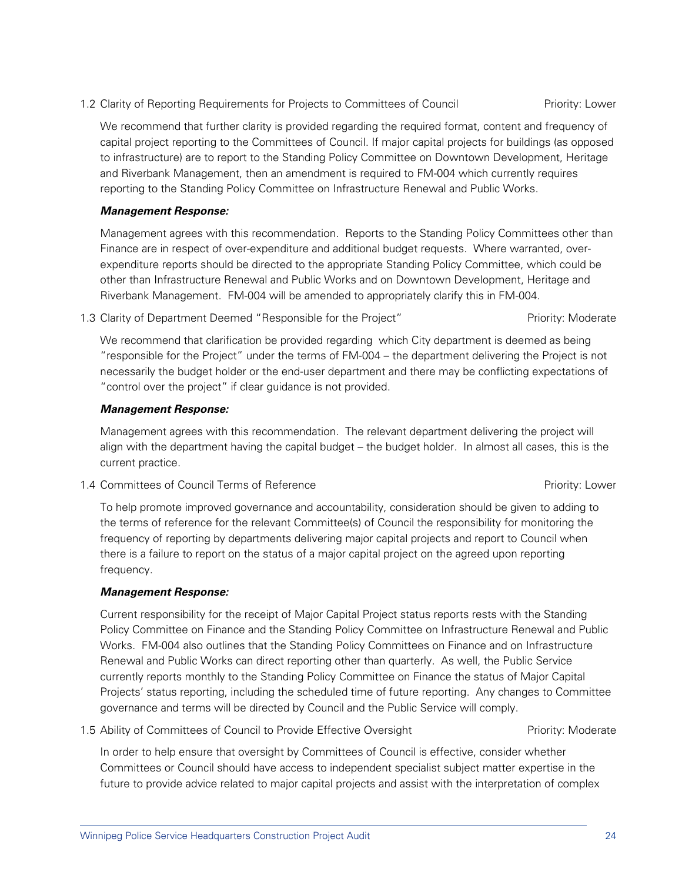1.2 Clarity of Reporting Requirements for Projects to Committees of Council — Priority: Lower

We recommend that further clarity is provided regarding the required format, content and frequency of capital project reporting to the Committees of Council. If major capital projects for buildings (as opposed to infrastructure) are to report to the Standing Policy Committee on Downtown Development, Heritage and Riverbank Management, then an amendment is required to FM-004 which currently requires reporting to the Standing Policy Committee on Infrastructure Renewal and Public Works.

***Management Response:***

Management agrees with this recommendation. Reports to the Standing Policy Committees other than Finance are in respect of over-expenditure and additional budget requests. Where warranted, over-expenditure reports should be directed to the appropriate Standing Policy Committee, which could be other than Infrastructure Renewal and Public Works and on Downtown Development, Heritage and Riverbank Management. FM-004 will be amended to appropriately clarify this in FM-004.

1.3 Clarity of Department Deemed "Responsible for the Project" — Priority: Moderate

We recommend that clarification be provided regarding which City department is deemed as being "responsible for the Project" under the terms of FM-004 – the department delivering the Project is not necessarily the budget holder or the end-user department and there may be conflicting expectations of "control over the project" if clear guidance is not provided.

***Management Response:***

Management agrees with this recommendation. The relevant department delivering the project will align with the department having the capital budget – the budget holder. In almost all cases, this is the current practice.

1.4 Committees of Council Terms of Reference — Priority: Lower

To help promote improved governance and accountability, consideration should be given to adding to the terms of reference for the relevant Committee(s) of Council the responsibility for monitoring the frequency of reporting by departments delivering major capital projects and report to Council when there is a failure to report on the status of a major capital project on the agreed upon reporting frequency.

***Management Response:***

Current responsibility for the receipt of Major Capital Project status reports rests with the Standing Policy Committee on Finance and the Standing Policy Committee on Infrastructure Renewal and Public Works. FM-004 also outlines that the Standing Policy Committees on Finance and on Infrastructure Renewal and Public Works can direct reporting other than quarterly. As well, the Public Service currently reports monthly to the Standing Policy Committee on Finance the status of Major Capital Projects' status reporting, including the scheduled time of future reporting. Any changes to Committee governance and terms will be directed by Council and the Public Service will comply.

1.5 Ability of Committees of Council to Provide Effective Oversight — Priority: Moderate

In order to help ensure that oversight by Committees of Council is effective, consider whether Committees or Council should have access to independent specialist subject matter expertise in the future to provide advice related to major capital projects and assist with the interpretation of complex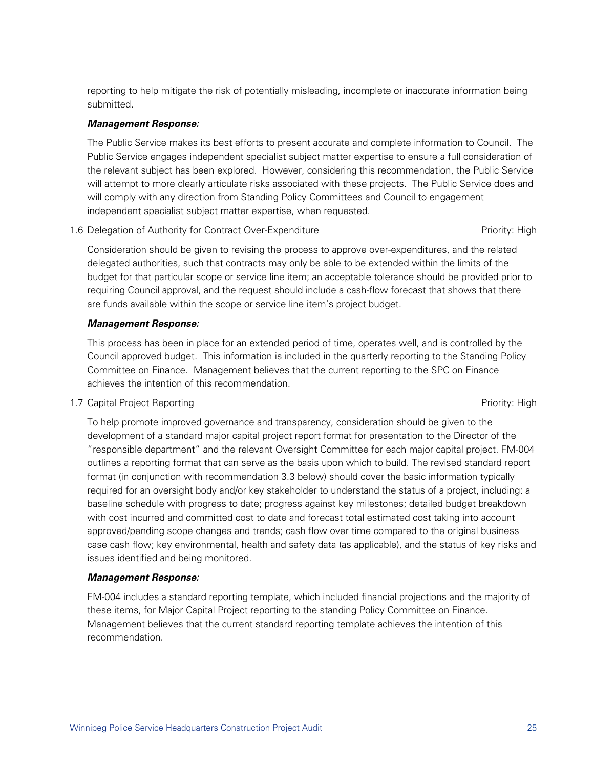reporting to help mitigate the risk of potentially misleading, incomplete or inaccurate information being submitted.

***Management Response:***

The Public Service makes its best efforts to present accurate and complete information to Council. The Public Service engages independent specialist subject matter expertise to ensure a full consideration of the relevant subject has been explored. However, considering this recommendation, the Public Service will attempt to more clearly articulate risks associated with these projects. The Public Service does and will comply with any direction from Standing Policy Committees and Council to engagement independent specialist subject matter expertise, when requested.

1.6 Delegation of Authority for Contract Over-Expenditure — Priority: High

Consideration should be given to revising the process to approve over-expenditures, and the related delegated authorities, such that contracts may only be able to be extended within the limits of the budget for that particular scope or service line item; an acceptable tolerance should be provided prior to requiring Council approval, and the request should include a cash-flow forecast that shows that there are funds available within the scope or service line item's project budget.

***Management Response:***

This process has been in place for an extended period of time, operates well, and is controlled by the Council approved budget. This information is included in the quarterly reporting to the Standing Policy Committee on Finance. Management believes that the current reporting to the SPC on Finance achieves the intention of this recommendation.

1.7 Capital Project Reporting — Priority: High

To help promote improved governance and transparency, consideration should be given to the development of a standard major capital project report format for presentation to the Director of the "responsible department" and the relevant Oversight Committee for each major capital project. FM-004 outlines a reporting format that can serve as the basis upon which to build. The revised standard report format (in conjunction with recommendation 3.3 below) should cover the basic information typically required for an oversight body and/or key stakeholder to understand the status of a project, including: a baseline schedule with progress to date; progress against key milestones; detailed budget breakdown with cost incurred and committed cost to date and forecast total estimated cost taking into account approved/pending scope changes and trends; cash flow over time compared to the original business case cash flow; key environmental, health and safety data (as applicable), and the status of key risks and issues identified and being monitored.

***Management Response:***

FM-004 includes a standard reporting template, which included financial projections and the majority of these items, for Major Capital Project reporting to the standing Policy Committee on Finance. Management believes that the current standard reporting template achieves the intention of this recommendation.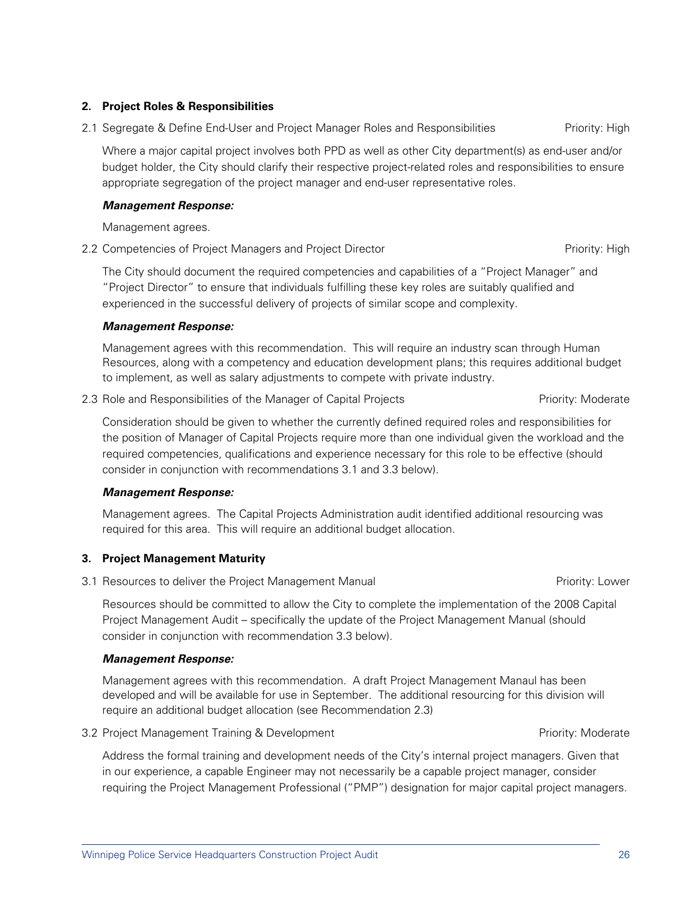## 2. Project Roles & Responsibilities

2.1 Segregate & Define End-User and Project Manager Roles and Responsibilities — Priority: High

Where a major capital project involves both PPD as well as other City department(s) as end-user and/or budget holder, the City should clarify their respective project-related roles and responsibilities to ensure appropriate segregation of the project manager and end-user representative roles.

***Management Response:***

Management agrees.

2.2 Competencies of Project Managers and Project Director — Priority: High

The City should document the required competencies and capabilities of a "Project Manager" and "Project Director" to ensure that individuals fulfilling these key roles are suitably qualified and experienced in the successful delivery of projects of similar scope and complexity.

***Management Response:***

Management agrees with this recommendation. This will require an industry scan through Human Resources, along with a competency and education development plans; this requires additional budget to implement, as well as salary adjustments to compete with private industry.

2.3 Role and Responsibilities of the Manager of Capital Projects — Priority: Moderate

Consideration should be given to whether the currently defined required roles and responsibilities for the position of Manager of Capital Projects require more than one individual given the workload and the required competencies, qualifications and experience necessary for this role to be effective (should consider in conjunction with recommendations 3.1 and 3.3 below).

***Management Response:***

Management agrees. The Capital Projects Administration audit identified additional resourcing was required for this area. This will require an additional budget allocation.

## 3. Project Management Maturity

3.1 Resources to deliver the Project Management Manual — Priority: Lower

Resources should be committed to allow the City to complete the implementation of the 2008 Capital Project Management Audit – specifically the update of the Project Management Manual (should consider in conjunction with recommendation 3.3 below).

***Management Response:***

Management agrees with this recommendation. A draft Project Management Manaul has been developed and will be available for use in September. The additional resourcing for this division will require an additional budget allocation (see Recommendation 2.3)

3.2 Project Management Training & Development — Priority: Moderate

Address the formal training and development needs of the City's internal project managers. Given that in our experience, a capable Engineer may not necessarily be a capable project manager, consider requiring the Project Management Professional ("PMP") designation for major capital project managers.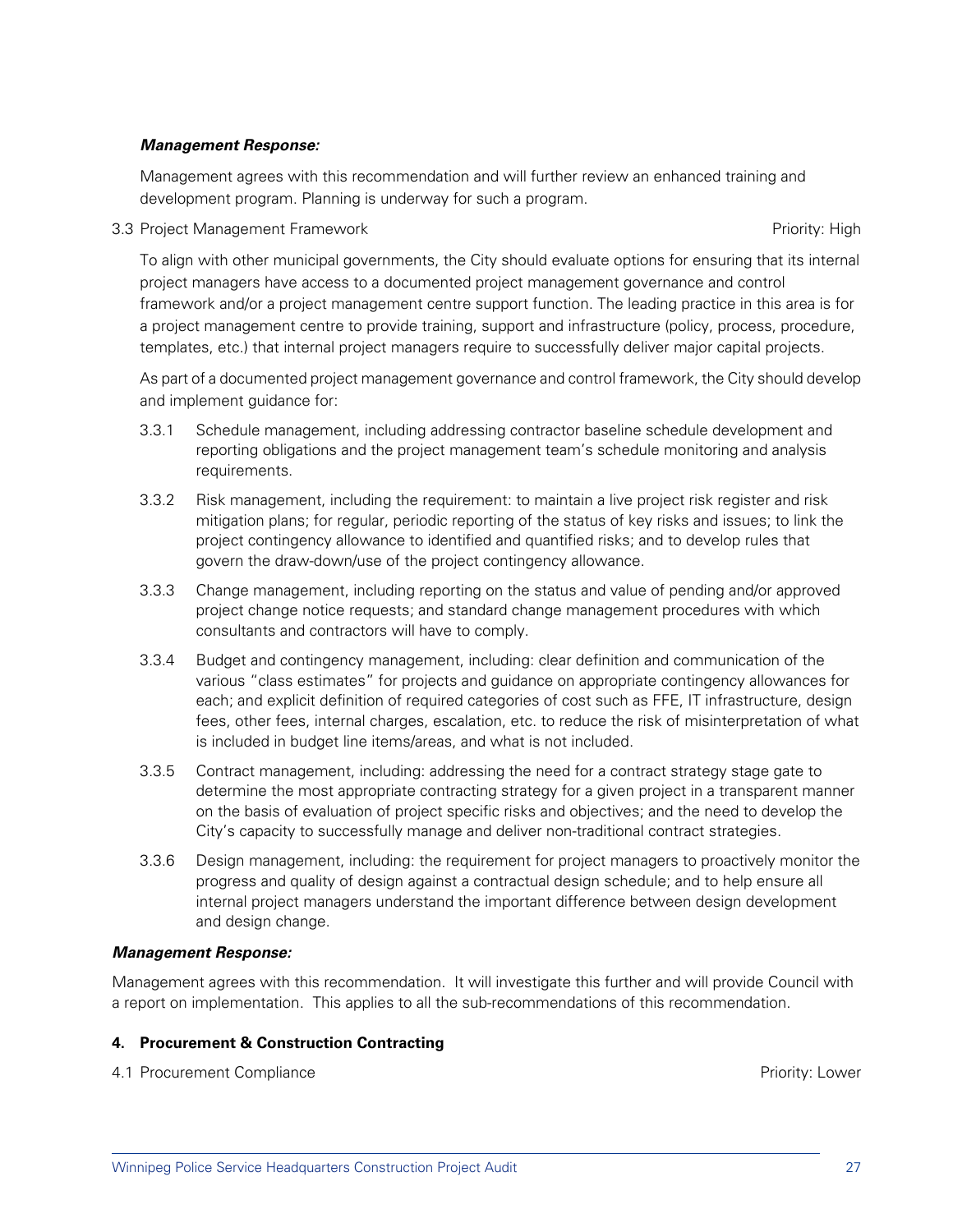***Management Response:***

Management agrees with this recommendation and will further review an enhanced training and development program. Planning is underway for such a program.

3.3 Project Management Framework — Priority: High

To align with other municipal governments, the City should evaluate options for ensuring that its internal project managers have access to a documented project management governance and control framework and/or a project management centre support function. The leading practice in this area is for a project management centre to provide training, support and infrastructure (policy, process, procedure, templates, etc.) that internal project managers require to successfully deliver major capital projects.

As part of a documented project management governance and control framework, the City should develop and implement guidance for:

3.3.1 Schedule management, including addressing contractor baseline schedule development and reporting obligations and the project management team's schedule monitoring and analysis requirements.

3.3.2 Risk management, including the requirement: to maintain a live project risk register and risk mitigation plans; for regular, periodic reporting of the status of key risks and issues; to link the project contingency allowance to identified and quantified risks; and to develop rules that govern the draw-down/use of the project contingency allowance.

3.3.3 Change management, including reporting on the status and value of pending and/or approved project change notice requests; and standard change management procedures with which consultants and contractors will have to comply.

3.3.4 Budget and contingency management, including: clear definition and communication of the various "class estimates" for projects and guidance on appropriate contingency allowances for each; and explicit definition of required categories of cost such as FFE, IT infrastructure, design fees, other fees, internal charges, escalation, etc. to reduce the risk of misinterpretation of what is included in budget line items/areas, and what is not included.

3.3.5 Contract management, including: addressing the need for a contract strategy stage gate to determine the most appropriate contracting strategy for a given project in a transparent manner on the basis of evaluation of project specific risks and objectives; and the need to develop the City's capacity to successfully manage and deliver non-traditional contract strategies.

3.3.6 Design management, including: the requirement for project managers to proactively monitor the progress and quality of design against a contractual design schedule; and to help ensure all internal project managers understand the important difference between design development and design change.

***Management Response:***

Management agrees with this recommendation. It will investigate this further and will provide Council with a report on implementation. This applies to all the sub-recommendations of this recommendation.

## 4. Procurement & Construction Contracting

4.1 Procurement Compliance — Priority: Lower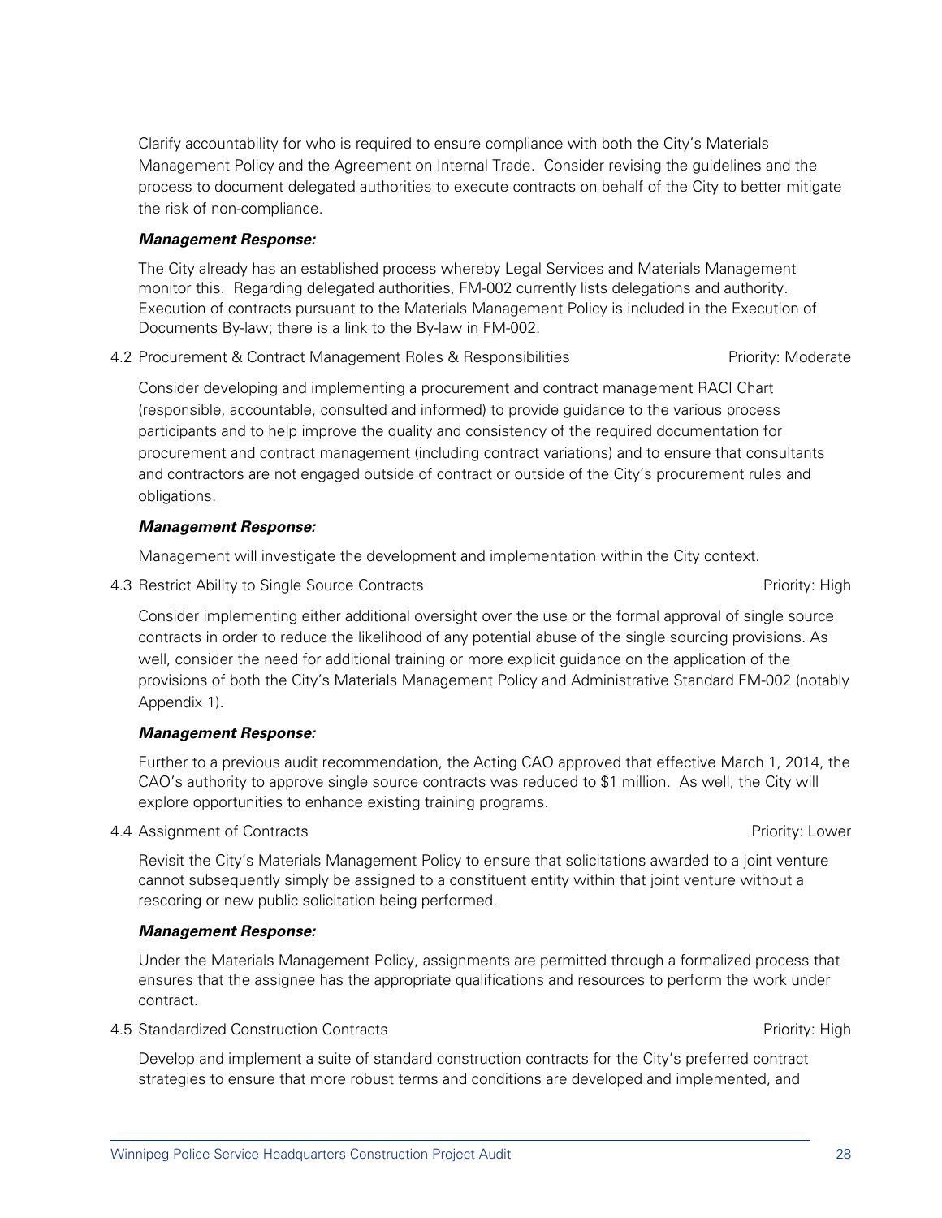Clarify accountability for who is required to ensure compliance with both the City's Materials Management Policy and the Agreement on Internal Trade. Consider revising the guidelines and the process to document delegated authorities to execute contracts on behalf of the City to better mitigate the risk of non-compliance.

***Management Response:***

The City already has an established process whereby Legal Services and Materials Management monitor this. Regarding delegated authorities, FM-002 currently lists delegations and authority. Execution of contracts pursuant to the Materials Management Policy is included in the Execution of Documents By-law; there is a link to the By-law in FM-002.

4.2 Procurement & Contract Management Roles & Responsibilities — Priority: Moderate

Consider developing and implementing a procurement and contract management RACI Chart (responsible, accountable, consulted and informed) to provide guidance to the various process participants and to help improve the quality and consistency of the required documentation for procurement and contract management (including contract variations) and to ensure that consultants and contractors are not engaged outside of contract or outside of the City's procurement rules and obligations.

***Management Response:***

Management will investigate the development and implementation within the City context.

4.3 Restrict Ability to Single Source Contracts — Priority: High

Consider implementing either additional oversight over the use or the formal approval of single source contracts in order to reduce the likelihood of any potential abuse of the single sourcing provisions. As well, consider the need for additional training or more explicit guidance on the application of the provisions of both the City's Materials Management Policy and Administrative Standard FM-002 (notably Appendix 1).

***Management Response:***

Further to a previous audit recommendation, the Acting CAO approved that effective March 1, 2014, the CAO's authority to approve single source contracts was reduced to $1 million. As well, the City will explore opportunities to enhance existing training programs.

4.4 Assignment of Contracts — Priority: Lower

Revisit the City's Materials Management Policy to ensure that solicitations awarded to a joint venture cannot subsequently simply be assigned to a constituent entity within that joint venture without a rescoring or new public solicitation being performed.

***Management Response:***

Under the Materials Management Policy, assignments are permitted through a formalized process that ensures that the assignee has the appropriate qualifications and resources to perform the work under contract.

4.5 Standardized Construction Contracts — Priority: High

Develop and implement a suite of standard construction contracts for the City's preferred contract strategies to ensure that more robust terms and conditions are developed and implemented, and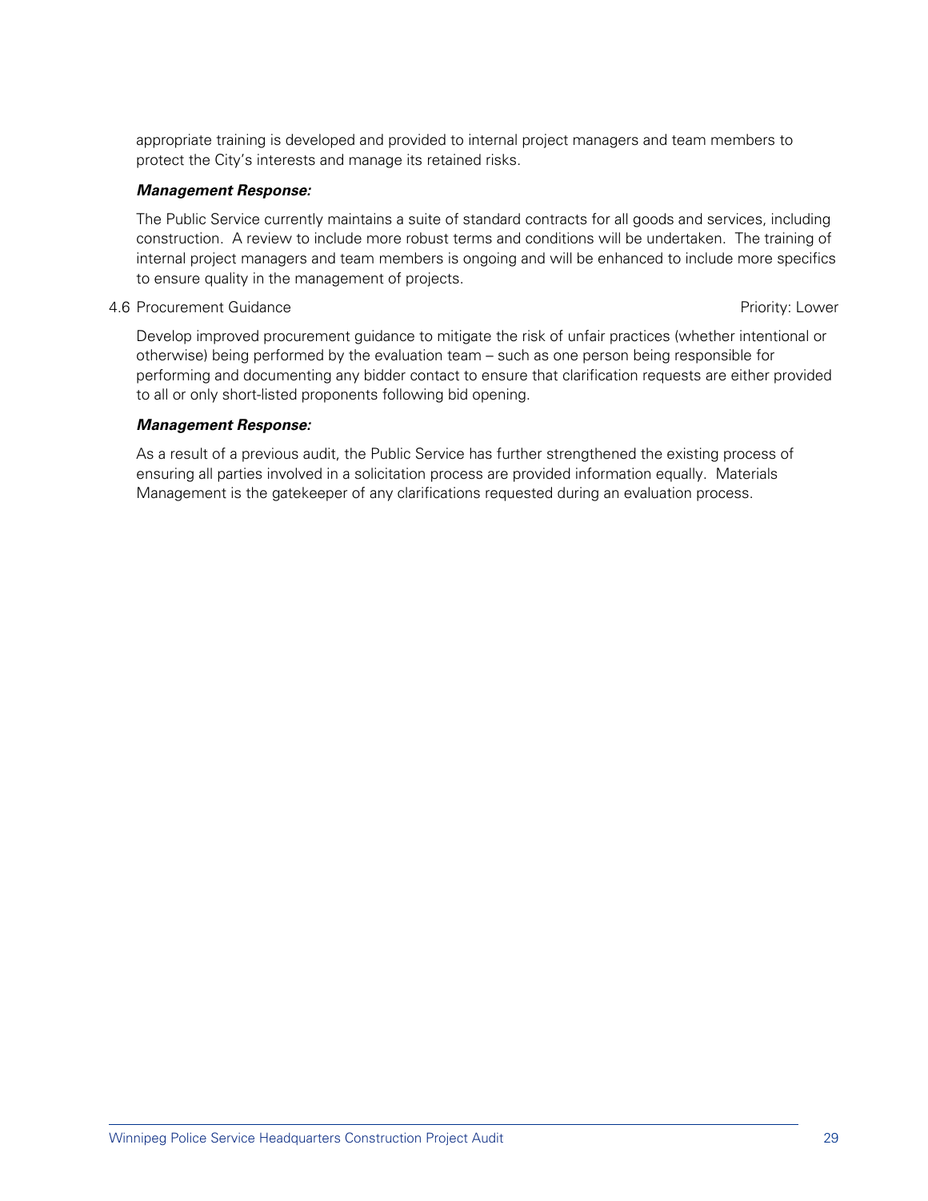appropriate training is developed and provided to internal project managers and team members to protect the City's interests and manage its retained risks.

***Management Response:***

The Public Service currently maintains a suite of standard contracts for all goods and services, including construction. A review to include more robust terms and conditions will be undertaken. The training of internal project managers and team members is ongoing and will be enhanced to include more specifics to ensure quality in the management of projects.

4.6 Procurement Guidance Priority: Lower

Develop improved procurement guidance to mitigate the risk of unfair practices (whether intentional or otherwise) being performed by the evaluation team – such as one person being responsible for performing and documenting any bidder contact to ensure that clarification requests are either provided to all or only short-listed proponents following bid opening.

***Management Response:***

As a result of a previous audit, the Public Service has further strengthened the existing process of ensuring all parties involved in a solicitation process are provided information equally. Materials Management is the gatekeeper of any clarifications requested during an evaluation process.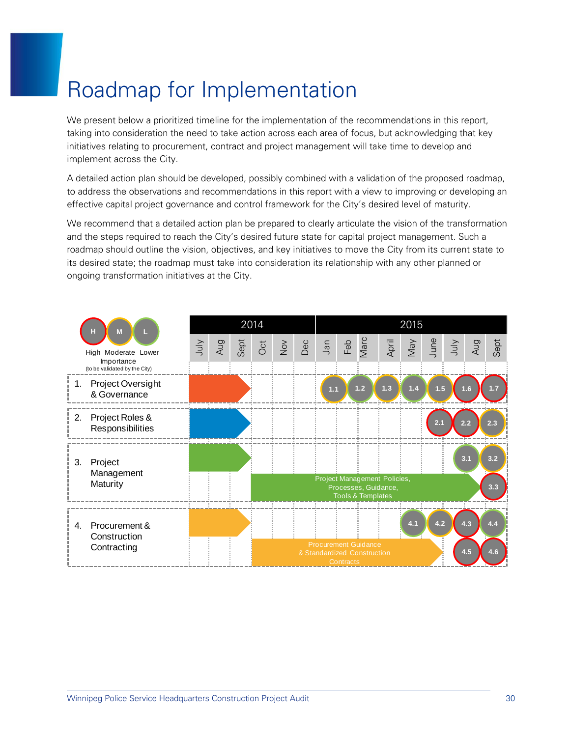# Roadmap for Implementation

We present below a prioritized timeline for the implementation of the recommendations in this report, taking into consideration the need to take action across each area of focus, but acknowledging that key initiatives relating to procurement, contract and project management will take time to develop and implement across the City.

A detailed action plan should be developed, possibly combined with a validation of the proposed roadmap, to address the observations and recommendations in this report with a view to improving or developing an effective capital project governance and control framework for the City's desired level of maturity.

We recommend that a detailed action plan be prepared to clearly articulate the vision of the transformation and the steps required to reach the City's desired future state for capital project management. Such a roadmap should outline the vision, objectives, and key initiatives to move the City from its current state to its desired state; the roadmap must take into consideration its relationship with any other planned or ongoing transformation initiatives at the City.

H M L
High Moderate Lower
Importance
(to be validated by the City)

| | 2014 | | | | | | 2015 | | | | | | | | |
|---|---|---|---|---|---|---|---|---|---|---|---|---|---|---|---|
| | July | Aug | Sept | Oct | Nov | Dec | Jan | Feb | Marc | April | May | June | July | Aug | Sept |
| 1. Project Oversight & Governance | | | | | | | 1.1 | 1.2 | 1.3 | | 1.4 | 1.5 | 1.6 | | 1.7 |
| 2. Project Roles & Responsibilities | | | | | | | | | | | | 2.1 | 2.2 | | 2.3 |
| 3. Project Management Maturity | | | | Project Management Policies, Processes, Guidance, Tools & Templates | | | | | | | | | 3.1 | | 3.2, 3.3 |
| 4. Procurement & Construction Contracting | | | | Procurement Guidance & Standardized Construction Contracts | | | | | | | 4.1 | 4.2 | 4.3, 4.5 | | 4.4, 4.6 |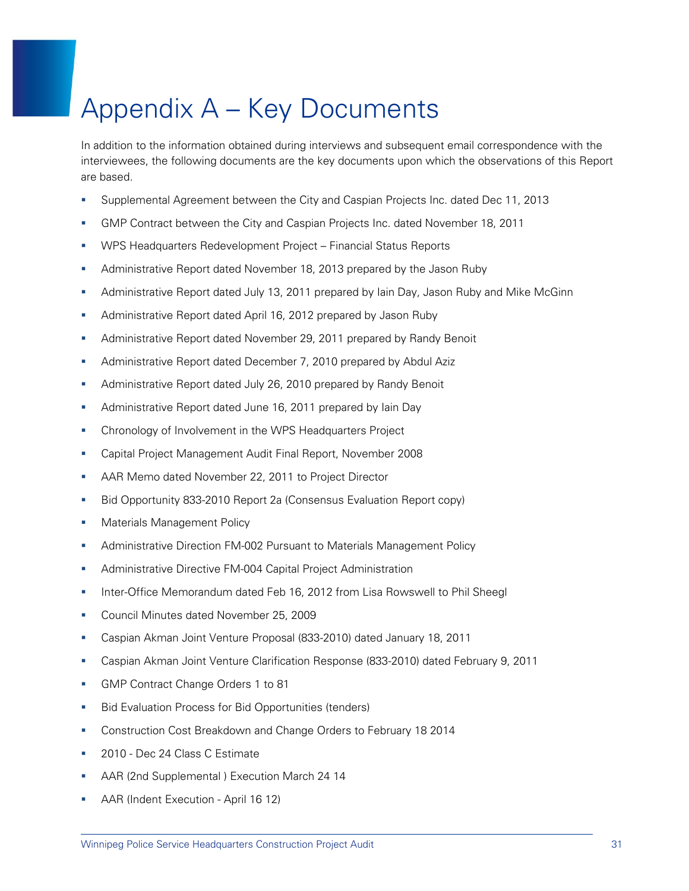# Appendix A – Key Documents

In addition to the information obtained during interviews and subsequent email correspondence with the interviewees, the following documents are the key documents upon which the observations of this Report are based.

- Supplemental Agreement between the City and Caspian Projects Inc. dated Dec 11, 2013
- GMP Contract between the City and Caspian Projects Inc. dated November 18, 2011
- WPS Headquarters Redevelopment Project – Financial Status Reports
- Administrative Report dated November 18, 2013 prepared by the Jason Ruby
- Administrative Report dated July 13, 2011 prepared by Iain Day, Jason Ruby and Mike McGinn
- Administrative Report dated April 16, 2012 prepared by Jason Ruby
- Administrative Report dated November 29, 2011 prepared by Randy Benoit
- Administrative Report dated December 7, 2010 prepared by Abdul Aziz
- Administrative Report dated July 26, 2010 prepared by Randy Benoit
- Administrative Report dated June 16, 2011 prepared by Iain Day
- Chronology of Involvement in the WPS Headquarters Project
- Capital Project Management Audit Final Report, November 2008
- AAR Memo dated November 22, 2011 to Project Director
- Bid Opportunity 833-2010 Report 2a (Consensus Evaluation Report copy)
- Materials Management Policy
- Administrative Direction FM-002 Pursuant to Materials Management Policy
- Administrative Directive FM-004 Capital Project Administration
- Inter-Office Memorandum dated Feb 16, 2012 from Lisa Rowswell to Phil Sheegl
- Council Minutes dated November 25, 2009
- Caspian Akman Joint Venture Proposal (833-2010) dated January 18, 2011
- Caspian Akman Joint Venture Clarification Response (833-2010) dated February 9, 2011
- GMP Contract Change Orders 1 to 81
- Bid Evaluation Process for Bid Opportunities (tenders)
- Construction Cost Breakdown and Change Orders to February 18 2014
- 2010 - Dec 24 Class C Estimate
- AAR (2nd Supplemental ) Execution March 24 14
- AAR (Indent Execution - April 16 12)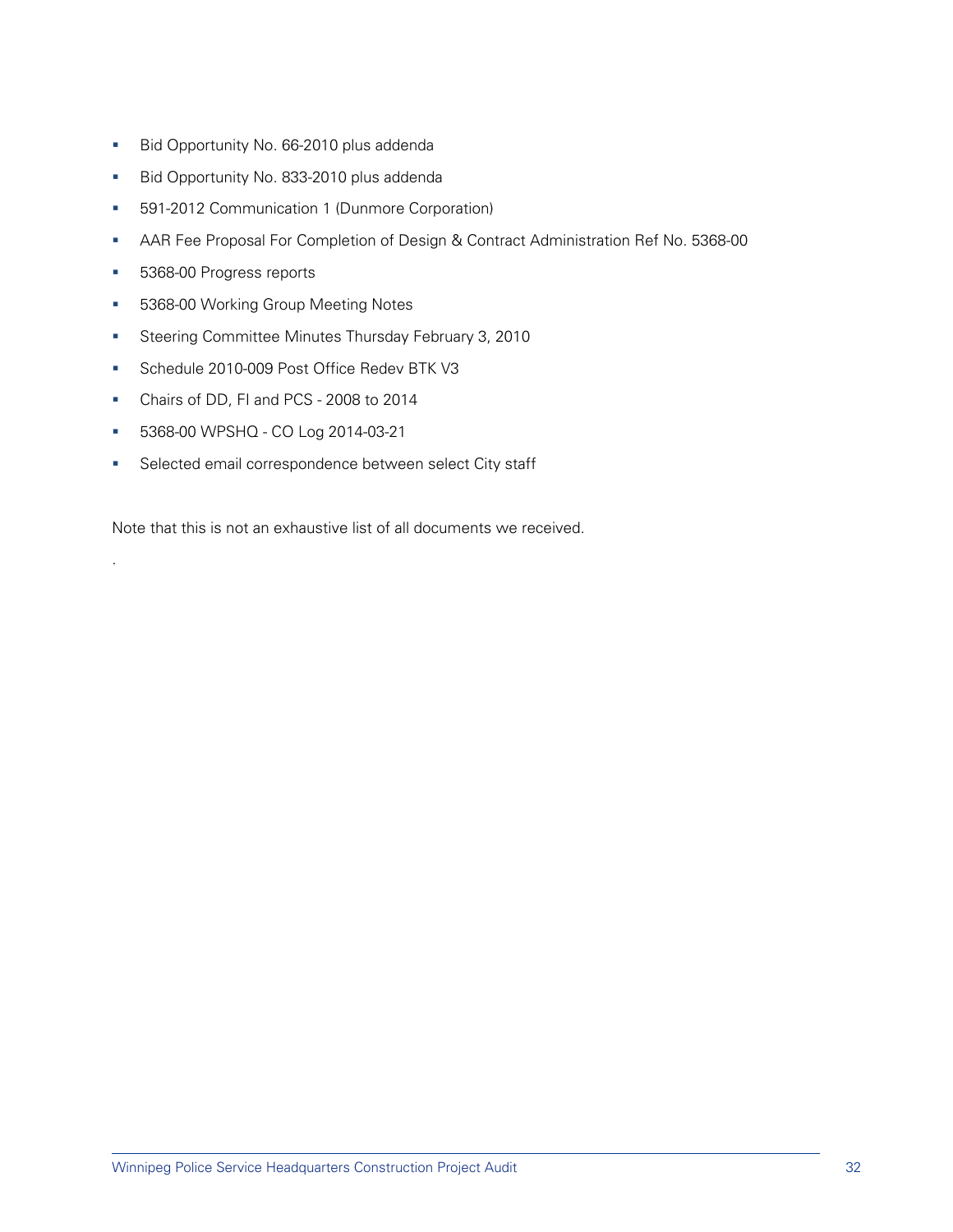- Bid Opportunity No. 66-2010 plus addenda
- Bid Opportunity No. 833-2010 plus addenda
- 591-2012 Communication 1 (Dunmore Corporation)
- AAR Fee Proposal For Completion of Design & Contract Administration Ref No. 5368-00
- 5368-00 Progress reports
- 5368-00 Working Group Meeting Notes
- Steering Committee Minutes Thursday February 3, 2010
- Schedule 2010-009 Post Office Redev BTK V3
- Chairs of DD, FI and PCS - 2008 to 2014
- 5368-00 WPSHQ - CO Log 2014-03-21
- Selected email correspondence between select City staff

Note that this is not an exhaustive list of all documents we received.

.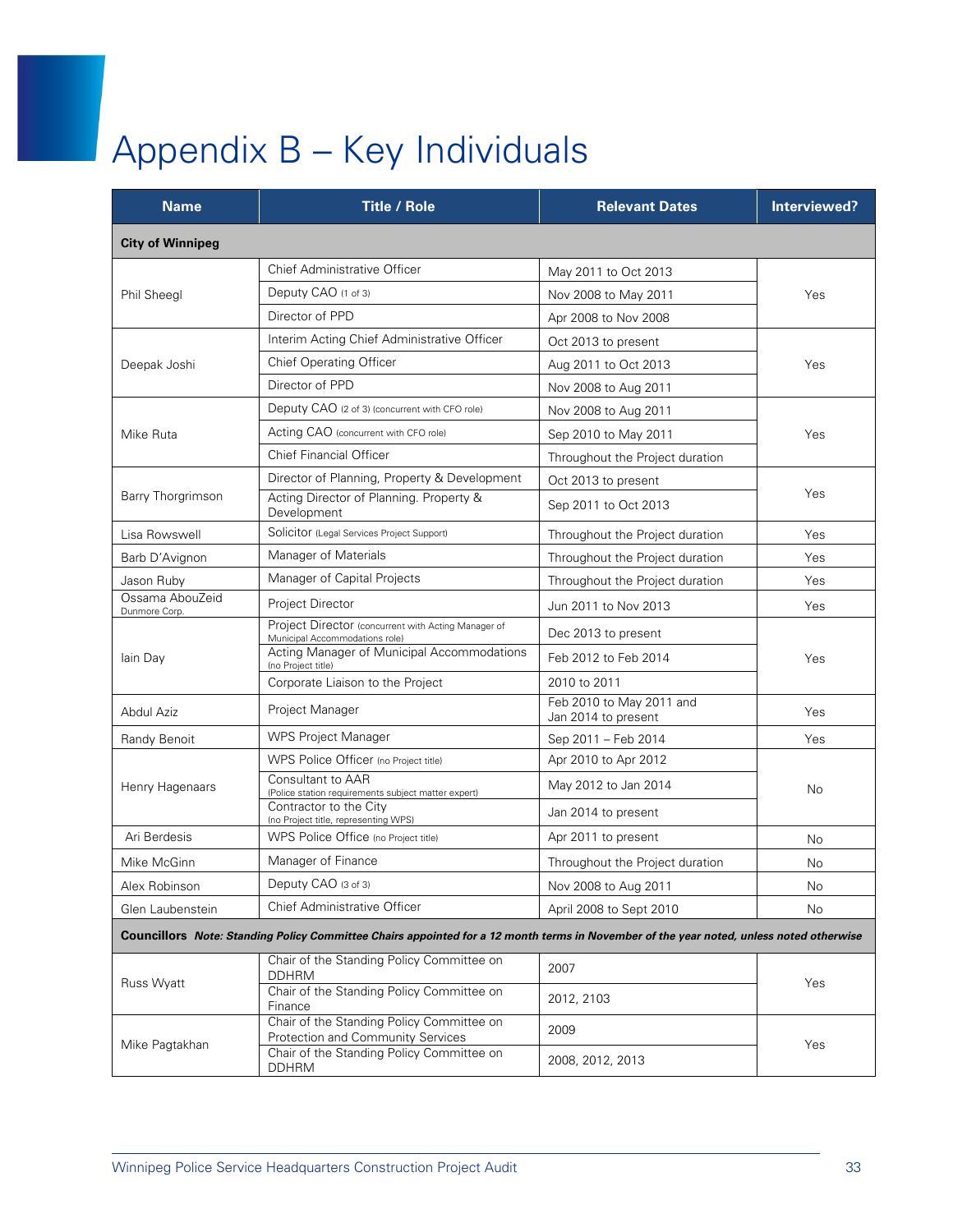# Appendix B – Key Individuals

| Name | Title / Role | Relevant Dates | Interviewed? |
|---|---|---|---|
| **City of Winnipeg** | | | |
| Phil Sheegl | Chief Administrative Officer | May 2011 to Oct 2013 | Yes |
| | Deputy CAO (1 of 3) | Nov 2008 to May 2011 | |
| | Director of PPD | Apr 2008 to Nov 2008 | |
| Deepak Joshi | Interim Acting Chief Administrative Officer | Oct 2013 to present | Yes |
| | Chief Operating Officer | Aug 2011 to Oct 2013 | |
| | Director of PPD | Nov 2008 to Aug 2011 | |
| Mike Ruta | Deputy CAO (2 of 3) (concurrent with CFO role) | Nov 2008 to Aug 2011 | Yes |
| | Acting CAO (concurrent with CFO role) | Sep 2010 to May 2011 | |
| | Chief Financial Officer | Throughout the Project duration | |
| Barry Thorgrimson | Director of Planning, Property & Development | Oct 2013 to present | Yes |
| | Acting Director of Planning. Property & Development | Sep 2011 to Oct 2013 | |
| Lisa Rowswell | Solicitor (Legal Services Project Support) | Throughout the Project duration | Yes |
| Barb D'Avignon | Manager of Materials | Throughout the Project duration | Yes |
| Jason Ruby | Manager of Capital Projects | Throughout the Project duration | Yes |
| Ossama AbouZeid Dunmore Corp. | Project Director | Jun 2011 to Nov 2013 | Yes |
| Iain Day | Project Director (concurrent with Acting Manager of Municipal Accommodations role) | Dec 2013 to present | Yes |
| | Acting Manager of Municipal Accommodations (no Project title) | Feb 2012 to Feb 2014 | |
| | Corporate Liaison to the Project | 2010 to 2011 | |
| Abdul Aziz | Project Manager | Feb 2010 to May 2011 and Jan 2014 to present | Yes |
| Randy Benoit | WPS Project Manager | Sep 2011 – Feb 2014 | Yes |
| Henry Hagenaars | WPS Police Officer (no Project title) | Apr 2010 to Apr 2012 | No |
| | Consultant to AAR (Police station requirements subject matter expert) | May 2012 to Jan 2014 | |
| | Contractor to the City (no Project title, representing WPS) | Jan 2014 to present | |
| Ari Berdesis | WPS Police Office (no Project title) | Apr 2011 to present | No |
| Mike McGinn | Manager of Finance | Throughout the Project duration | No |
| Alex Robinson | Deputy CAO (3 of 3) | Nov 2008 to Aug 2011 | No |
| Glen Laubenstein | Chief Administrative Officer | April 2008 to Sept 2010 | No |
| **Councillors** ***Note: Standing Policy Committee Chairs appointed for a 12 month terms in November of the year noted, unless noted otherwise*** | | | |
| Russ Wyatt | Chair of the Standing Policy Committee on DDHRM | 2007 | Yes |
| | Chair of the Standing Policy Committee on Finance | 2012, 2103 | |
| Mike Pagtakhan | Chair of the Standing Policy Committee on Protection and Community Services | 2009 | Yes |
| | Chair of the Standing Policy Committee on DDHRM | 2008, 2012, 2013 | |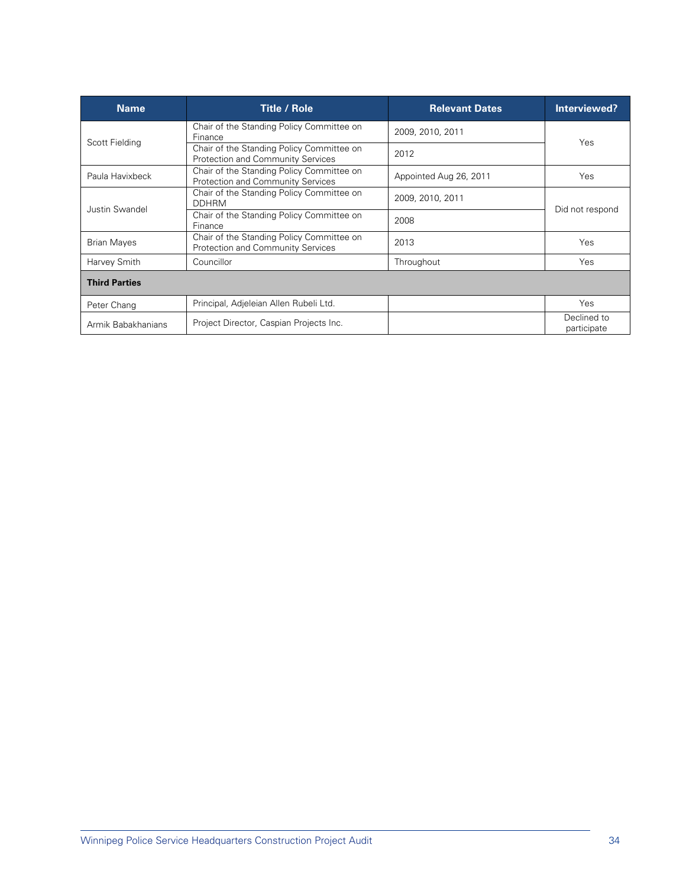| Name | Title / Role | Relevant Dates | Interviewed? |
|---|---|---|---|
| Scott Fielding | Chair of the Standing Policy Committee on Finance | 2009, 2010, 2011 | Yes |
| | Chair of the Standing Policy Committee on Protection and Community Services | 2012 | |
| Paula Havixbeck | Chair of the Standing Policy Committee on Protection and Community Services | Appointed Aug 26, 2011 | Yes |
| Justin Swandel | Chair of the Standing Policy Committee on DDHRM | 2009, 2010, 2011 | Did not respond |
| | Chair of the Standing Policy Committee on Finance | 2008 | |
| Brian Mayes | Chair of the Standing Policy Committee on Protection and Community Services | 2013 | Yes |
| Harvey Smith | Councillor | Throughout | Yes |
| **Third Parties** | | | |
| Peter Chang | Principal, Adjeleian Allen Rubeli Ltd. | | Yes |
| Armik Babakhanians | Project Director, Caspian Projects Inc. | | Declined to participate |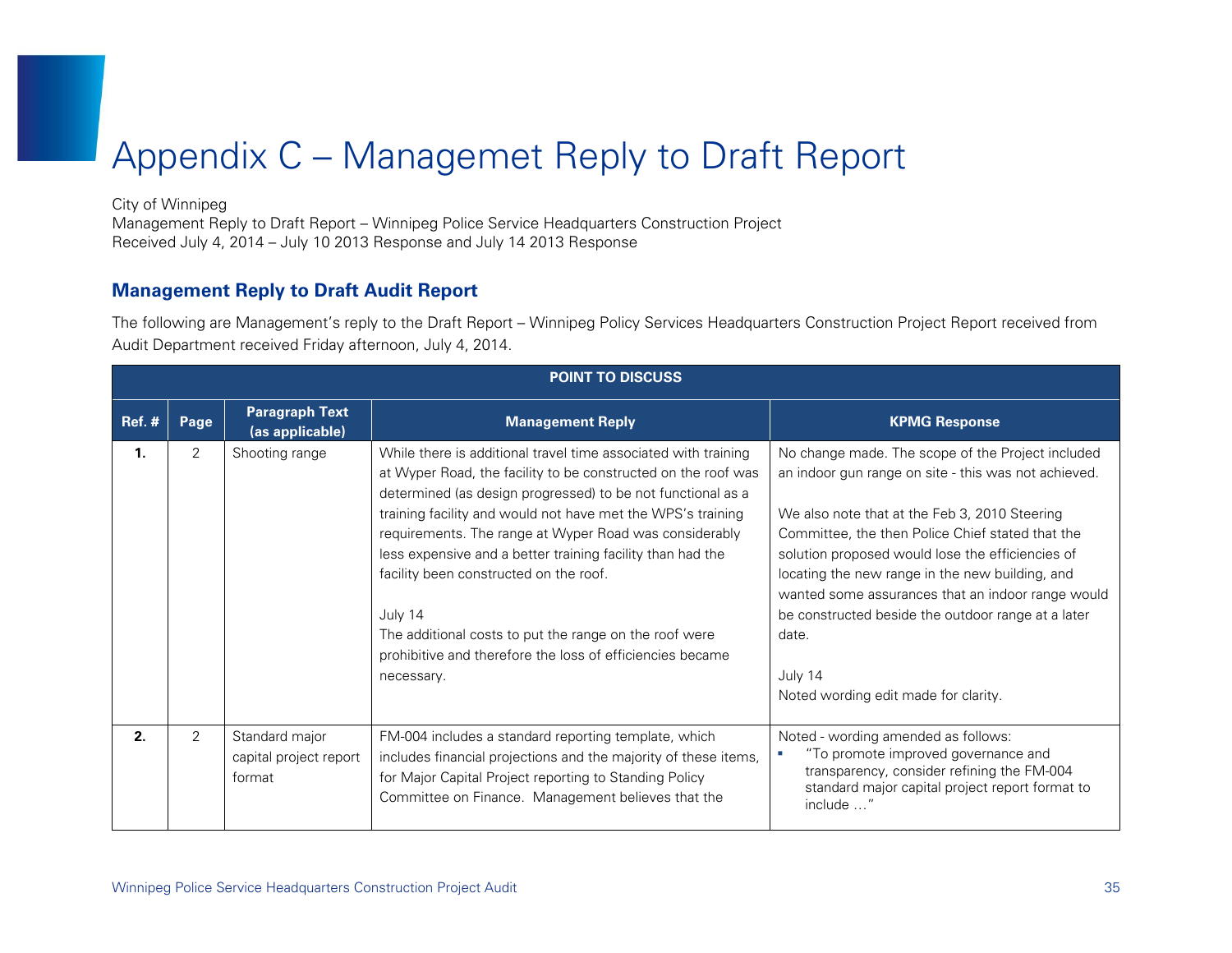# Appendix C – Managemet Reply to Draft Report

City of Winnipeg
Management Reply to Draft Report – Winnipeg Police Service Headquarters Construction Project
Received July 4, 2014 – July 10 2013 Response and July 14 2013 Response

## Management Reply to Draft Audit Report

The following are Management's reply to the Draft Report – Winnipeg Policy Services Headquarters Construction Project Report received from Audit Department received Friday afternoon, July 4, 2014.

| POINT TO DISCUSS | | | | |
|---|---|---|---|---|
| **Ref. #** | **Page** | **Paragraph Text (as applicable)** | **Management Reply** | **KPMG Response** |
| **1.** | 2 | Shooting range | While there is additional travel time associated with training at Wyper Road, the facility to be constructed on the roof was determined (as design progressed) to be not functional as a training facility and would not have met the WPS's training requirements. The range at Wyper Road was considerably less expensive and a better training facility than had the facility been constructed on the roof.<br><br>July 14<br>The additional costs to put the range on the roof were prohibitive and therefore the loss of efficiencies became necessary. | No change made. The scope of the Project included an indoor gun range on site - this was not achieved.<br><br>We also note that at the Feb 3, 2010 Steering Committee, the then Police Chief stated that the solution proposed would lose the efficiencies of locating the new range in the new building, and wanted some assurances that an indoor range would be constructed beside the outdoor range at a later date.<br><br>July 14<br>Noted wording edit made for clarity. |
| **2.** | 2 | Standard major capital project report format | FM-004 includes a standard reporting template, which includes financial projections and the majority of these items, for Major Capital Project reporting to Standing Policy Committee on Finance. Management believes that the | Noted - wording amended as follows:<br>▪ "To promote improved governance and transparency, consider refining the FM-004 standard major capital project report format to include …" |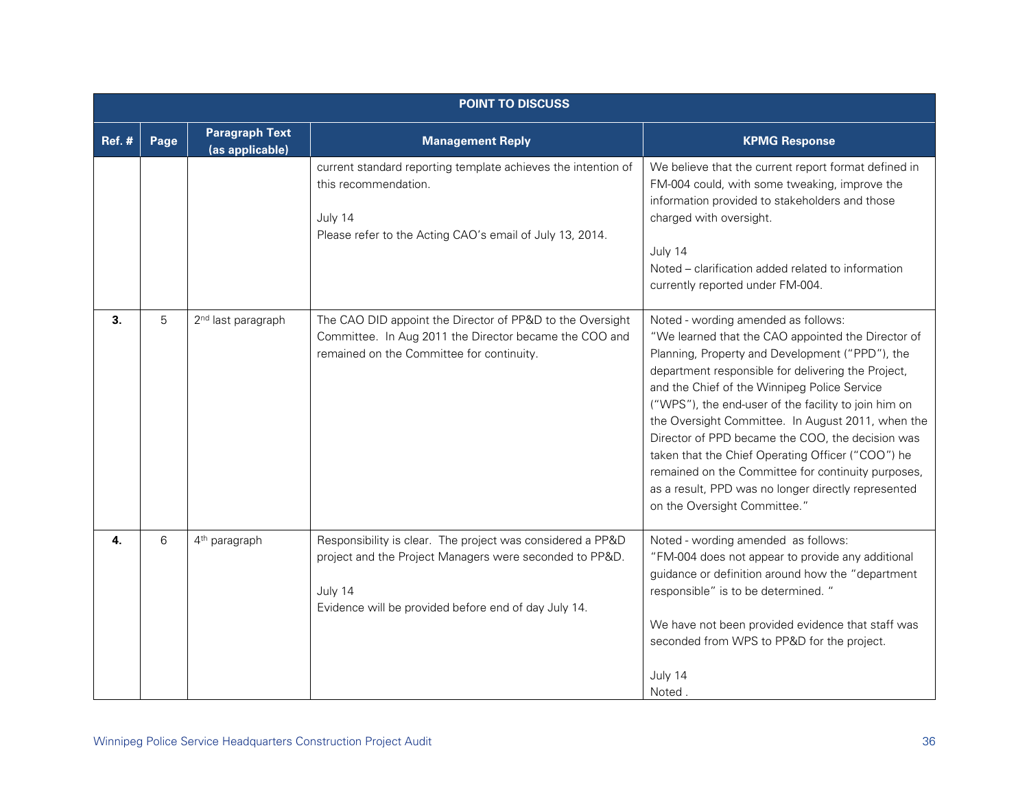| POINT TO DISCUSS | | | | |
|---|---|---|---|---|
| **Ref. #** | **Page** | **Paragraph Text (as applicable)** | **Management Reply** | **KPMG Response** |
| | | | current standard reporting template achieves the intention of this recommendation.<br><br>July 14<br>Please refer to the Acting CAO's email of July 13, 2014. | We believe that the current report format defined in FM-004 could, with some tweaking, improve the information provided to stakeholders and those charged with oversight.<br><br>July 14<br>Noted – clarification added related to information currently reported under FM-004. |
| **3.** | 5 | 2nd last paragraph | The CAO DID appoint the Director of PP&D to the Oversight Committee. In Aug 2011 the Director became the COO and remained on the Committee for continuity. | Noted - wording amended as follows:<br>"We learned that the CAO appointed the Director of Planning, Property and Development ("PPD"), the department responsible for delivering the Project, and the Chief of the Winnipeg Police Service ("WPS"), the end-user of the facility to join him on the Oversight Committee. In August 2011, when the Director of PPD became the COO, the decision was taken that the Chief Operating Officer ("COO") he remained on the Committee for continuity purposes, as a result, PPD was no longer directly represented on the Oversight Committee." |
| **4.** | 6 | 4th paragraph | Responsibility is clear. The project was considered a PP&D project and the Project Managers were seconded to PP&D.<br><br>July 14<br>Evidence will be provided before end of day July 14. | Noted - wording amended as follows:<br>"FM-004 does not appear to provide any additional guidance or definition around how the "department responsible" is to be determined. "<br><br>We have not been provided evidence that staff was seconded from WPS to PP&D for the project.<br><br>July 14<br>Noted . |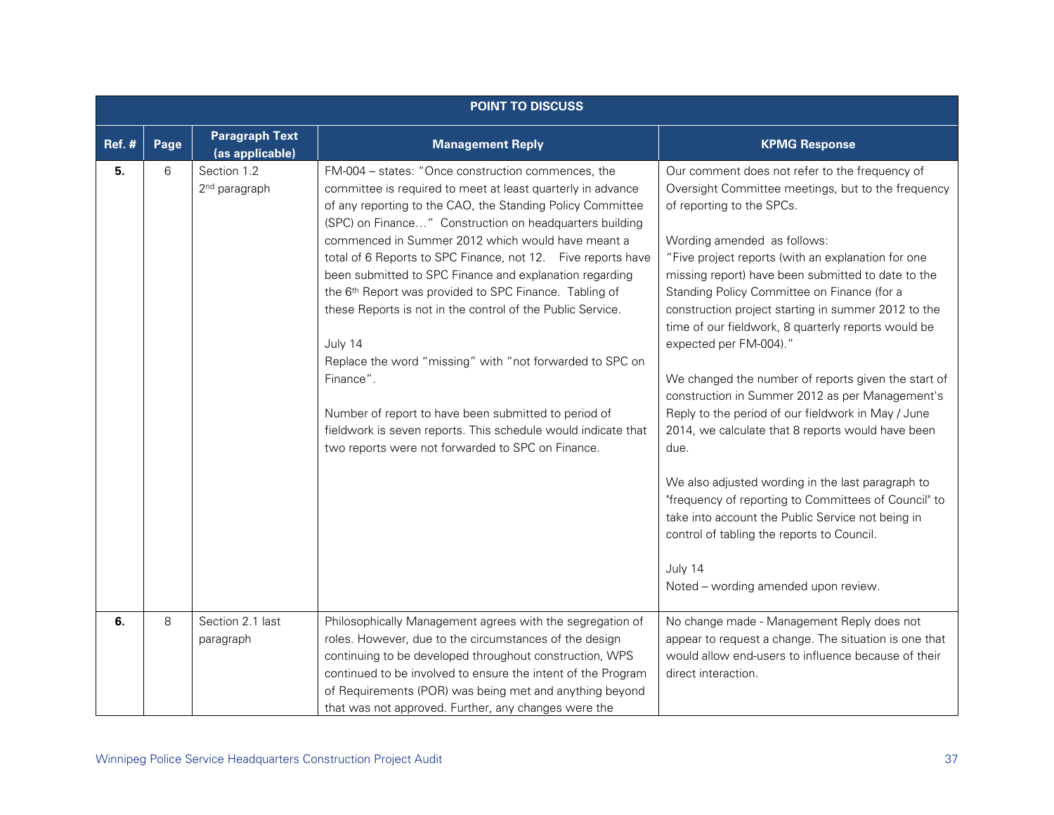| POINT TO DISCUSS | | | | |
|---|---|---|---|---|
| **Ref. #** | **Page** | **Paragraph Text (as applicable)** | **Management Reply** | **KPMG Response** |
| **5.** | 6 | Section 1.2<br>2nd paragraph | FM-004 – states: "Once construction commences, the committee is required to meet at least quarterly in advance of any reporting to the CAO, the Standing Policy Committee (SPC) on Finance…" Construction on headquarters building commenced in Summer 2012 which would have meant a total of 6 Reports to SPC Finance, not 12. Five reports have been submitted to SPC Finance and explanation regarding the 6th Report was provided to SPC Finance. Tabling of these Reports is not in the control of the Public Service.<br><br>July 14<br>Replace the word "missing" with "not forwarded to SPC on Finance".<br><br>Number of report to have been submitted to period of fieldwork is seven reports. This schedule would indicate that two reports were not forwarded to SPC on Finance. | Our comment does not refer to the frequency of Oversight Committee meetings, but to the frequency of reporting to the SPCs.<br><br>Wording amended as follows:<br>"Five project reports (with an explanation for one missing report) have been submitted to date to the Standing Policy Committee on Finance (for a construction project starting in summer 2012 to the time of our fieldwork, 8 quarterly reports would be expected per FM-004)."<br><br>We changed the number of reports given the start of construction in Summer 2012 as per Management's Reply to the period of our fieldwork in May / June 2014, we calculate that 8 reports would have been due.<br><br>We also adjusted wording in the last paragraph to "frequency of reporting to Committees of Council" to take into account the Public Service not being in control of tabling the reports to Council.<br><br>July 14<br>Noted – wording amended upon review. |
| **6.** | 8 | Section 2.1 last paragraph | Philosophically Management agrees with the segregation of roles. However, due to the circumstances of the design continuing to be developed throughout construction, WPS continued to be involved to ensure the intent of the Program of Requirements (POR) was being met and anything beyond that was not approved. Further, any changes were the | No change made - Management Reply does not appear to request a change. The situation is one that would allow end-users to influence because of their direct interaction. |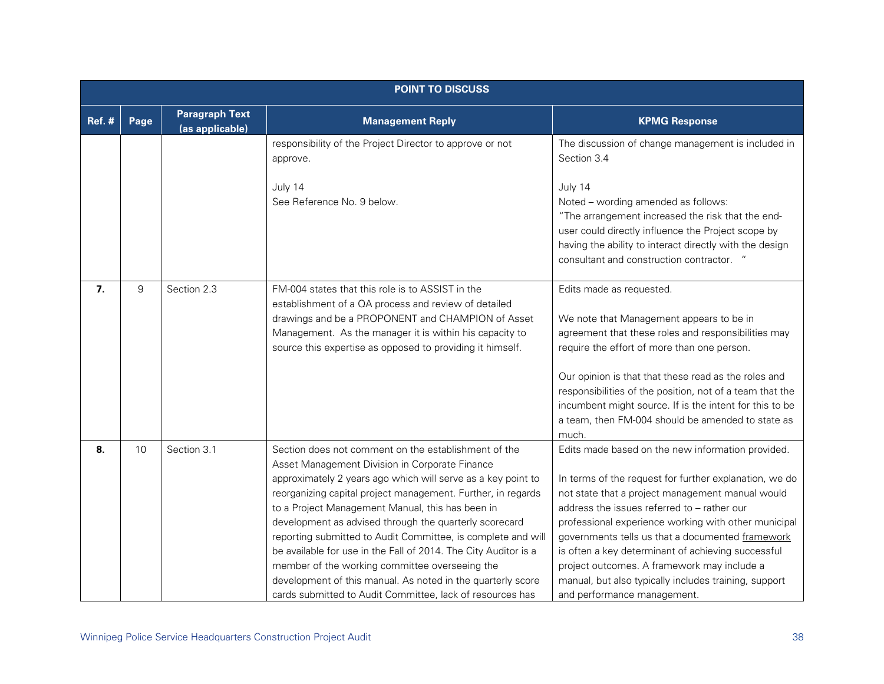| POINT TO DISCUSS | | | | |
|---|---|---|---|---|
| **Ref. #** | **Page** | **Paragraph Text (as applicable)** | **Management Reply** | **KPMG Response** |
| | | | responsibility of the Project Director to approve or not approve.<br><br>July 14<br>See Reference No. 9 below. | The discussion of change management is included in Section 3.4<br><br>July 14<br>Noted – wording amended as follows:<br>"The arrangement increased the risk that the end-user could directly influence the Project scope by having the ability to interact directly with the design consultant and construction contractor. " |
| **7.** | 9 | Section 2.3 | FM-004 states that this role is to ASSIST in the establishment of a QA process and review of detailed drawings and be a PROPONENT and CHAMPION of Asset Management. As the manager it is within his capacity to source this expertise as opposed to providing it himself. | Edits made as requested.<br><br>We note that Management appears to be in agreement that these roles and responsibilities may require the effort of more than one person.<br><br>Our opinion is that that these read as the roles and responsibilities of the position, not of a team that the incumbent might source. If is the intent for this to be a team, then FM-004 should be amended to state as much. |
| **8.** | 10 | Section 3.1 | Section does not comment on the establishment of the Asset Management Division in Corporate Finance approximately 2 years ago which will serve as a key point to reorganizing capital project management. Further, in regards to a Project Management Manual, this has been in development as advised through the quarterly scorecard reporting submitted to Audit Committee, is complete and will be available for use in the Fall of 2014. The City Auditor is a member of the working committee overseeing the development of this manual. As noted in the quarterly score cards submitted to Audit Committee, lack of resources has | Edits made based on the new information provided.<br><br>In terms of the request for further explanation, we do not state that a project management manual would address the issues referred to – rather our professional experience working with other municipal governments tells us that a documented <u>framework</u> is often a key determinant of achieving successful project outcomes. A framework may include a manual, but also typically includes training, support and performance management. |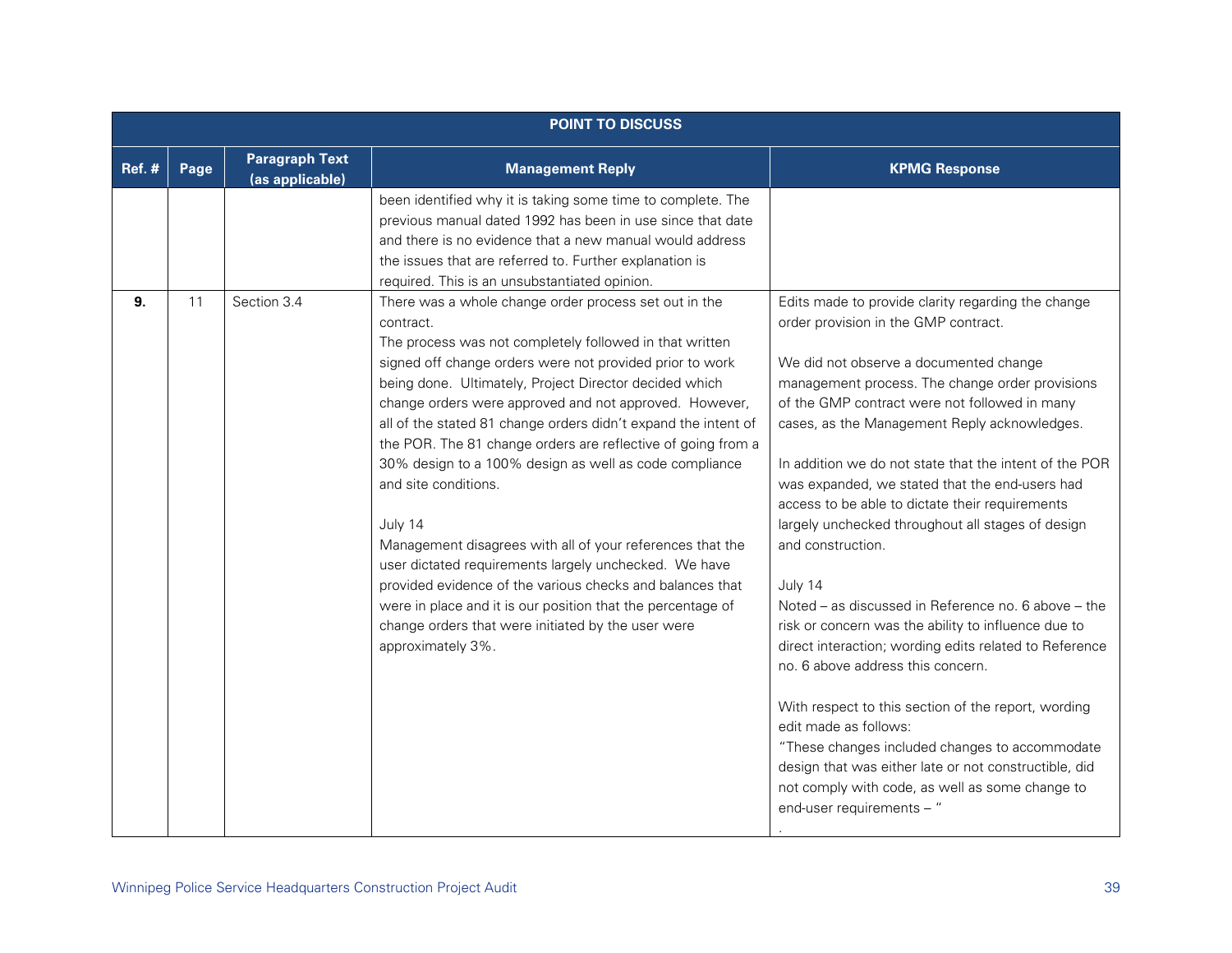| POINT TO DISCUSS | | | | |
|---|---|---|---|---|
| **Ref. #** | **Page** | **Paragraph Text (as applicable)** | **Management Reply** | **KPMG Response** |
| | | | been identified why it is taking some time to complete. The previous manual dated 1992 has been in use since that date and there is no evidence that a new manual would address the issues that are referred to. Further explanation is required. This is an unsubstantiated opinion. | |
| **9.** | 11 | Section 3.4 | There was a whole change order process set out in the contract.<br>The process was not completely followed in that written signed off change orders were not provided prior to work being done. Ultimately, Project Director decided which change orders were approved and not approved. However, all of the stated 81 change orders didn't expand the intent of the POR. The 81 change orders are reflective of going from a 30% design to a 100% design as well as code compliance and site conditions.<br><br>July 14<br>Management disagrees with all of your references that the user dictated requirements largely unchecked. We have provided evidence of the various checks and balances that were in place and it is our position that the percentage of change orders that were initiated by the user were approximately 3%. | Edits made to provide clarity regarding the change order provision in the GMP contract.<br><br>We did not observe a documented change management process. The change order provisions of the GMP contract were not followed in many cases, as the Management Reply acknowledges.<br><br>In addition we do not state that the intent of the POR was expanded, we stated that the end-users had access to be able to dictate their requirements largely unchecked throughout all stages of design and construction.<br><br>July 14<br>Noted – as discussed in Reference no. 6 above – the risk or concern was the ability to influence due to direct interaction; wording edits related to Reference no. 6 above address this concern.<br><br>With respect to this section of the report, wording edit made as follows:<br>"These changes included changes to accommodate design that was either late or not constructible, did not comply with code, as well as some change to end-user requirements – "<br>. |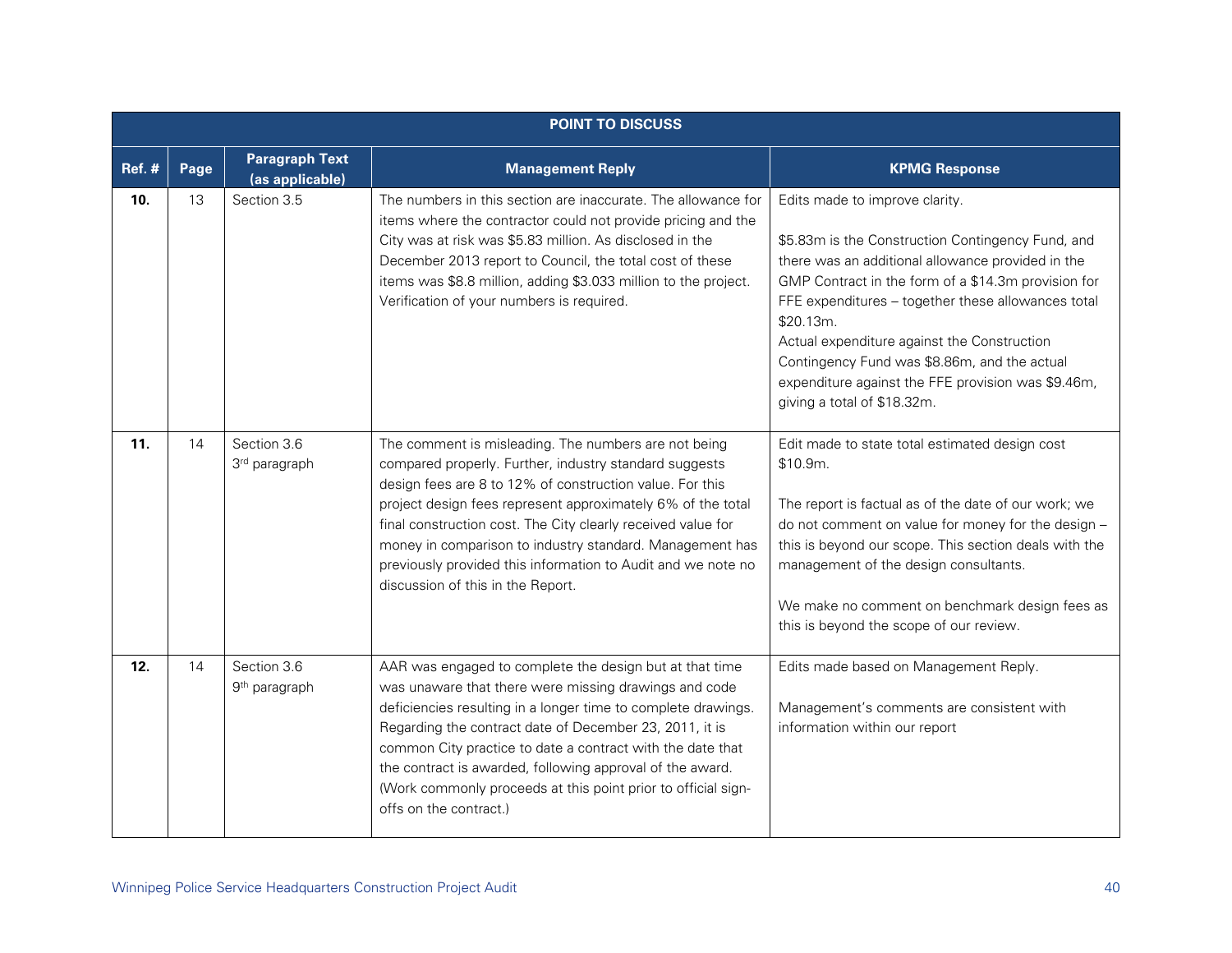| POINT TO DISCUSS | | | | |
|---|---|---|---|---|
| **Ref. #** | **Page** | **Paragraph Text (as applicable)** | **Management Reply** | **KPMG Response** |
| **10.** | 13 | Section 3.5 | The numbers in this section are inaccurate. The allowance for items where the contractor could not provide pricing and the City was at risk was $5.83 million. As disclosed in the December 2013 report to Council, the total cost of these items was $8.8 million, adding $3.033 million to the project. Verification of your numbers is required. | Edits made to improve clarity.<br><br>$5.83m is the Construction Contingency Fund, and there was an additional allowance provided in the GMP Contract in the form of a $14.3m provision for FFE expenditures – together these allowances total $20.13m.<br>Actual expenditure against the Construction Contingency Fund was $8.86m, and the actual expenditure against the FFE provision was $9.46m, giving a total of $18.32m. |
| **11.** | 14 | Section 3.6<br>3rd paragraph | The comment is misleading. The numbers are not being compared properly. Further, industry standard suggests design fees are 8 to 12% of construction value. For this project design fees represent approximately 6% of the total final construction cost. The City clearly received value for money in comparison to industry standard. Management has previously provided this information to Audit and we note no discussion of this in the Report. | Edit made to state total estimated design cost $10.9m.<br><br>The report is factual as of the date of our work; we do not comment on value for money for the design – this is beyond our scope. This section deals with the management of the design consultants.<br><br>We make no comment on benchmark design fees as this is beyond the scope of our review. |
| **12.** | 14 | Section 3.6<br>9th paragraph | AAR was engaged to complete the design but at that time was unaware that there were missing drawings and code deficiencies resulting in a longer time to complete drawings. Regarding the contract date of December 23, 2011, it is common City practice to date a contract with the date that the contract is awarded, following approval of the award. (Work commonly proceeds at this point prior to official sign-offs on the contract.) | Edits made based on Management Reply.<br><br>Management's comments are consistent with information within our report |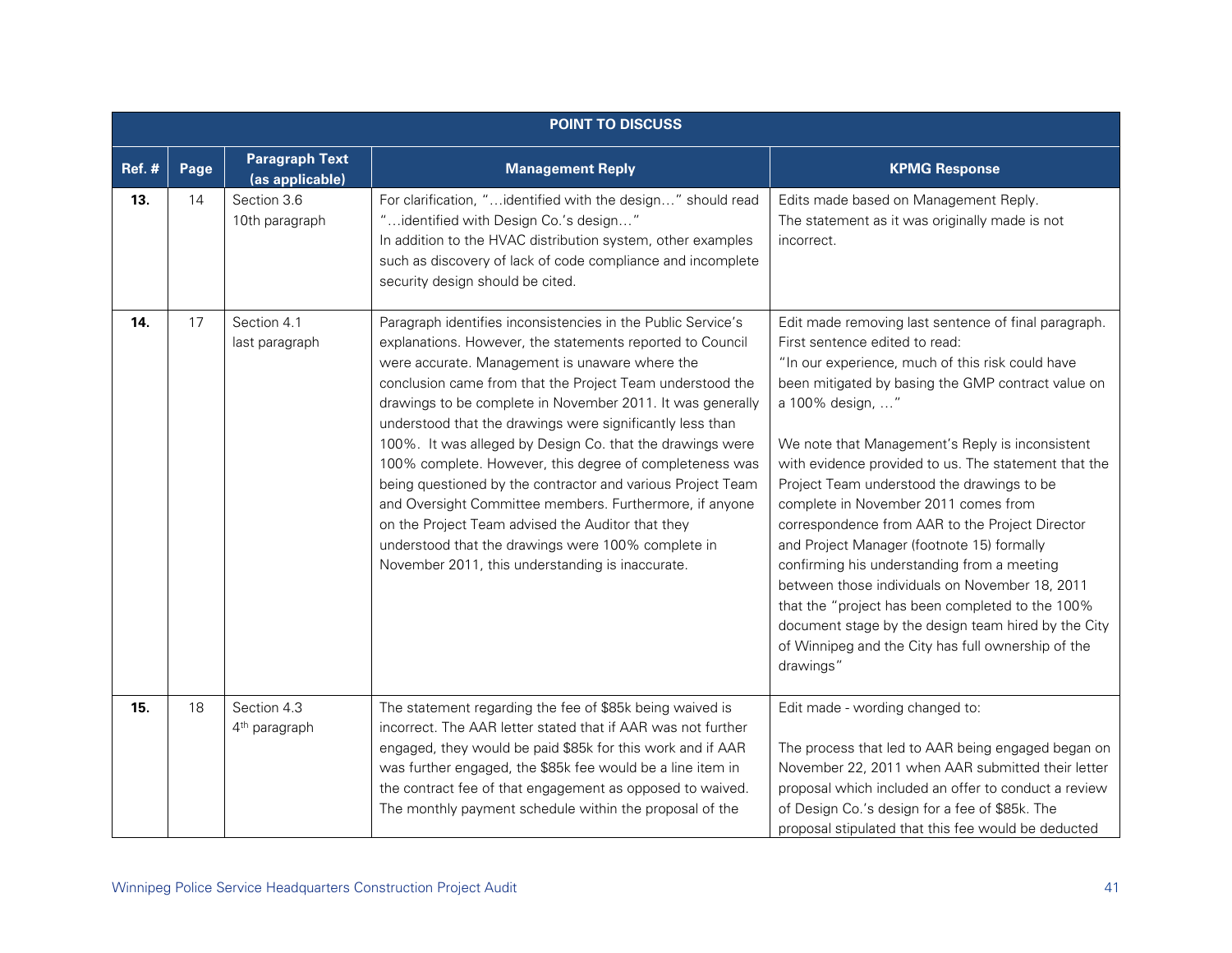| POINT TO DISCUSS | | | | |
|---|---|---|---|---|
| **Ref. #** | **Page** | **Paragraph Text (as applicable)** | **Management Reply** | **KPMG Response** |
| **13.** | 14 | Section 3.6<br>10th paragraph | For clarification, "…identified with the design…" should read "…identified with Design Co.'s design…"<br>In addition to the HVAC distribution system, other examples such as discovery of lack of code compliance and incomplete security design should be cited. | Edits made based on Management Reply.<br>The statement as it was originally made is not incorrect. |
| **14.** | 17 | Section 4.1<br>last paragraph | Paragraph identifies inconsistencies in the Public Service's explanations. However, the statements reported to Council were accurate. Management is unaware where the conclusion came from that the Project Team understood the drawings to be complete in November 2011. It was generally understood that the drawings were significantly less than 100%. It was alleged by Design Co. that the drawings were 100% complete. However, this degree of completeness was being questioned by the contractor and various Project Team and Oversight Committee members. Furthermore, if anyone on the Project Team advised the Auditor that they understood that the drawings were 100% complete in November 2011, this understanding is inaccurate. | Edit made removing last sentence of final paragraph. First sentence edited to read:<br>"In our experience, much of this risk could have been mitigated by basing the GMP contract value on a 100% design, …"<br><br>We note that Management's Reply is inconsistent with evidence provided to us. The statement that the Project Team understood the drawings to be complete in November 2011 comes from correspondence from AAR to the Project Director and Project Manager (footnote 15) formally confirming his understanding from a meeting between those individuals on November 18, 2011 that the "project has been completed to the 100% document stage by the design team hired by the City of Winnipeg and the City has full ownership of the drawings" |
| **15.** | 18 | Section 4.3<br>4th paragraph | The statement regarding the fee of $85k being waived is incorrect. The AAR letter stated that if AAR was not further engaged, they would be paid $85k for this work and if AAR was further engaged, the $85k fee would be a line item in the contract fee of that engagement as opposed to waived. The monthly payment schedule within the proposal of the | Edit made - wording changed to:<br><br>The process that led to AAR being engaged began on November 22, 2011 when AAR submitted their letter proposal which included an offer to conduct a review of Design Co.'s design for a fee of $85k. The proposal stipulated that this fee would be deducted |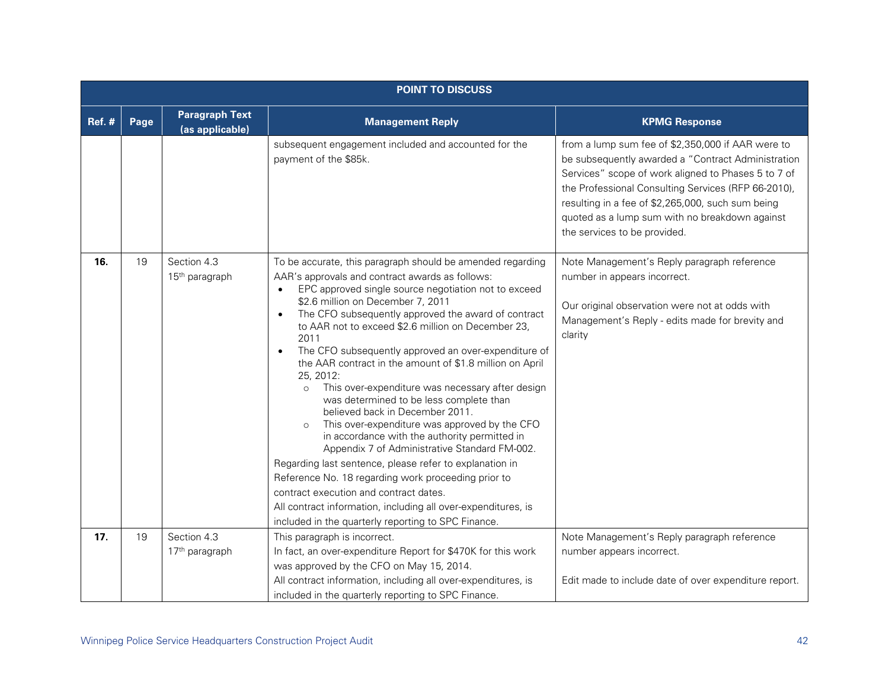| POINT TO DISCUSS | | | | |
|---|---|---|---|---|
| **Ref. #** | **Page** | **Paragraph Text (as applicable)** | **Management Reply** | **KPMG Response** |
| | | | subsequent engagement included and accounted for the payment of the $85k. | from a lump sum fee of $2,350,000 if AAR were to be subsequently awarded a "Contract Administration Services" scope of work aligned to Phases 5 to 7 of the Professional Consulting Services (RFP 66-2010), resulting in a fee of $2,265,000, such sum being quoted as a lump sum with no breakdown against the services to be provided. |
| **16.** | 19 | Section 4.3<br>15th paragraph | To be accurate, this paragraph should be amended regarding AAR's approvals and contract awards as follows:<br>• EPC approved single source negotiation not to exceed $2.6 million on December 7, 2011<br>• The CFO subsequently approved the award of contract to AAR not to exceed $2.6 million on December 23, 2011<br>• The CFO subsequently approved an over-expenditure of the AAR contract in the amount of $1.8 million on April 25, 2012:<br>&nbsp;&nbsp;○ This over-expenditure was necessary after design was determined to be less complete than believed back in December 2011.<br>&nbsp;&nbsp;○ This over-expenditure was approved by the CFO in accordance with the authority permitted in Appendix 7 of Administrative Standard FM-002.<br>Regarding last sentence, please refer to explanation in Reference No. 18 regarding work proceeding prior to contract execution and contract dates.<br>All contract information, including all over-expenditures, is included in the quarterly reporting to SPC Finance. | Note Management's Reply paragraph reference number in appears incorrect.<br><br>Our original observation were not at odds with Management's Reply - edits made for brevity and clarity |
| **17.** | 19 | Section 4.3<br>17th paragraph | This paragraph is incorrect.<br>In fact, an over-expenditure Report for $470K for this work was approved by the CFO on May 15, 2014.<br>All contract information, including all over-expenditures, is included in the quarterly reporting to SPC Finance. | Note Management's Reply paragraph reference number appears incorrect.<br><br>Edit made to include date of over expenditure report. |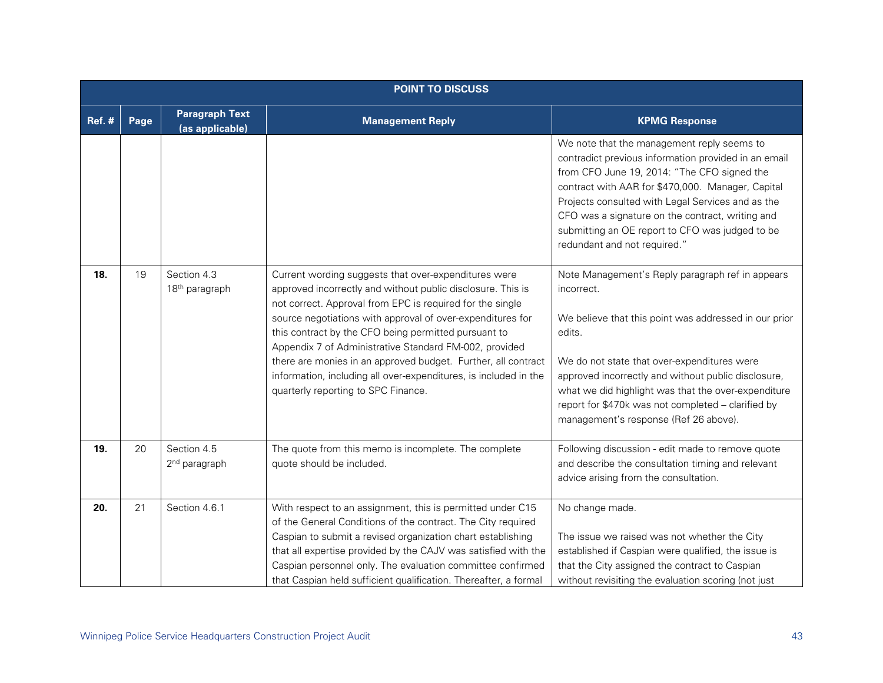| POINT TO DISCUSS | | | | |
|---|---|---|---|---|
| **Ref. #** | **Page** | **Paragraph Text (as applicable)** | **Management Reply** | **KPMG Response** |
| | | | | We note that the management reply seems to contradict previous information provided in an email from CFO June 19, 2014: "The CFO signed the contract with AAR for $470,000. Manager, Capital Projects consulted with Legal Services and as the CFO was a signature on the contract, writing and submitting an OE report to CFO was judged to be redundant and not required." |
| **18.** | 19 | Section 4.3<br>18th paragraph | Current wording suggests that over-expenditures were approved incorrectly and without public disclosure. This is not correct. Approval from EPC is required for the single source negotiations with approval of over-expenditures for this contract by the CFO being permitted pursuant to Appendix 7 of Administrative Standard FM-002, provided there are monies in an approved budget. Further, all contract information, including all over-expenditures, is included in the quarterly reporting to SPC Finance. | Note Management's Reply paragraph ref in appears incorrect.<br><br>We believe that this point was addressed in our prior edits.<br><br>We do not state that over-expenditures were approved incorrectly and without public disclosure, what we did highlight was that the over-expenditure report for $470k was not completed – clarified by management's response (Ref 26 above). |
| **19.** | 20 | Section 4.5<br>2nd paragraph | The quote from this memo is incomplete. The complete quote should be included. | Following discussion - edit made to remove quote and describe the consultation timing and relevant advice arising from the consultation. |
| **20.** | 21 | Section 4.6.1 | With respect to an assignment, this is permitted under C15 of the General Conditions of the contract. The City required Caspian to submit a revised organization chart establishing that all expertise provided by the CAJV was satisfied with the Caspian personnel only. The evaluation committee confirmed that Caspian held sufficient qualification. Thereafter, a formal | No change made.<br><br>The issue we raised was not whether the City established if Caspian were qualified, the issue is that the City assigned the contract to Caspian without revisiting the evaluation scoring (not just |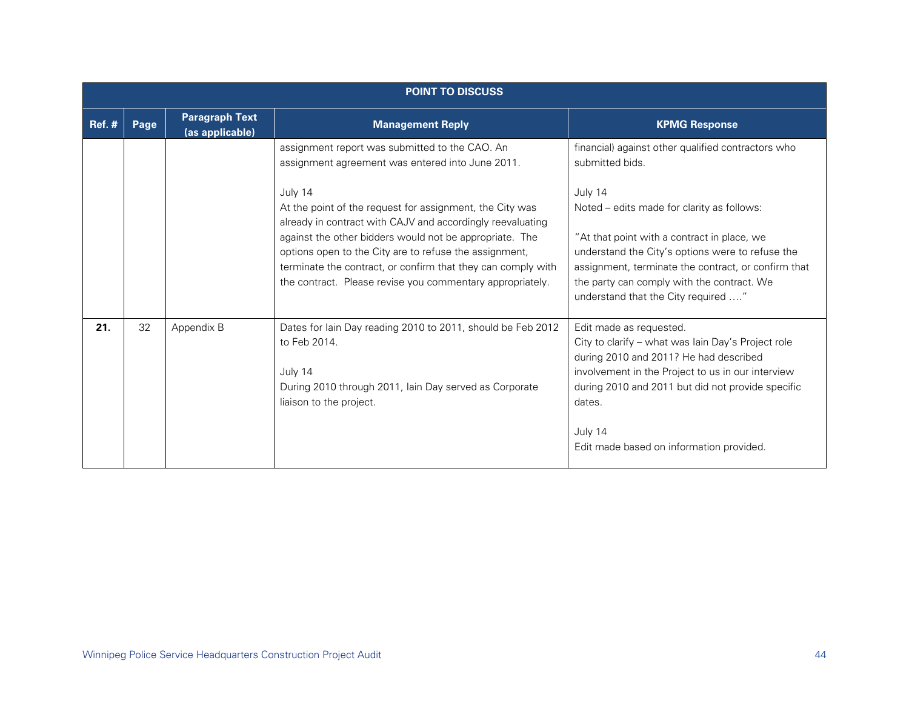| POINT TO DISCUSS | | | | |
|---|---|---|---|---|
| **Ref. #** | **Page** | **Paragraph Text (as applicable)** | **Management Reply** | **KPMG Response** |
| | | | assignment report was submitted to the CAO. An assignment agreement was entered into June 2011.<br><br>July 14<br>At the point of the request for assignment, the City was already in contract with CAJV and accordingly reevaluating against the other bidders would not be appropriate. The options open to the City are to refuse the assignment, terminate the contract, or confirm that they can comply with the contract. Please revise you commentary appropriately. | financial) against other qualified contractors who submitted bids.<br><br>July 14<br>Noted – edits made for clarity as follows:<br><br>"At that point with a contract in place, we understand the City's options were to refuse the assignment, terminate the contract, or confirm that the party can comply with the contract. We understand that the City required …." |
| **21.** | 32 | Appendix B | Dates for Iain Day reading 2010 to 2011, should be Feb 2012 to Feb 2014.<br><br>July 14<br>During 2010 through 2011, Iain Day served as Corporate liaison to the project. | Edit made as requested.<br>City to clarify – what was Iain Day's Project role during 2010 and 2011? He had described involvement in the Project to us in our interview during 2010 and 2011 but did not provide specific dates.<br><br>July 14<br>Edit made based on information provided. |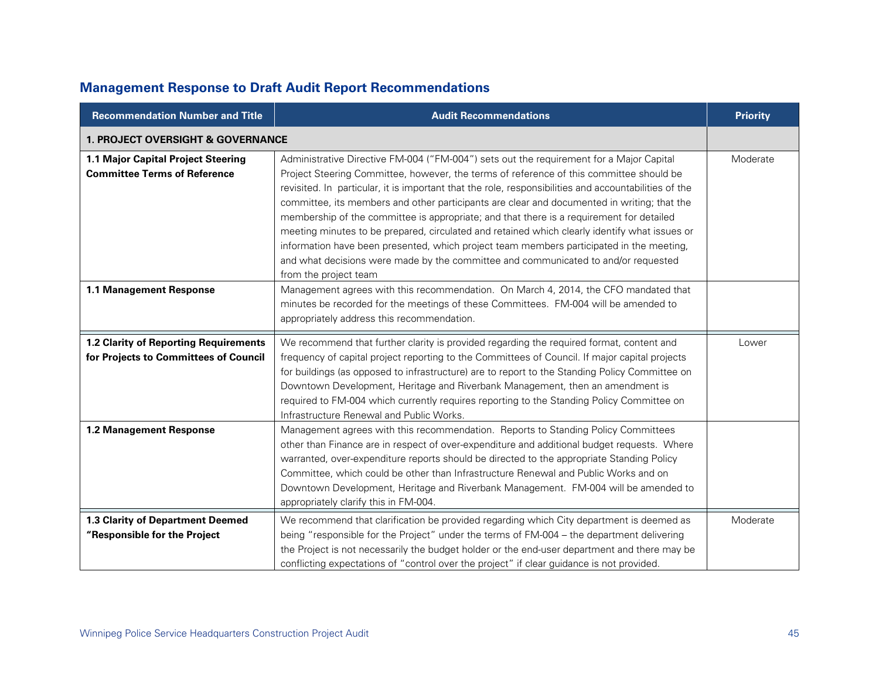## Management Response to Draft Audit Report Recommendations

| Recommendation Number and Title | Audit Recommendations | Priority |
|---|---|---|
| **1. PROJECT OVERSIGHT & GOVERNANCE** | | |
| **1.1 Major Capital Project Steering Committee Terms of Reference** | Administrative Directive FM-004 ("FM-004") sets out the requirement for a Major Capital Project Steering Committee, however, the terms of reference of this committee should be revisited. In particular, it is important that the role, responsibilities and accountabilities of the committee, its members and other participants are clear and documented in writing; that the membership of the committee is appropriate; and that there is a requirement for detailed meeting minutes to be prepared, circulated and retained which clearly identify what issues or information have been presented, which project team members participated in the meeting, and what decisions were made by the committee and communicated to and/or requested from the project team | Moderate |
| **1.1 Management Response** | Management agrees with this recommendation. On March 4, 2014, the CFO mandated that minutes be recorded for the meetings of these Committees. FM-004 will be amended to appropriately address this recommendation. | |
| **1.2 Clarity of Reporting Requirements for Projects to Committees of Council** | We recommend that further clarity is provided regarding the required format, content and frequency of capital project reporting to the Committees of Council. If major capital projects for buildings (as opposed to infrastructure) are to report to the Standing Policy Committee on Downtown Development, Heritage and Riverbank Management, then an amendment is required to FM-004 which currently requires reporting to the Standing Policy Committee on Infrastructure Renewal and Public Works. | Lower |
| **1.2 Management Response** | Management agrees with this recommendation. Reports to Standing Policy Committees other than Finance are in respect of over-expenditure and additional budget requests. Where warranted, over-expenditure reports should be directed to the appropriate Standing Policy Committee, which could be other than Infrastructure Renewal and Public Works and on Downtown Development, Heritage and Riverbank Management. FM-004 will be amended to appropriately clarify this in FM-004. | |
| **1.3 Clarity of Department Deemed "Responsible for the Project** | We recommend that clarification be provided regarding which City department is deemed as being "responsible for the Project" under the terms of FM-004 – the department delivering the Project is not necessarily the budget holder or the end-user department and there may be conflicting expectations of "control over the project" if clear guidance is not provided. | Moderate |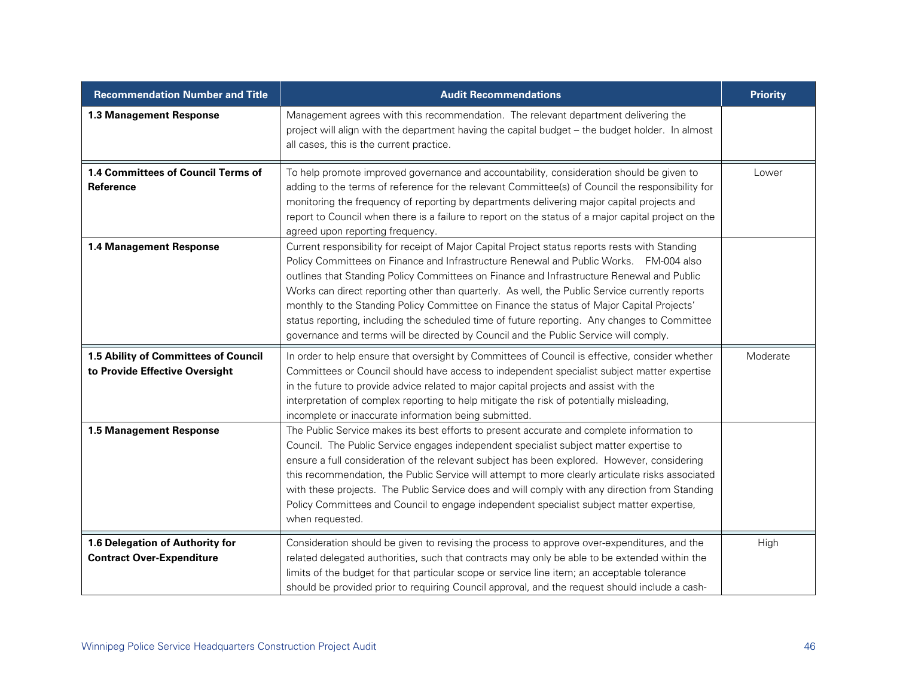| Recommendation Number and Title | Audit Recommendations | Priority |
|---|---|---|
| **1.3 Management Response** | Management agrees with this recommendation. The relevant department delivering the project will align with the department having the capital budget – the budget holder. In almost all cases, this is the current practice. | |
| **1.4 Committees of Council Terms of Reference** | To help promote improved governance and accountability, consideration should be given to adding to the terms of reference for the relevant Committee(s) of Council the responsibility for monitoring the frequency of reporting by departments delivering major capital projects and report to Council when there is a failure to report on the status of a major capital project on the agreed upon reporting frequency. | Lower |
| **1.4 Management Response** | Current responsibility for receipt of Major Capital Project status reports rests with Standing Policy Committees on Finance and Infrastructure Renewal and Public Works. FM-004 also outlines that Standing Policy Committees on Finance and Infrastructure Renewal and Public Works can direct reporting other than quarterly. As well, the Public Service currently reports monthly to the Standing Policy Committee on Finance the status of Major Capital Projects' status reporting, including the scheduled time of future reporting. Any changes to Committee governance and terms will be directed by Council and the Public Service will comply. | |
| **1.5 Ability of Committees of Council to Provide Effective Oversight** | In order to help ensure that oversight by Committees of Council is effective, consider whether Committees or Council should have access to independent specialist subject matter expertise in the future to provide advice related to major capital projects and assist with the interpretation of complex reporting to help mitigate the risk of potentially misleading, incomplete or inaccurate information being submitted. | Moderate |
| **1.5 Management Response** | The Public Service makes its best efforts to present accurate and complete information to Council. The Public Service engages independent specialist subject matter expertise to ensure a full consideration of the relevant subject has been explored. However, considering this recommendation, the Public Service will attempt to more clearly articulate risks associated with these projects. The Public Service does and will comply with any direction from Standing Policy Committees and Council to engage independent specialist subject matter expertise, when requested. | |
| **1.6 Delegation of Authority for Contract Over-Expenditure** | Consideration should be given to revising the process to approve over-expenditures, and the related delegated authorities, such that contracts may only be able to be extended within the limits of the budget for that particular scope or service line item; an acceptable tolerance should be provided prior to requiring Council approval, and the request should include a cash- | High |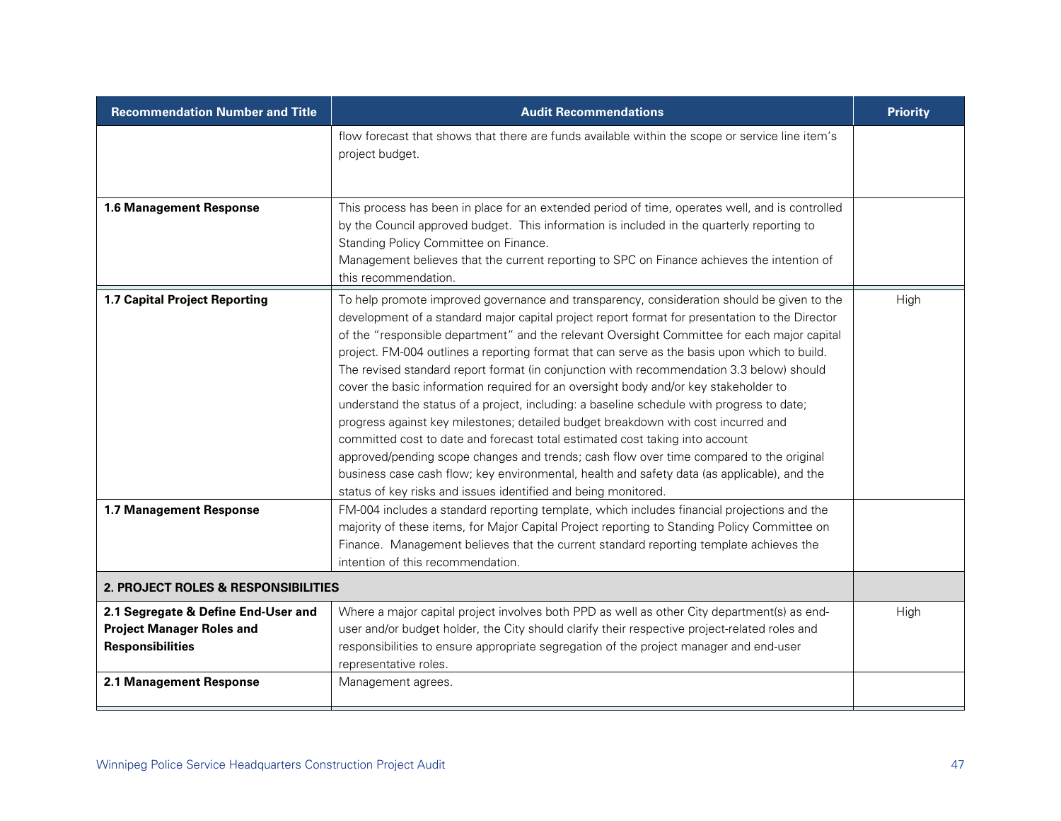| Recommendation Number and Title | Audit Recommendations | Priority |
| --- | --- | --- |
| | flow forecast that shows that there are funds available within the scope or service line item's project budget. | |
| **1.6 Management Response** | This process has been in place for an extended period of time, operates well, and is controlled by the Council approved budget. This information is included in the quarterly reporting to Standing Policy Committee on Finance.<br>Management believes that the current reporting to SPC on Finance achieves the intention of this recommendation. | |
| **1.7 Capital Project Reporting** | To help promote improved governance and transparency, consideration should be given to the development of a standard major capital project report format for presentation to the Director of the "responsible department" and the relevant Oversight Committee for each major capital project. FM-004 outlines a reporting format that can serve as the basis upon which to build. The revised standard report format (in conjunction with recommendation 3.3 below) should cover the basic information required for an oversight body and/or key stakeholder to understand the status of a project, including: a baseline schedule with progress to date; progress against key milestones; detailed budget breakdown with cost incurred and committed cost to date and forecast total estimated cost taking into account approved/pending scope changes and trends; cash flow over time compared to the original business case cash flow; key environmental, health and safety data (as applicable), and the status of key risks and issues identified and being monitored. | High |
| **1.7 Management Response** | FM-004 includes a standard reporting template, which includes financial projections and the majority of these items, for Major Capital Project reporting to Standing Policy Committee on Finance. Management believes that the current standard reporting template achieves the intention of this recommendation. | |
| **2. PROJECT ROLES & RESPONSIBILITIES** | | |
| **2.1 Segregate & Define End-User and Project Manager Roles and Responsibilities** | Where a major capital project involves both PPD as well as other City department(s) as end-user and/or budget holder, the City should clarify their respective project-related roles and responsibilities to ensure appropriate segregation of the project manager and end-user representative roles. | High |
| **2.1 Management Response** | Management agrees. | |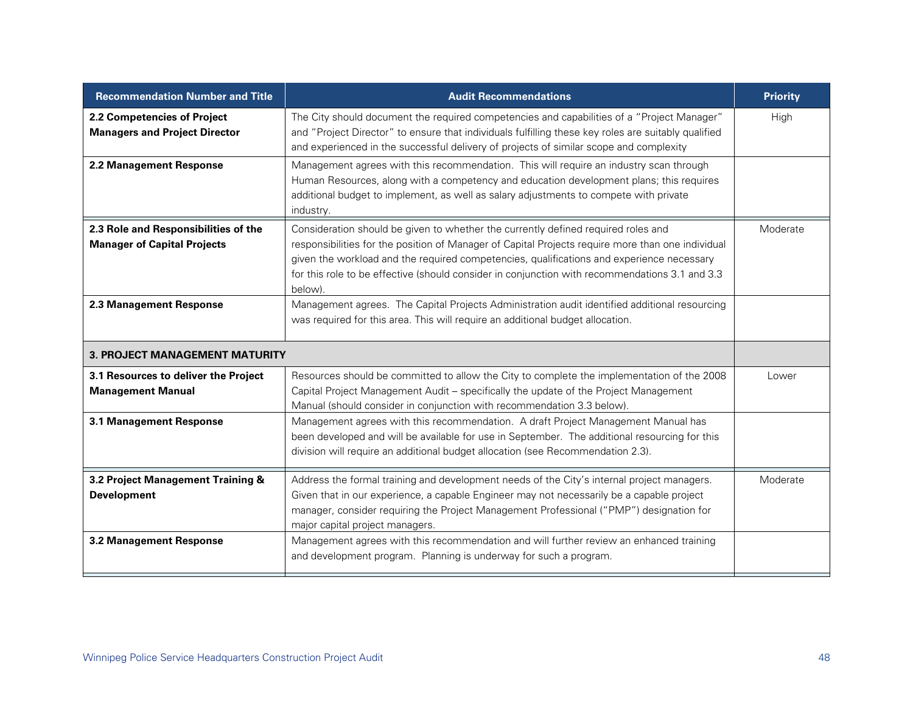| Recommendation Number and Title | Audit Recommendations | Priority |
|---|---|---|
| **2.2 Competencies of Project Managers and Project Director** | The City should document the required competencies and capabilities of a "Project Manager" and "Project Director" to ensure that individuals fulfilling these key roles are suitably qualified and experienced in the successful delivery of projects of similar scope and complexity | High |
| **2.2 Management Response** | Management agrees with this recommendation. This will require an industry scan through Human Resources, along with a competency and education development plans; this requires additional budget to implement, as well as salary adjustments to compete with private industry. | |
| **2.3 Role and Responsibilities of the Manager of Capital Projects** | Consideration should be given to whether the currently defined required roles and responsibilities for the position of Manager of Capital Projects require more than one individual given the workload and the required competencies, qualifications and experience necessary for this role to be effective (should consider in conjunction with recommendations 3.1 and 3.3 below). | Moderate |
| **2.3 Management Response** | Management agrees. The Capital Projects Administration audit identified additional resourcing was required for this area. This will require an additional budget allocation. | |
| **3. PROJECT MANAGEMENT MATURITY** | | |
| **3.1 Resources to deliver the Project Management Manual** | Resources should be committed to allow the City to complete the implementation of the 2008 Capital Project Management Audit – specifically the update of the Project Management Manual (should consider in conjunction with recommendation 3.3 below). | Lower |
| **3.1 Management Response** | Management agrees with this recommendation. A draft Project Management Manual has been developed and will be available for use in September. The additional resourcing for this division will require an additional budget allocation (see Recommendation 2.3). | |
| **3.2 Project Management Training & Development** | Address the formal training and development needs of the City's internal project managers. Given that in our experience, a capable Engineer may not necessarily be a capable project manager, consider requiring the Project Management Professional ("PMP") designation for major capital project managers. | Moderate |
| **3.2 Management Response** | Management agrees with this recommendation and will further review an enhanced training and development program. Planning is underway for such a program. | |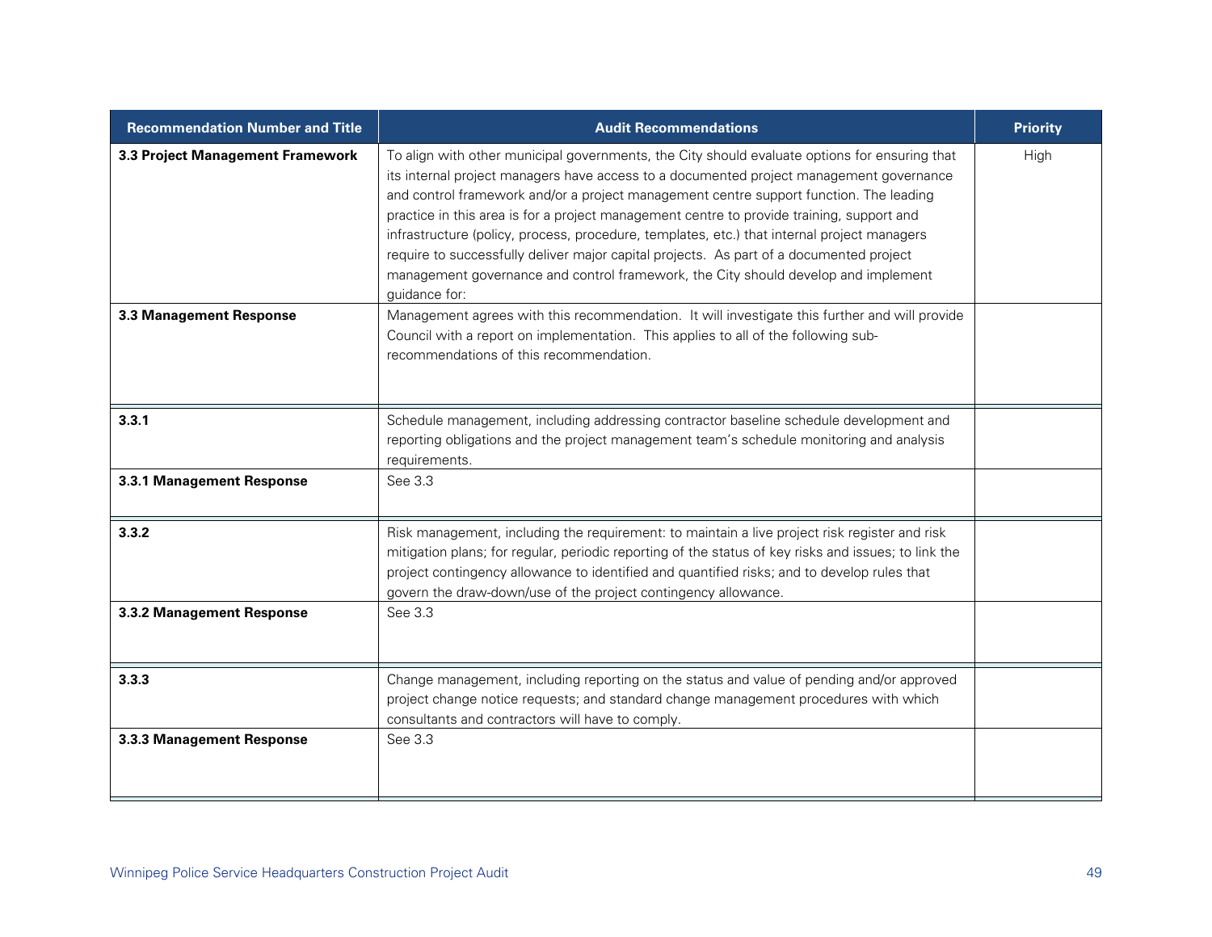| Recommendation Number and Title | Audit Recommendations | Priority |
| --- | --- | --- |
| **3.3 Project Management Framework** | To align with other municipal governments, the City should evaluate options for ensuring that its internal project managers have access to a documented project management governance and control framework and/or a project management centre support function. The leading practice in this area is for a project management centre to provide training, support and infrastructure (policy, process, procedure, templates, etc.) that internal project managers require to successfully deliver major capital projects. As part of a documented project management governance and control framework, the City should develop and implement guidance for: | High |
| **3.3 Management Response** | Management agrees with this recommendation. It will investigate this further and will provide Council with a report on implementation. This applies to all of the following sub-recommendations of this recommendation. | |
| **3.3.1** | Schedule management, including addressing contractor baseline schedule development and reporting obligations and the project management team's schedule monitoring and analysis requirements. | |
| **3.3.1 Management Response** | See 3.3 | |
| **3.3.2** | Risk management, including the requirement: to maintain a live project risk register and risk mitigation plans; for regular, periodic reporting of the status of key risks and issues; to link the project contingency allowance to identified and quantified risks; and to develop rules that govern the draw-down/use of the project contingency allowance. | |
| **3.3.2 Management Response** | See 3.3 | |
| **3.3.3** | Change management, including reporting on the status and value of pending and/or approved project change notice requests; and standard change management procedures with which consultants and contractors will have to comply. | |
| **3.3.3 Management Response** | See 3.3 | |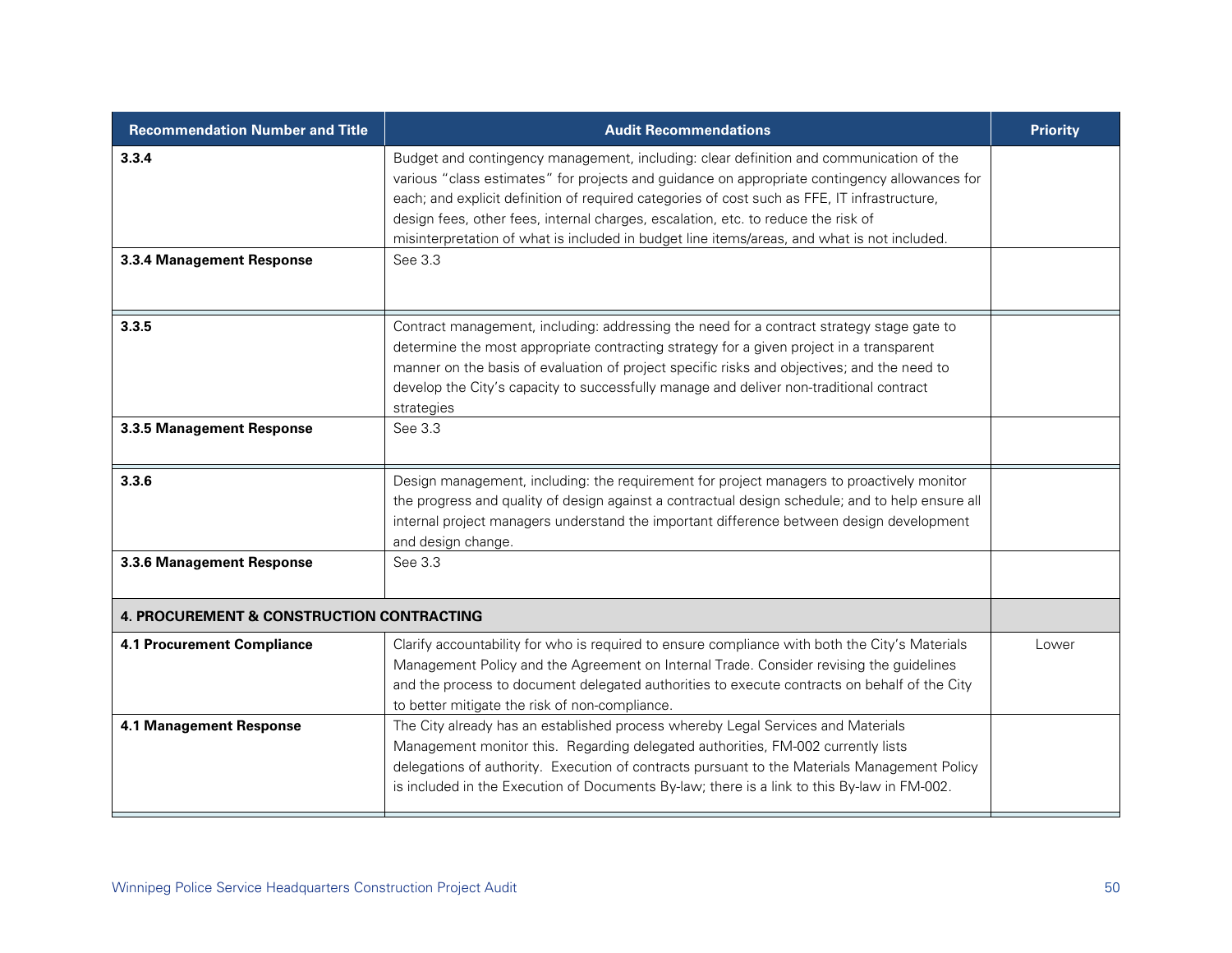| Recommendation Number and Title | Audit Recommendations | Priority |
|---|---|---|
| **3.3.4** | Budget and contingency management, including: clear definition and communication of the various "class estimates" for projects and guidance on appropriate contingency allowances for each; and explicit definition of required categories of cost such as FFE, IT infrastructure, design fees, other fees, internal charges, escalation, etc. to reduce the risk of misinterpretation of what is included in budget line items/areas, and what is not included. | |
| **3.3.4 Management Response** | See 3.3 | |
| **3.3.5** | Contract management, including: addressing the need for a contract strategy stage gate to determine the most appropriate contracting strategy for a given project in a transparent manner on the basis of evaluation of project specific risks and objectives; and the need to develop the City's capacity to successfully manage and deliver non-traditional contract strategies | |
| **3.3.5 Management Response** | See 3.3 | |
| **3.3.6** | Design management, including: the requirement for project managers to proactively monitor the progress and quality of design against a contractual design schedule; and to help ensure all internal project managers understand the important difference between design development and design change. | |
| **3.3.6 Management Response** | See 3.3 | |
| **4. PROCUREMENT & CONSTRUCTION CONTRACTING** | | |
| **4.1 Procurement Compliance** | Clarify accountability for who is required to ensure compliance with both the City's Materials Management Policy and the Agreement on Internal Trade. Consider revising the guidelines and the process to document delegated authorities to execute contracts on behalf of the City to better mitigate the risk of non-compliance. | Lower |
| **4.1 Management Response** | The City already has an established process whereby Legal Services and Materials Management monitor this. Regarding delegated authorities, FM-002 currently lists delegations of authority. Execution of contracts pursuant to the Materials Management Policy is included in the Execution of Documents By-law; there is a link to this By-law in FM-002. | |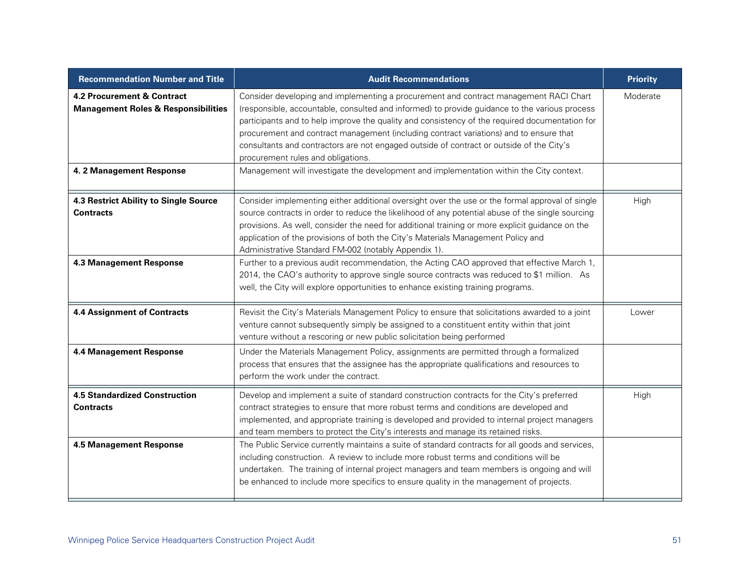| Recommendation Number and Title | Audit Recommendations | Priority |
|---|---|---|
| **4.2 Procurement & Contract Management Roles & Responsibilities** | Consider developing and implementing a procurement and contract management RACI Chart (responsible, accountable, consulted and informed) to provide guidance to the various process participants and to help improve the quality and consistency of the required documentation for procurement and contract management (including contract variations) and to ensure that consultants and contractors are not engaged outside of contract or outside of the City's procurement rules and obligations. | Moderate |
| **4. 2 Management Response** | Management will investigate the development and implementation within the City context. | |
| **4.3 Restrict Ability to Single Source Contracts** | Consider implementing either additional oversight over the use or the formal approval of single source contracts in order to reduce the likelihood of any potential abuse of the single sourcing provisions. As well, consider the need for additional training or more explicit guidance on the application of the provisions of both the City's Materials Management Policy and Administrative Standard FM-002 (notably Appendix 1). | High |
| **4.3 Management Response** | Further to a previous audit recommendation, the Acting CAO approved that effective March 1, 2014, the CAO's authority to approve single source contracts was reduced to $1 million. As well, the City will explore opportunities to enhance existing training programs. | |
| **4.4 Assignment of Contracts** | Revisit the City's Materials Management Policy to ensure that solicitations awarded to a joint venture cannot subsequently simply be assigned to a constituent entity within that joint venture without a rescoring or new public solicitation being performed | Lower |
| **4.4 Management Response** | Under the Materials Management Policy, assignments are permitted through a formalized process that ensures that the assignee has the appropriate qualifications and resources to perform the work under the contract. | |
| **4.5 Standardized Construction Contracts** | Develop and implement a suite of standard construction contracts for the City's preferred contract strategies to ensure that more robust terms and conditions are developed and implemented, and appropriate training is developed and provided to internal project managers and team members to protect the City's interests and manage its retained risks. | High |
| **4.5 Management Response** | The Public Service currently maintains a suite of standard contracts for all goods and services, including construction. A review to include more robust terms and conditions will be undertaken. The training of internal project managers and team members is ongoing and will be enhanced to include more specifics to ensure quality in the management of projects. | |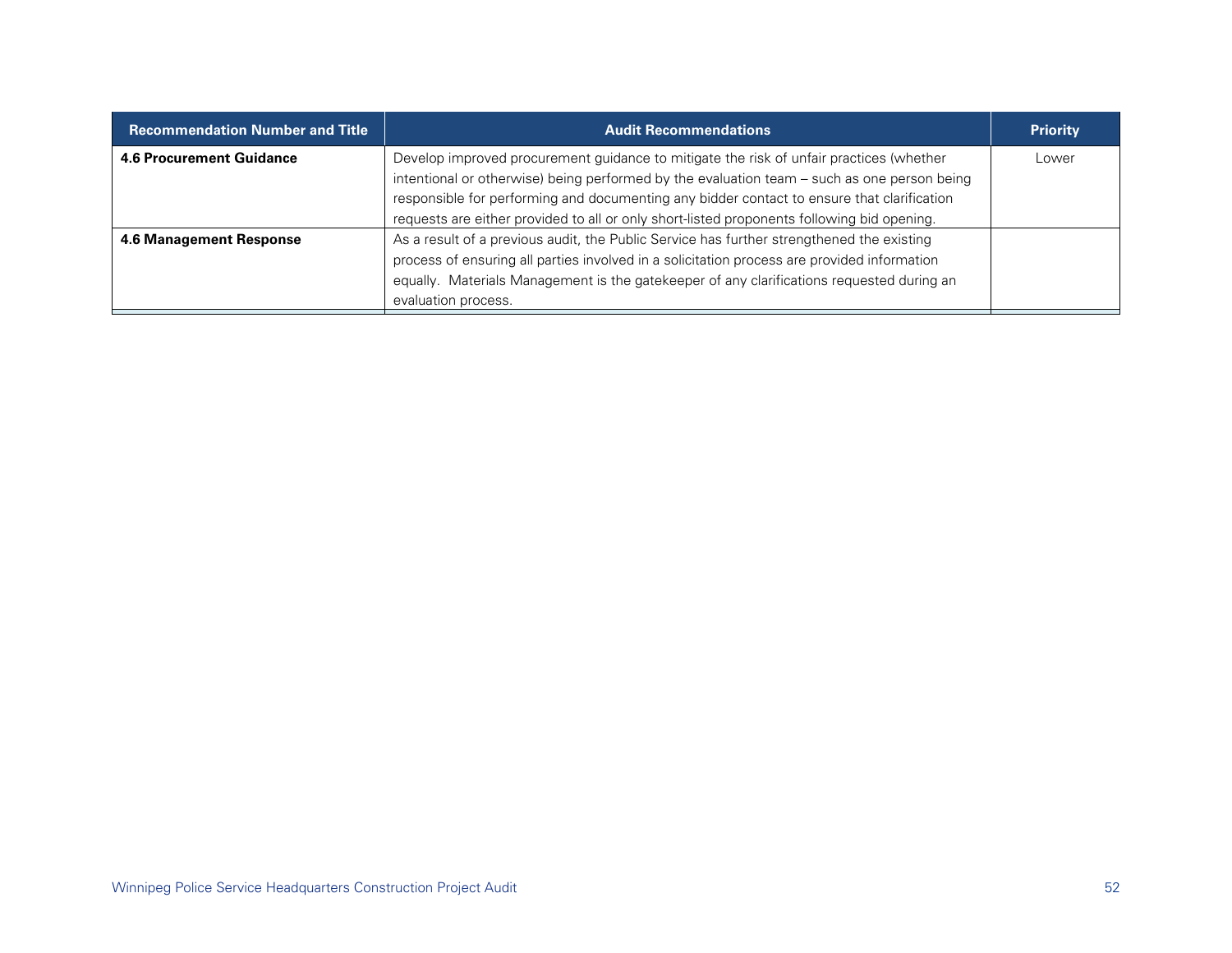| Recommendation Number and Title | Audit Recommendations | Priority |
|---|---|---|
| **4.6 Procurement Guidance** | Develop improved procurement guidance to mitigate the risk of unfair practices (whether intentional or otherwise) being performed by the evaluation team – such as one person being responsible for performing and documenting any bidder contact to ensure that clarification requests are either provided to all or only short-listed proponents following bid opening. | Lower |
| **4.6 Management Response** | As a result of a previous audit, the Public Service has further strengthened the existing process of ensuring all parties involved in a solicitation process are provided information equally. Materials Management is the gatekeeper of any clarifications requested during an evaluation process. | |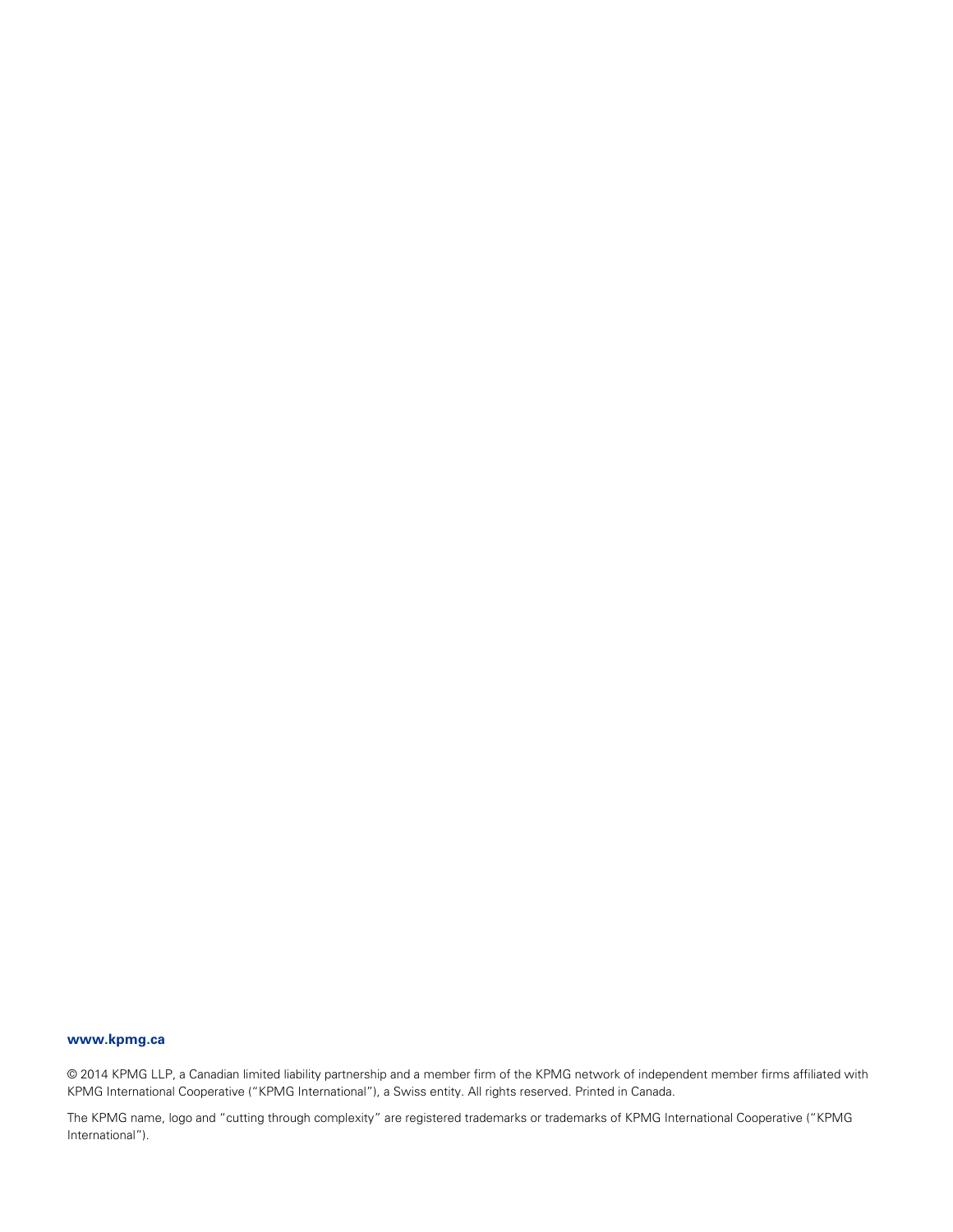**www.kpmg.ca**

© 2014 KPMG LLP, a Canadian limited liability partnership and a member firm of the KPMG network of independent member firms affiliated with KPMG International Cooperative ("KPMG International"), a Swiss entity. All rights reserved. Printed in Canada.

The KPMG name, logo and "cutting through complexity" are registered trademarks or trademarks of KPMG International Cooperative ("KPMG International").